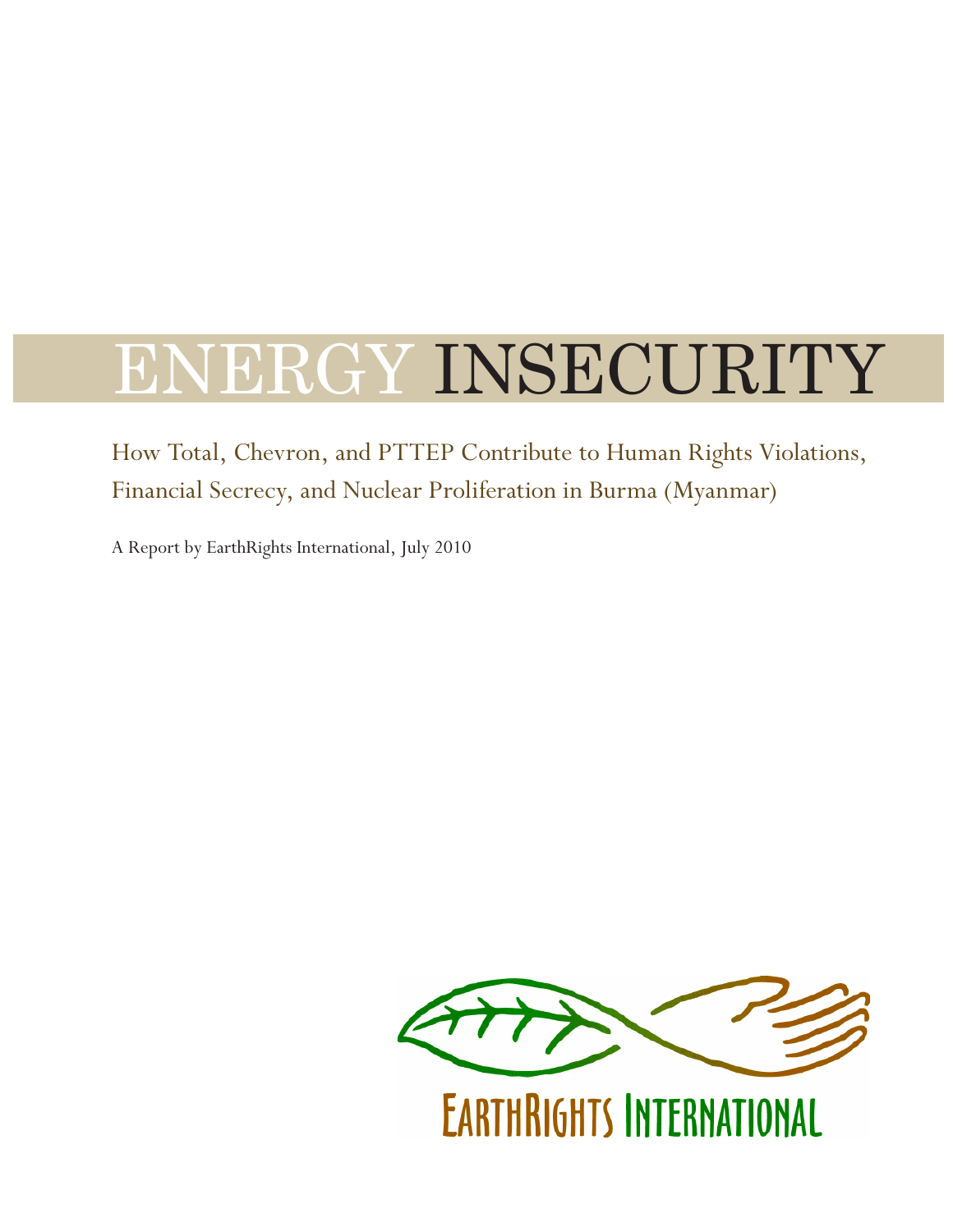# ENERGY INSECURITY

How Total, Chevron, and PTTEP Contribute to Human Rights Violations, Financial Secrecy, and Nuclear Proliferation in Burma (Myanmar)

A Report by EarthRights International, July 2010

EarthRights International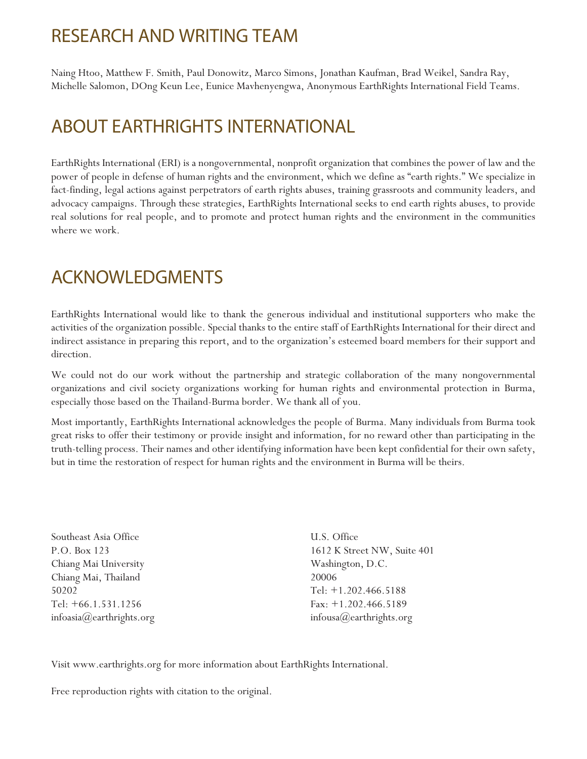# RESEARCH AND WRITING TEAM

Naing Htoo, Matthew F. Smith, Paul Donowitz, Marco Simons, Jonathan Kaufman, Brad Weikel, Sandra Ray, Michelle Salomon, DOng Keun Lee, Eunice Mavhenyengwa, Anonymous EarthRights International Field Teams.

# ABOUT EARTHRIGHTS INTERNATIONAL

EarthRights International (ERI) is a nongovernmental, nonprofit organization that combines the power of law and the power of people in defense of human rights and the environment, which we define as "earth rights." We specialize in fact-finding, legal actions against perpetrators of earth rights abuses, training grassroots and community leaders, and advocacy campaigns. Through these strategies, EarthRights International seeks to end earth rights abuses, to provide real solutions for real people, and to promote and protect human rights and the environment in the communities where we work.

# ACKNOWLEDGMENTS

EarthRights International would like to thank the generous individual and institutional supporters who make the activities of the organization possible. Special thanks to the entire staff of EarthRights International for their direct and indirect assistance in preparing this report, and to the organization's esteemed board members for their support and direction.

We could not do our work without the partnership and strategic collaboration of the many nongovernmental organizations and civil society organizations working for human rights and environmental protection in Burma, especially those based on the Thailand-Burma border. We thank all of you.

Most importantly, EarthRights International acknowledges the people of Burma. Many individuals from Burma took great risks to offer their testimony or provide insight and information, for no reward other than participating in the truth-telling process. Their names and other identifying information have been kept confidential for their own safety, but in time the restoration of respect for human rights and the environment in Burma will be theirs.

Southeast Asia Office
P.O. Box 123
Chiang Mai University
Chiang Mai, Thailand
50202
Tel: +66.1.531.1256
infoasia@earthrights.org

U.S. Office
1612 K Street NW, Suite 401
Washington, D.C.
20006
Tel: +1.202.466.5188
Fax: +1.202.466.5189
infousa@earthrights.org

Visit www.earthrights.org for more information about EarthRights International.

Free reproduction rights with citation to the original.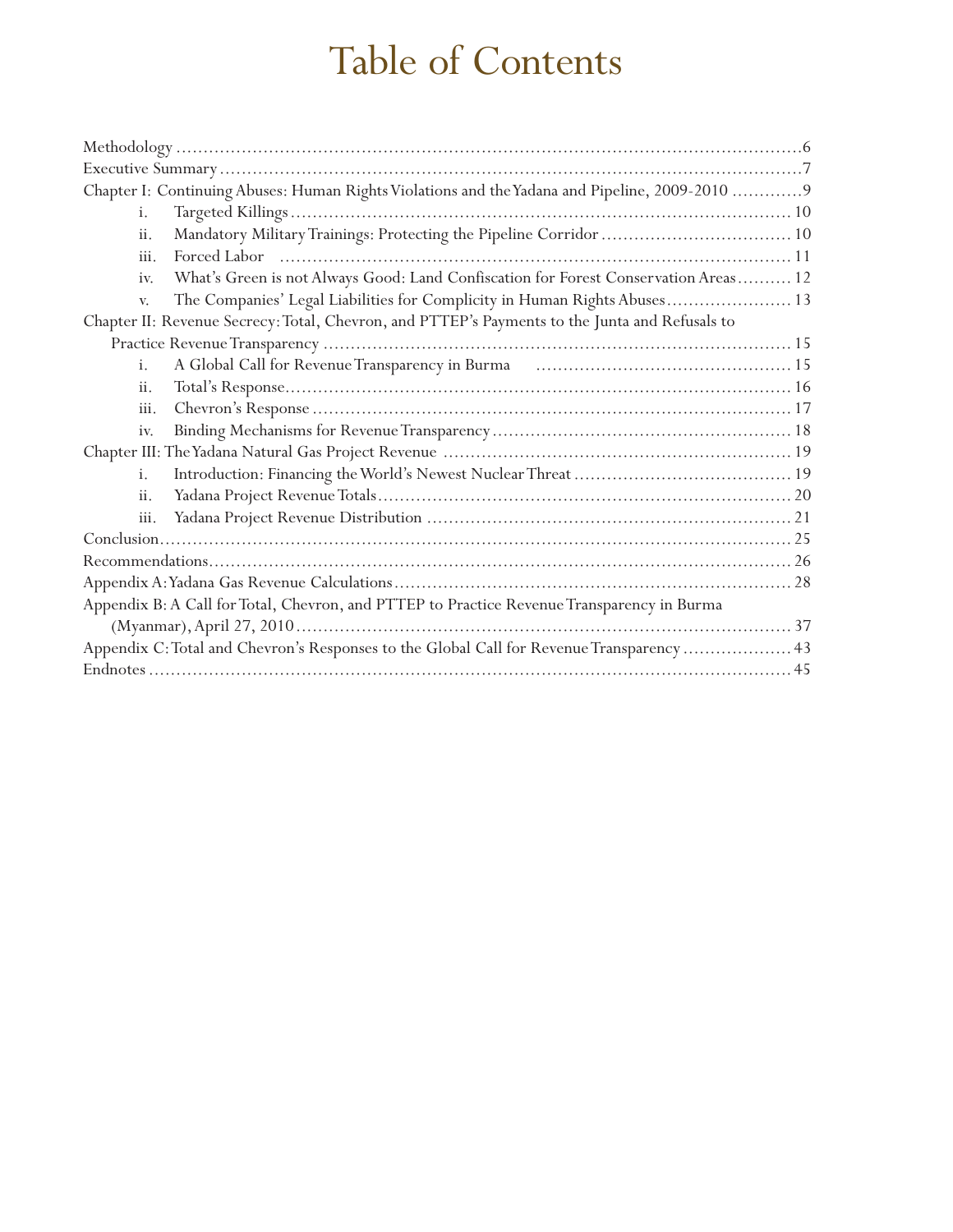# Table of Contents

Methodology ....................................................................................................................6

Executive Summary ...........................................................................................................7

Chapter I: Continuing Abuses: Human Rights Violations and the Yadana and Pipeline, 2009-2010 .............9

- i. Targeted Killings ............................................................................................... 10
- ii. Mandatory Military Trainings: Protecting the Pipeline Corridor .................................. 10
- iii. Forced Labor ..................................................................................................... 11
- iv. What's Green is not Always Good: Land Confiscation for Forest Conservation Areas .......... 12
- v. The Companies' Legal Liabilities for Complicity in Human Rights Abuses ....................... 13

Chapter II: Revenue Secrecy: Total, Chevron, and PTTEP's Payments to the Junta and Refusals to Practice Revenue Transparency ..................................................................................... 15

- i. A Global Call for Revenue Transparency in Burma .............................................. 15
- ii. Total's Response ................................................................................................ 16
- iii. Chevron's Response ........................................................................................... 17
- iv. Binding Mechanisms for Revenue Transparency ...................................................... 18

Chapter III: The Yadana Natural Gas Project Revenue ............................................................... 19

- i. Introduction: Financing the World's Newest Nuclear Threat ........................................ 19
- ii. Yadana Project Revenue Totals ............................................................................ 20
- iii. Yadana Project Revenue Distribution ................................................................... 21

Conclusion ........................................................................................................................ 25

Recommendations ............................................................................................................. 26

Appendix A: Yadana Gas Revenue Calculations ........................................................................ 28

Appendix B: A Call for Total, Chevron, and PTTEP to Practice Revenue Transparency in Burma (Myanmar), April 27, 2010 ........................................................................................ 37

Appendix C: Total and Chevron's Responses to the Global Call for Revenue Transparency .................... 43

Endnotes .......................................................................................................................... 45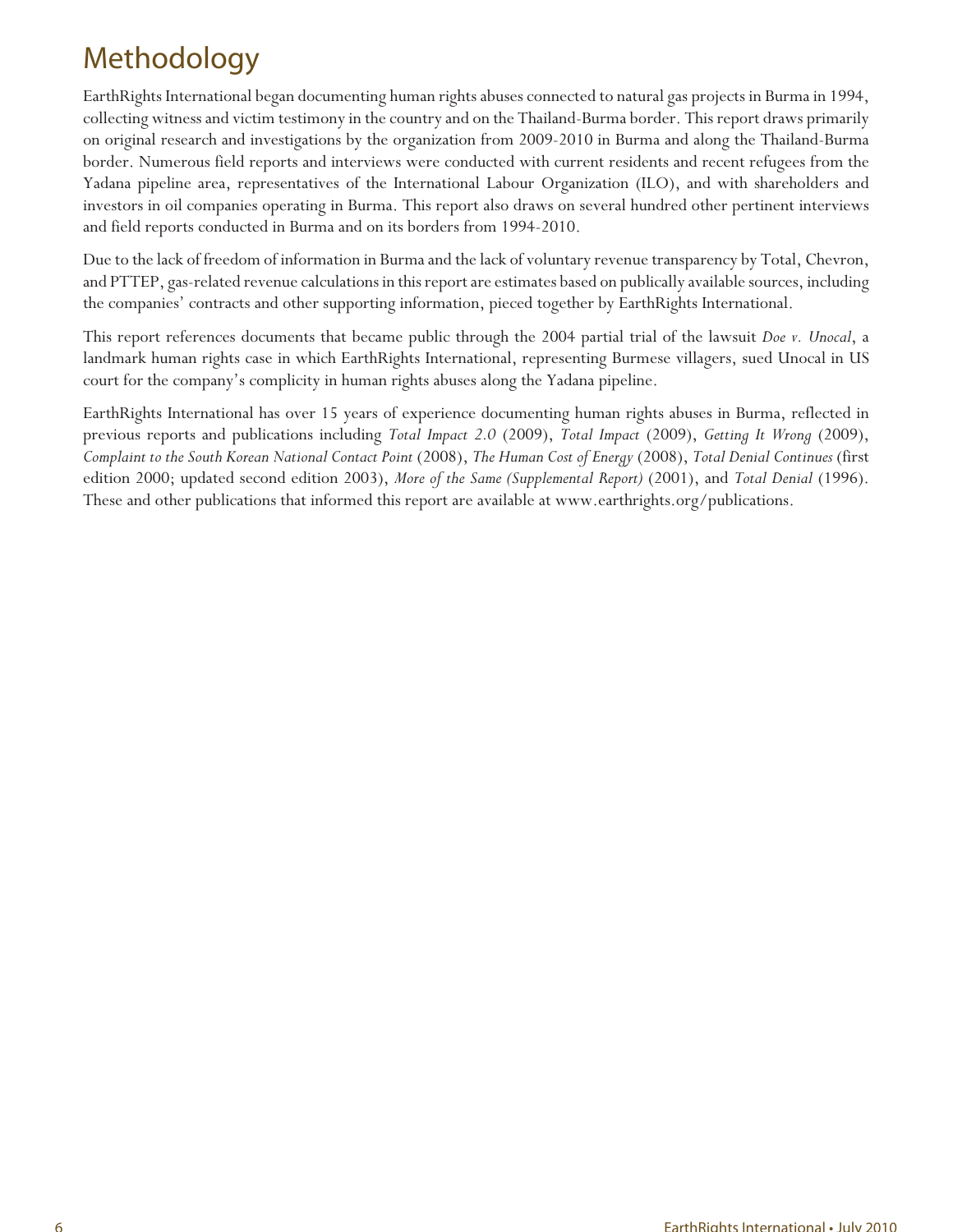# Methodology

EarthRights International began documenting human rights abuses connected to natural gas projects in Burma in 1994, collecting witness and victim testimony in the country and on the Thailand-Burma border. This report draws primarily on original research and investigations by the organization from 2009-2010 in Burma and along the Thailand-Burma border. Numerous field reports and interviews were conducted with current residents and recent refugees from the Yadana pipeline area, representatives of the International Labour Organization (ILO), and with shareholders and investors in oil companies operating in Burma. This report also draws on several hundred other pertinent interviews and field reports conducted in Burma and on its borders from 1994-2010.

Due to the lack of freedom of information in Burma and the lack of voluntary revenue transparency by Total, Chevron, and PTTEP, gas-related revenue calculations in this report are estimates based on publically available sources, including the companies' contracts and other supporting information, pieced together by EarthRights International.

This report references documents that became public through the 2004 partial trial of the lawsuit *Doe v. Unocal*, a landmark human rights case in which EarthRights International, representing Burmese villagers, sued Unocal in US court for the company's complicity in human rights abuses along the Yadana pipeline.

EarthRights International has over 15 years of experience documenting human rights abuses in Burma, reflected in previous reports and publications including *Total Impact 2.0* (2009), *Total Impact* (2009), *Getting It Wrong* (2009), *Complaint to the South Korean National Contact Point* (2008), *The Human Cost of Energy* (2008), *Total Denial Continues* (first edition 2000; updated second edition 2003), *More of the Same (Supplemental Report)* (2001), and *Total Denial* (1996). These and other publications that informed this report are available at www.earthrights.org/publications.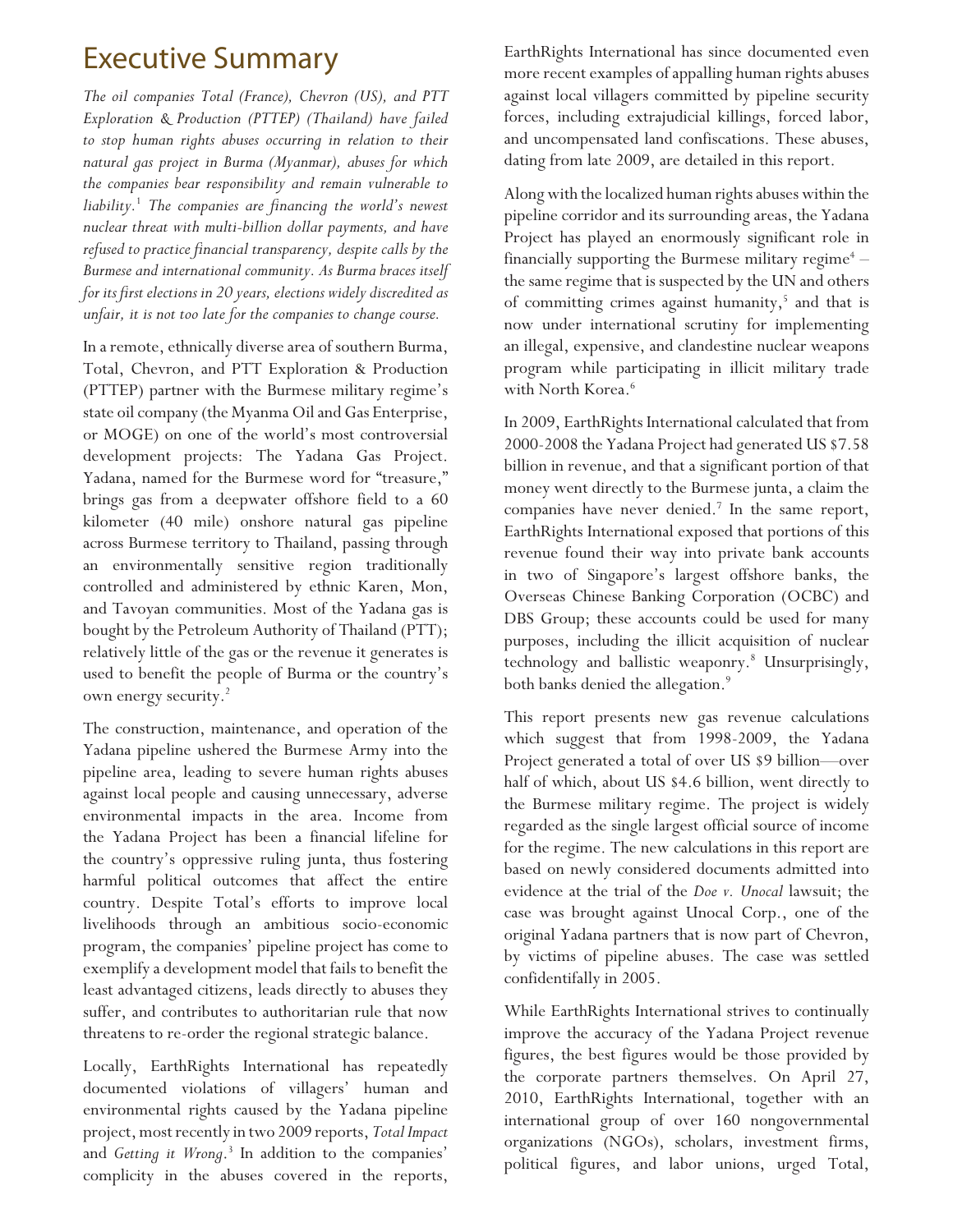# Executive Summary

*The oil companies Total (France), Chevron (US), and PTT Exploration & Production (PTTEP) (Thailand) have failed to stop human rights abuses occurring in relation to their natural gas project in Burma (Myanmar), abuses for which the companies bear responsibility and remain vulnerable to liability.[1] The companies are financing the world's newest nuclear threat with multi-billion dollar payments, and have refused to practice financial transparency, despite calls by the Burmese and international community. As Burma braces itself for its first elections in 20 years, elections widely discredited as unfair, it is not too late for the companies to change course.*

In a remote, ethnically diverse area of southern Burma, Total, Chevron, and PTT Exploration & Production (PTTEP) partner with the Burmese military regime's state oil company (the Myanma Oil and Gas Enterprise, or MOGE) on one of the world's most controversial development projects: The Yadana Gas Project. Yadana, named for the Burmese word for "treasure," brings gas from a deepwater offshore field to a 60 kilometer (40 mile) onshore natural gas pipeline across Burmese territory to Thailand, passing through an environmentally sensitive region traditionally controlled and administered by ethnic Karen, Mon, and Tavoyan communities. Most of the Yadana gas is bought by the Petroleum Authority of Thailand (PTT); relatively little of the gas or the revenue it generates is used to benefit the people of Burma or the country's own energy security.[2]

The construction, maintenance, and operation of the Yadana pipeline ushered the Burmese Army into the pipeline area, leading to severe human rights abuses against local people and causing unnecessary, adverse environmental impacts in the area. Income from the Yadana Project has been a financial lifeline for the country's oppressive ruling junta, thus fostering harmful political outcomes that affect the entire country. Despite Total's efforts to improve local livelihoods through an ambitious socio-economic program, the companies' pipeline project has come to exemplify a development model that fails to benefit the least advantaged citizens, leads directly to abuses they suffer, and contributes to authoritarian rule that now threatens to re-order the regional strategic balance.

Locally, EarthRights International has repeatedly documented violations of villagers' human and environmental rights caused by the Yadana pipeline project, most recently in two 2009 reports, *Total Impact* and *Getting it Wrong*.[3] In addition to the companies' complicity in the abuses covered in the reports, EarthRights International has since documented even more recent examples of appalling human rights abuses against local villagers committed by pipeline security forces, including extrajudicial killings, forced labor, and uncompensated land confiscations. These abuses, dating from late 2009, are detailed in this report.

Along with the localized human rights abuses within the pipeline corridor and its surrounding areas, the Yadana Project has played an enormously significant role in financially supporting the Burmese military regime[4] – the same regime that is suspected by the UN and others of committing crimes against humanity,[5] and that is now under international scrutiny for implementing an illegal, expensive, and clandestine nuclear weapons program while participating in illicit military trade with North Korea.[6]

In 2009, EarthRights International calculated that from 2000-2008 the Yadana Project had generated US $7.58 billion in revenue, and that a significant portion of that money went directly to the Burmese junta, a claim the companies have never denied.[7] In the same report, EarthRights International exposed that portions of this revenue found their way into private bank accounts in two of Singapore's largest offshore banks, the Overseas Chinese Banking Corporation (OCBC) and DBS Group; these accounts could be used for many purposes, including the illicit acquisition of nuclear technology and ballistic weaponry.[8] Unsurprisingly, both banks denied the allegation.[9]

This report presents new gas revenue calculations which suggest that from 1998-2009, the Yadana Project generated a total of over US $9 billion—over half of which, about US $4.6 billion, went directly to the Burmese military regime. The project is widely regarded as the single largest official source of income for the regime. The new calculations in this report are based on newly considered documents admitted into evidence at the trial of the *Doe v. Unocal* lawsuit; the case was brought against Unocal Corp., one of the original Yadana partners that is now part of Chevron, by victims of pipeline abuses. The case was settled confidentifally in 2005.

While EarthRights International strives to continually improve the accuracy of the Yadana Project revenue figures, the best figures would be those provided by the corporate partners themselves. On April 27, 2010, EarthRights International, together with an international group of over 160 nongovernmental organizations (NGOs), scholars, investment firms, political figures, and labor unions, urged Total,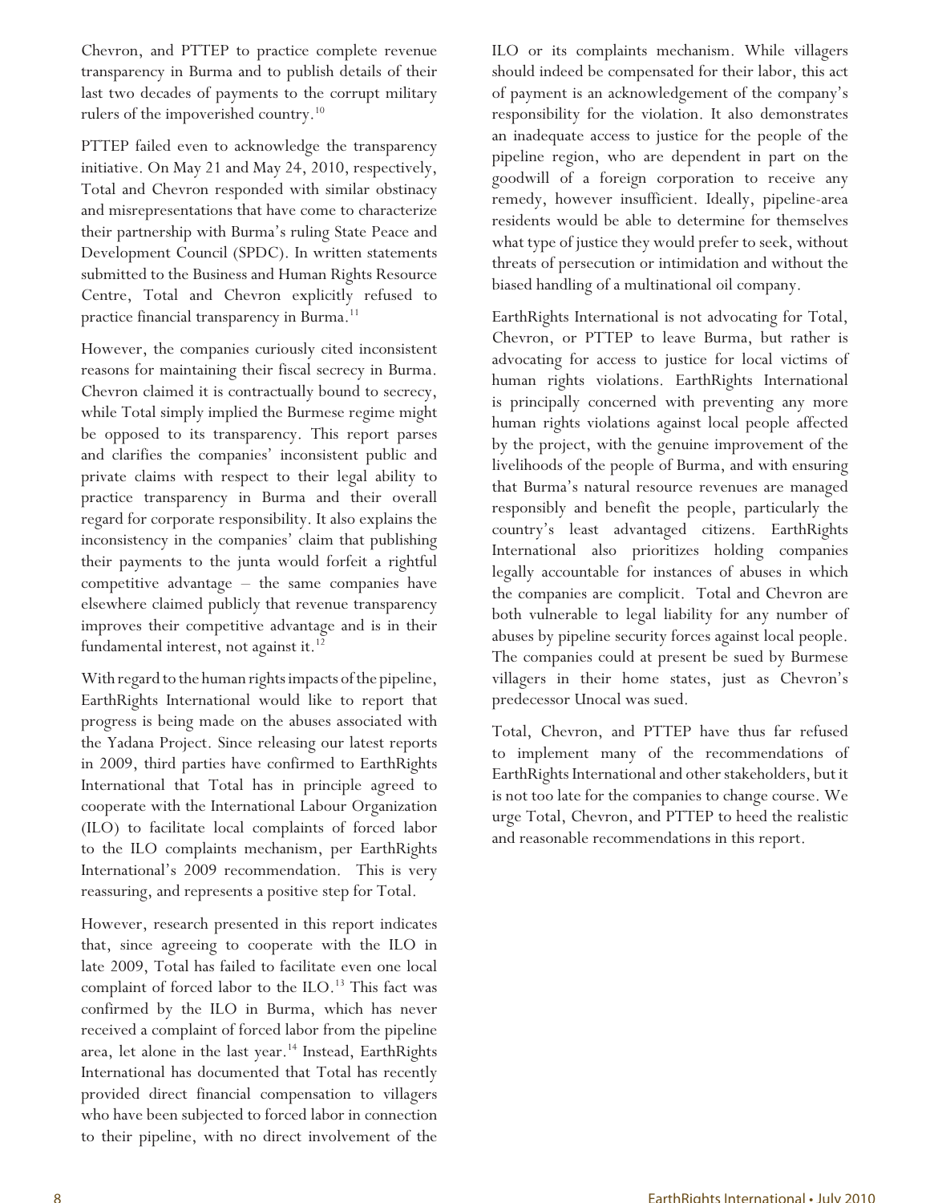Chevron, and PTTEP to practice complete revenue transparency in Burma and to publish details of their last two decades of payments to the corrupt military rulers of the impoverished country.[10]

PTTEP failed even to acknowledge the transparency initiative. On May 21 and May 24, 2010, respectively, Total and Chevron responded with similar obstinacy and misrepresentations that have come to characterize their partnership with Burma's ruling State Peace and Development Council (SPDC). In written statements submitted to the Business and Human Rights Resource Centre, Total and Chevron explicitly refused to practice financial transparency in Burma.[11]

However, the companies curiously cited inconsistent reasons for maintaining their fiscal secrecy in Burma. Chevron claimed it is contractually bound to secrecy, while Total simply implied the Burmese regime might be opposed to its transparency. This report parses and clarifies the companies' inconsistent public and private claims with respect to their legal ability to practice transparency in Burma and their overall regard for corporate responsibility. It also explains the inconsistency in the companies' claim that publishing their payments to the junta would forfeit a rightful competitive advantage – the same companies have elsewhere claimed publicly that revenue transparency improves their competitive advantage and is in their fundamental interest, not against it.[12]

With regard to the human rights impacts of the pipeline, EarthRights International would like to report that progress is being made on the abuses associated with the Yadana Project. Since releasing our latest reports in 2009, third parties have confirmed to EarthRights International that Total has in principle agreed to cooperate with the International Labour Organization (ILO) to facilitate local complaints of forced labor to the ILO complaints mechanism, per EarthRights International's 2009 recommendation. This is very reassuring, and represents a positive step for Total.

However, research presented in this report indicates that, since agreeing to cooperate with the ILO in late 2009, Total has failed to facilitate even one local complaint of forced labor to the ILO.[13] This fact was confirmed by the ILO in Burma, which has never received a complaint of forced labor from the pipeline area, let alone in the last year.[14] Instead, EarthRights International has documented that Total has recently provided direct financial compensation to villagers who have been subjected to forced labor in connection to their pipeline, with no direct involvement of the ILO or its complaints mechanism. While villagers should indeed be compensated for their labor, this act of payment is an acknowledgement of the company's responsibility for the violation. It also demonstrates an inadequate access to justice for the people of the pipeline region, who are dependent in part on the goodwill of a foreign corporation to receive any remedy, however insufficient. Ideally, pipeline-area residents would be able to determine for themselves what type of justice they would prefer to seek, without threats of persecution or intimidation and without the biased handling of a multinational oil company.

EarthRights International is not advocating for Total, Chevron, or PTTEP to leave Burma, but rather is advocating for access to justice for local victims of human rights violations. EarthRights International is principally concerned with preventing any more human rights violations against local people affected by the project, with the genuine improvement of the livelihoods of the people of Burma, and with ensuring that Burma's natural resource revenues are managed responsibly and benefit the people, particularly the country's least advantaged citizens. EarthRights International also prioritizes holding companies legally accountable for instances of abuses in which the companies are complicit. Total and Chevron are both vulnerable to legal liability for any number of abuses by pipeline security forces against local people. The companies could at present be sued by Burmese villagers in their home states, just as Chevron's predecessor Unocal was sued.

Total, Chevron, and PTTEP have thus far refused to implement many of the recommendations of EarthRights International and other stakeholders, but it is not too late for the companies to change course. We urge Total, Chevron, and PTTEP to heed the realistic and reasonable recommendations in this report.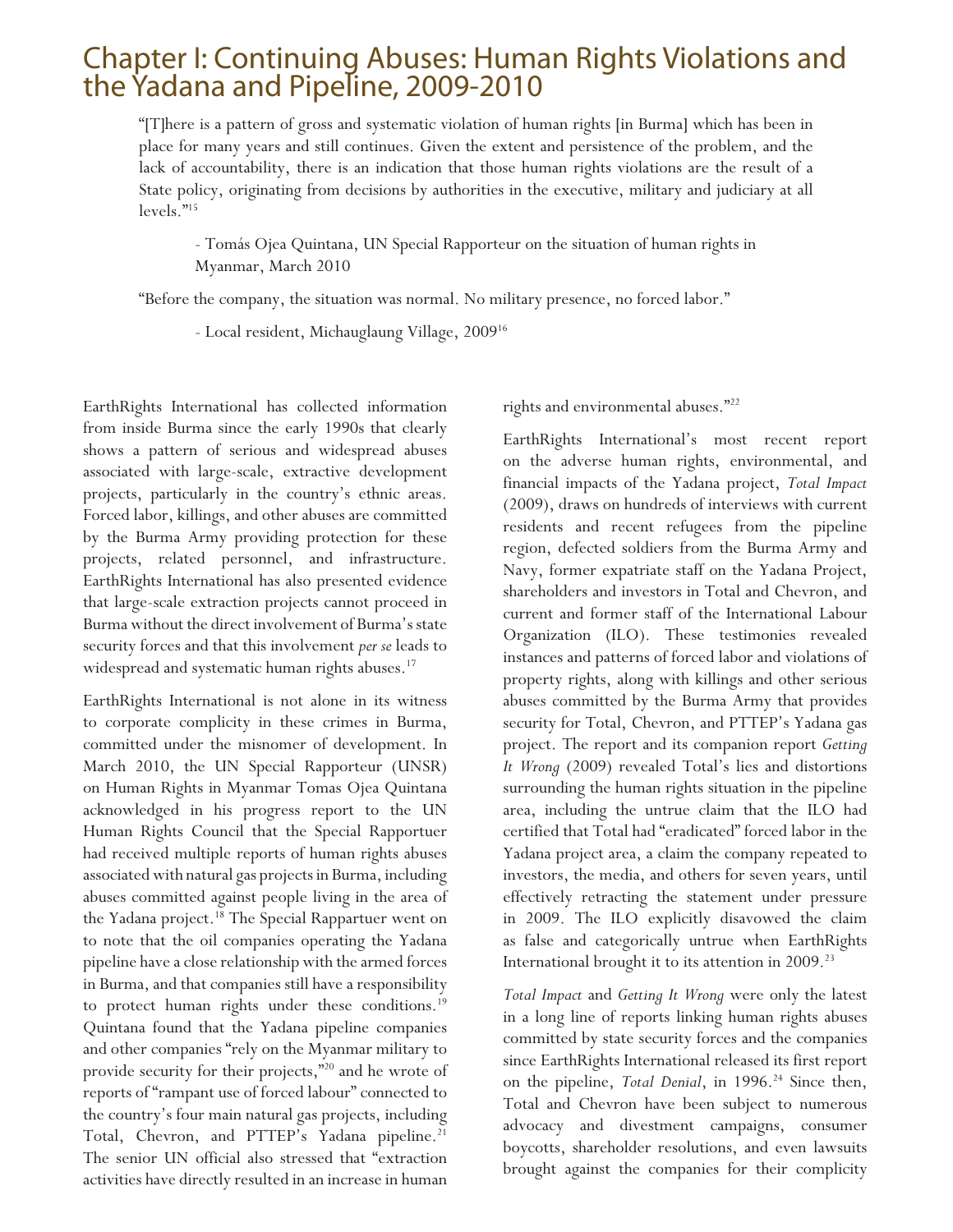# Chapter I: Continuing Abuses: Human Rights Violations and the Yadana and Pipeline, 2009-2010

> "[T]here is a pattern of gross and systematic violation of human rights [in Burma] which has been in place for many years and still continues. Given the extent and persistence of the problem, and the lack of accountability, there is an indication that those human rights violations are the result of a State policy, originating from decisions by authorities in the executive, military and judiciary at all levels."[15]
>
> - Tomás Ojea Quintana, UN Special Rapporteur on the situation of human rights in Myanmar, March 2010

> "Before the company, the situation was normal. No military presence, no forced labor."
>
> - Local resident, Michauglaung Village, 2009[16]

EarthRights International has collected information from inside Burma since the early 1990s that clearly shows a pattern of serious and widespread abuses associated with large-scale, extractive development projects, particularly in the country's ethnic areas. Forced labor, killings, and other abuses are committed by the Burma Army providing protection for these projects, related personnel, and infrastructure. EarthRights International has also presented evidence that large-scale extraction projects cannot proceed in Burma without the direct involvement of Burma's state security forces and that this involvement *per se* leads to widespread and systematic human rights abuses.[17]

EarthRights International is not alone in its witness to corporate complicity in these crimes in Burma, committed under the misnomer of development. In March 2010, the UN Special Rapporteur (UNSR) on Human Rights in Myanmar Tomas Ojea Quintana acknowledged in his progress report to the UN Human Rights Council that the Special Rapportuer had received multiple reports of human rights abuses associated with natural gas projects in Burma, including abuses committed against people living in the area of the Yadana project.[18] The Special Rappartuer went on to note that the oil companies operating the Yadana pipeline have a close relationship with the armed forces in Burma, and that companies still have a responsibility to protect human rights under these conditions.[19] Quintana found that the Yadana pipeline companies and other companies "rely on the Myanmar military to provide security for their projects,"[20] and he wrote of reports of "rampant use of forced labour" connected to the country's four main natural gas projects, including Total, Chevron, and PTTEP's Yadana pipeline.[21] The senior UN official also stressed that "extraction activities have directly resulted in an increase in human rights and environmental abuses."[22]

EarthRights International's most recent report on the adverse human rights, environmental, and financial impacts of the Yadana project, *Total Impact* (2009), draws on hundreds of interviews with current residents and recent refugees from the pipeline region, defected soldiers from the Burma Army and Navy, former expatriate staff on the Yadana Project, shareholders and investors in Total and Chevron, and current and former staff of the International Labour Organization (ILO). These testimonies revealed instances and patterns of forced labor and violations of property rights, along with killings and other serious abuses committed by the Burma Army that provides security for Total, Chevron, and PTTEP's Yadana gas project. The report and its companion report *Getting It Wrong* (2009) revealed Total's lies and distortions surrounding the human rights situation in the pipeline area, including the untrue claim that the ILO had certified that Total had "eradicated" forced labor in the Yadana project area, a claim the company repeated to investors, the media, and others for seven years, until effectively retracting the statement under pressure in 2009. The ILO explicitly disavowed the claim as false and categorically untrue when EarthRights International brought it to its attention in 2009.[23]

*Total Impact* and *Getting It Wrong* were only the latest in a long line of reports linking human rights abuses committed by state security forces and the companies since EarthRights International released its first report on the pipeline, *Total Denial*, in 1996.[24] Since then, Total and Chevron have been subject to numerous advocacy and divestment campaigns, consumer boycotts, shareholder resolutions, and even lawsuits brought against the companies for their complicity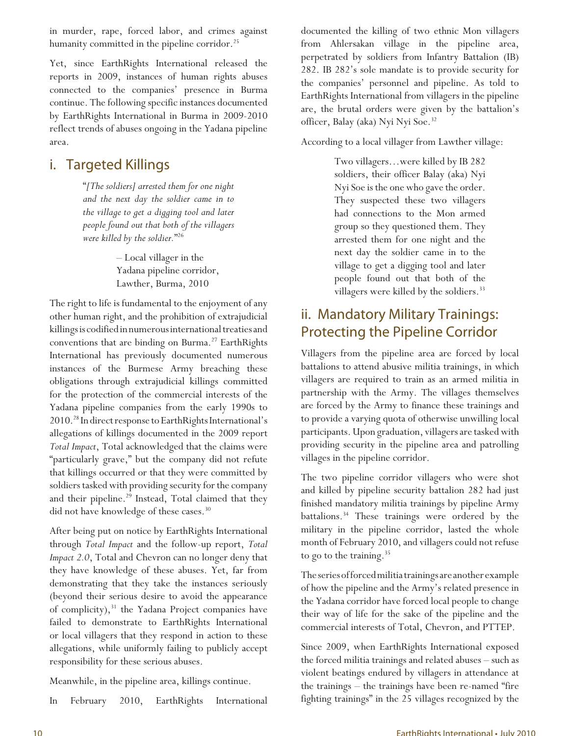in murder, rape, forced labor, and crimes against humanity committed in the pipeline corridor.[25]

Yet, since EarthRights International released the reports in 2009, instances of human rights abuses connected to the companies' presence in Burma continue. The following specific instances documented by EarthRights International in Burma in 2009-2010 reflect trends of abuses ongoing in the Yadana pipeline area.

## i. Targeted Killings

> "*[The soldiers] arrested them for one night and the next day the soldier came in to the village to get a digging tool and later people found out that both of the villagers were killed by the soldier.*"[26]
>
> – Local villager in the Yadana pipeline corridor, Lawther, Burma, 2010

The right to life is fundamental to the enjoyment of any other human right, and the prohibition of extrajudicial killings is codified in numerous international treaties and conventions that are binding on Burma.[27] EarthRights International has previously documented numerous instances of the Burmese Army breaching these obligations through extrajudicial killings committed for the protection of the commercial interests of the Yadana pipeline companies from the early 1990s to 2010.[28] In direct response to EarthRights International's allegations of killings documented in the 2009 report *Total Impact*, Total acknowledged that the claims were "particularly grave," but the company did not refute that killings occurred or that they were committed by soldiers tasked with providing security for the company and their pipeline.[29] Instead, Total claimed that they did not have knowledge of these cases.[30]

After being put on notice by EarthRights International through *Total Impact* and the follow-up report, *Total Impact 2.0*, Total and Chevron can no longer deny that they have knowledge of these abuses. Yet, far from demonstrating that they take the instances seriously (beyond their serious desire to avoid the appearance of complicity),[31] the Yadana Project companies have failed to demonstrate to EarthRights International or local villagers that they respond in action to these allegations, while uniformly failing to publicly accept responsibility for these serious abuses.

Meanwhile, in the pipeline area, killings continue.

In February 2010, EarthRights International documented the killing of two ethnic Mon villagers from Ahlersakan village in the pipeline area, perpetrated by soldiers from Infantry Battalion (IB) 282. IB 282's sole mandate is to provide security for the companies' personnel and pipeline. As told to EarthRights International from villagers in the pipeline are, the brutal orders were given by the battalion's officer, Balay (aka) Nyi Nyi Soe.[32]

According to a local villager from Lawther village:

> Two villagers…were killed by IB 282 soldiers, their officer Balay (aka) Nyi Nyi Soe is the one who gave the order. They suspected these two villagers had connections to the Mon armed group so they questioned them. They arrested them for one night and the next day the soldier came in to the village to get a digging tool and later people found out that both of the villagers were killed by the soldiers.[33]

## ii. Mandatory Military Trainings: Protecting the Pipeline Corridor

Villagers from the pipeline area are forced by local battalions to attend abusive militia trainings, in which villagers are required to train as an armed militia in partnership with the Army. The villages themselves are forced by the Army to finance these trainings and to provide a varying quota of otherwise unwilling local participants. Upon graduation, villagers are tasked with providing security in the pipeline area and patrolling villages in the pipeline corridor.

The two pipeline corridor villagers who were shot and killed by pipeline security battalion 282 had just finished mandatory militia trainings by pipeline Army battalions.[34] These trainings were ordered by the military in the pipeline corridor, lasted the whole month of February 2010, and villagers could not refuse to go to the training.[35]

The series of forced militia trainings are another example of how the pipeline and the Army's related presence in the Yadana corridor have forced local people to change their way of life for the sake of the pipeline and the commercial interests of Total, Chevron, and PTTEP.

Since 2009, when EarthRights International exposed the forced militia trainings and related abuses – such as violent beatings endured by villagers in attendance at the trainings – the trainings have been re-named "fire fighting trainings" in the 25 villages recognized by the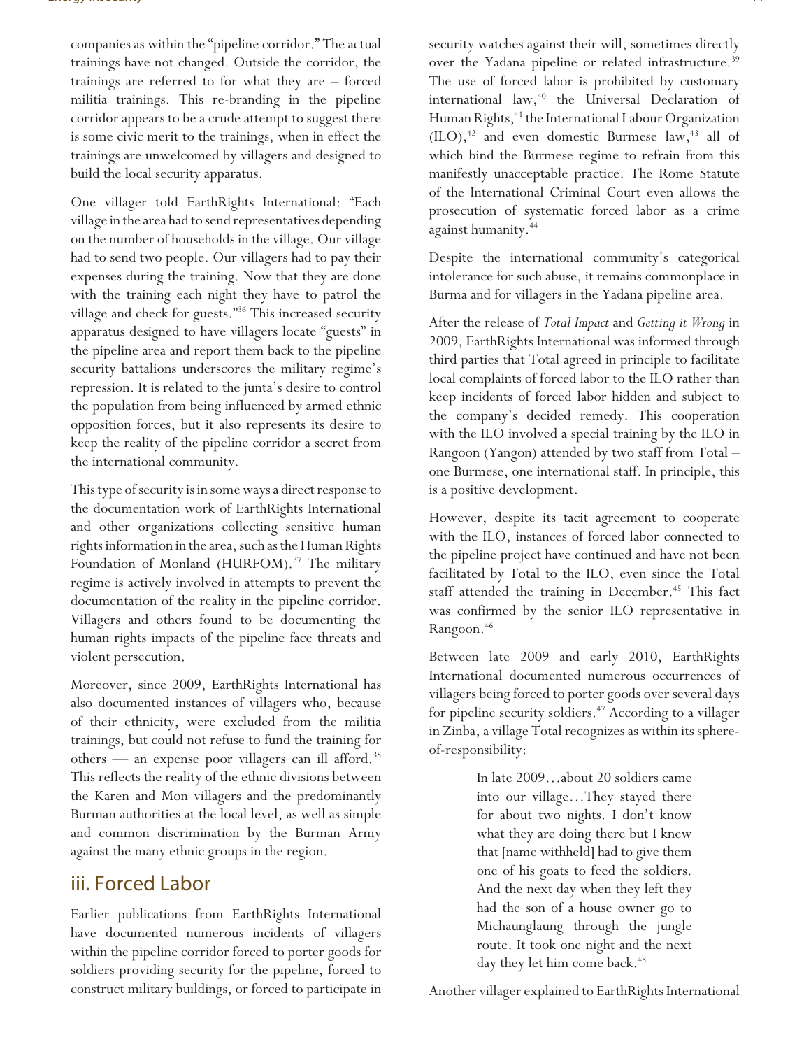companies as within the "pipeline corridor." The actual trainings have not changed. Outside the corridor, the trainings are referred to for what they are – forced militia trainings. This re-branding in the pipeline corridor appears to be a crude attempt to suggest there is some civic merit to the trainings, when in effect the trainings are unwelcomed by villagers and designed to build the local security apparatus.

One villager told EarthRights International: "Each village in the area had to send representatives depending on the number of households in the village. Our village had to send two people. Our villagers had to pay their expenses during the training. Now that they are done with the training each night they have to patrol the village and check for guests."[36] This increased security apparatus designed to have villagers locate "guests" in the pipeline area and report them back to the pipeline security battalions underscores the military regime's repression. It is related to the junta's desire to control the population from being influenced by armed ethnic opposition forces, but it also represents its desire to keep the reality of the pipeline corridor a secret from the international community.

This type of security is in some ways a direct response to the documentation work of EarthRights International and other organizations collecting sensitive human rights information in the area, such as the Human Rights Foundation of Monland (HURFOM).[37] The military regime is actively involved in attempts to prevent the documentation of the reality in the pipeline corridor. Villagers and others found to be documenting the human rights impacts of the pipeline face threats and violent persecution.

Moreover, since 2009, EarthRights International has also documented instances of villagers who, because of their ethnicity, were excluded from the militia trainings, but could not refuse to fund the training for others — an expense poor villagers can ill afford.[38] This reflects the reality of the ethnic divisions between the Karen and Mon villagers and the predominantly Burman authorities at the local level, as well as simple and common discrimination by the Burman Army against the many ethnic groups in the region.

## iii. Forced Labor

Earlier publications from EarthRights International have documented numerous incidents of villagers within the pipeline corridor forced to porter goods for soldiers providing security for the pipeline, forced to construct military buildings, or forced to participate in security watches against their will, sometimes directly over the Yadana pipeline or related infrastructure.[39] The use of forced labor is prohibited by customary international law,[40] the Universal Declaration of Human Rights,[41] the International Labour Organization (ILO),[42] and even domestic Burmese law,[43] all of which bind the Burmese regime to refrain from this manifestly unacceptable practice. The Rome Statute of the International Criminal Court even allows the prosecution of systematic forced labor as a crime against humanity.[44]

Despite the international community's categorical intolerance for such abuse, it remains commonplace in Burma and for villagers in the Yadana pipeline area.

After the release of *Total Impact* and *Getting it Wrong* in 2009, EarthRights International was informed through third parties that Total agreed in principle to facilitate local complaints of forced labor to the ILO rather than keep incidents of forced labor hidden and subject to the company's decided remedy. This cooperation with the ILO involved a special training by the ILO in Rangoon (Yangon) attended by two staff from Total – one Burmese, one international staff. In principle, this is a positive development.

However, despite its tacit agreement to cooperate with the ILO, instances of forced labor connected to the pipeline project have continued and have not been facilitated by Total to the ILO, even since the Total staff attended the training in December.[45] This fact was confirmed by the senior ILO representative in Rangoon.[46]

Between late 2009 and early 2010, EarthRights International documented numerous occurrences of villagers being forced to porter goods over several days for pipeline security soldiers.[47] According to a villager in Zinba, a village Total recognizes as within its sphere-of-responsibility:

> In late 2009…about 20 soldiers came into our village…They stayed there for about two nights. I don't know what they are doing there but I knew that [name withheld] had to give them one of his goats to feed the soldiers. And the next day when they left they had the son of a house owner go to Michaunglaung through the jungle route. It took one night and the next day they let him come back.[48]

Another villager explained to EarthRights International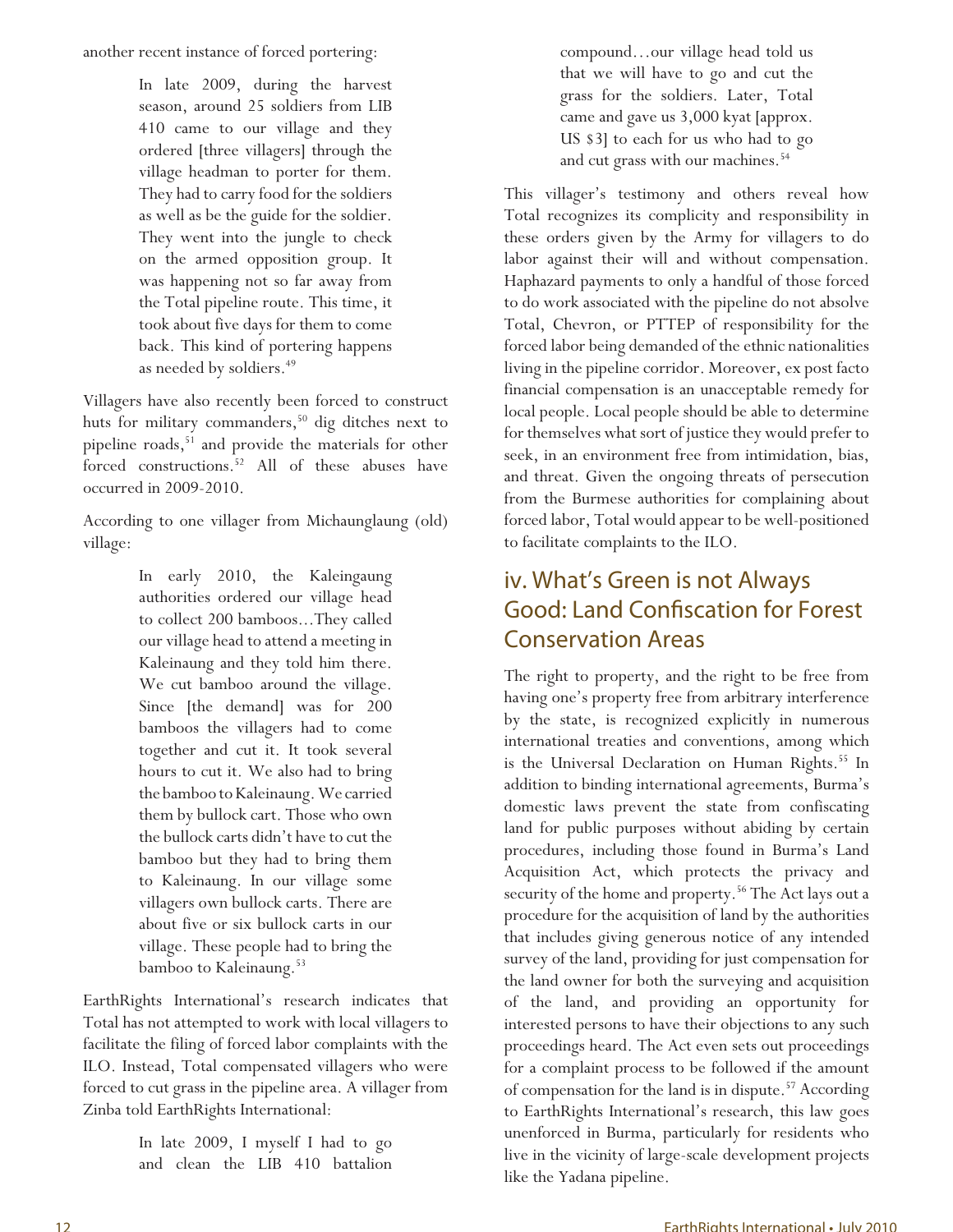another recent instance of forced portering:

> In late 2009, during the harvest season, around 25 soldiers from LIB 410 came to our village and they ordered [three villagers] through the village headman to porter for them. They had to carry food for the soldiers as well as be the guide for the soldier. They went into the jungle to check on the armed opposition group. It was happening not so far away from the Total pipeline route. This time, it took about five days for them to come back. This kind of portering happens as needed by soldiers.[49]

Villagers have also recently been forced to construct huts for military commanders,[50] dig ditches next to pipeline roads,[51] and provide the materials for other forced constructions.[52] All of these abuses have occurred in 2009-2010.

According to one villager from Michaunglaung (old) village:

> In early 2010, the Kaleingaung authorities ordered our village head to collect 200 bamboos…They called our village head to attend a meeting in Kaleinaung and they told him there. We cut bamboo around the village. Since [the demand] was for 200 bamboos the villagers had to come together and cut it. It took several hours to cut it. We also had to bring the bamboo to Kaleinaung. We carried them by bullock cart. Those who own the bullock carts didn't have to cut the bamboo but they had to bring them to Kaleinaung. In our village some villagers own bullock carts. There are about five or six bullock carts in our village. These people had to bring the bamboo to Kaleinaung.[53]

EarthRights International's research indicates that Total has not attempted to work with local villagers to facilitate the filing of forced labor complaints with the ILO. Instead, Total compensated villagers who were forced to cut grass in the pipeline area. A villager from Zinba told EarthRights International:

> In late 2009, I myself I had to go and clean the LIB 410 battalion compound…our village head told us that we will have to go and cut the grass for the soldiers. Later, Total came and gave us 3,000 kyat [approx. US $3] to each for us who had to go and cut grass with our machines.[54]

This villager's testimony and others reveal how Total recognizes its complicity and responsibility in these orders given by the Army for villagers to do labor against their will and without compensation. Haphazard payments to only a handful of those forced to do work associated with the pipeline do not absolve Total, Chevron, or PTTEP of responsibility for the forced labor being demanded of the ethnic nationalities living in the pipeline corridor. Moreover, ex post facto financial compensation is an unacceptable remedy for local people. Local people should be able to determine for themselves what sort of justice they would prefer to seek, in an environment free from intimidation, bias, and threat. Given the ongoing threats of persecution from the Burmese authorities for complaining about forced labor, Total would appear to be well-positioned to facilitate complaints to the ILO.

## iv. What's Green is not Always Good: Land Confiscation for Forest Conservation Areas

The right to property, and the right to be free from having one's property free from arbitrary interference by the state, is recognized explicitly in numerous international treaties and conventions, among which is the Universal Declaration on Human Rights.[55] In addition to binding international agreements, Burma's domestic laws prevent the state from confiscating land for public purposes without abiding by certain procedures, including those found in Burma's Land Acquisition Act, which protects the privacy and security of the home and property.[56] The Act lays out a procedure for the acquisition of land by the authorities that includes giving generous notice of any intended survey of the land, providing for just compensation for the land owner for both the surveying and acquisition of the land, and providing an opportunity for interested persons to have their objections to any such proceedings heard. The Act even sets out proceedings for a complaint process to be followed if the amount of compensation for the land is in dispute.[57] According to EarthRights International's research, this law goes unenforced in Burma, particularly for residents who live in the vicinity of large-scale development projects like the Yadana pipeline.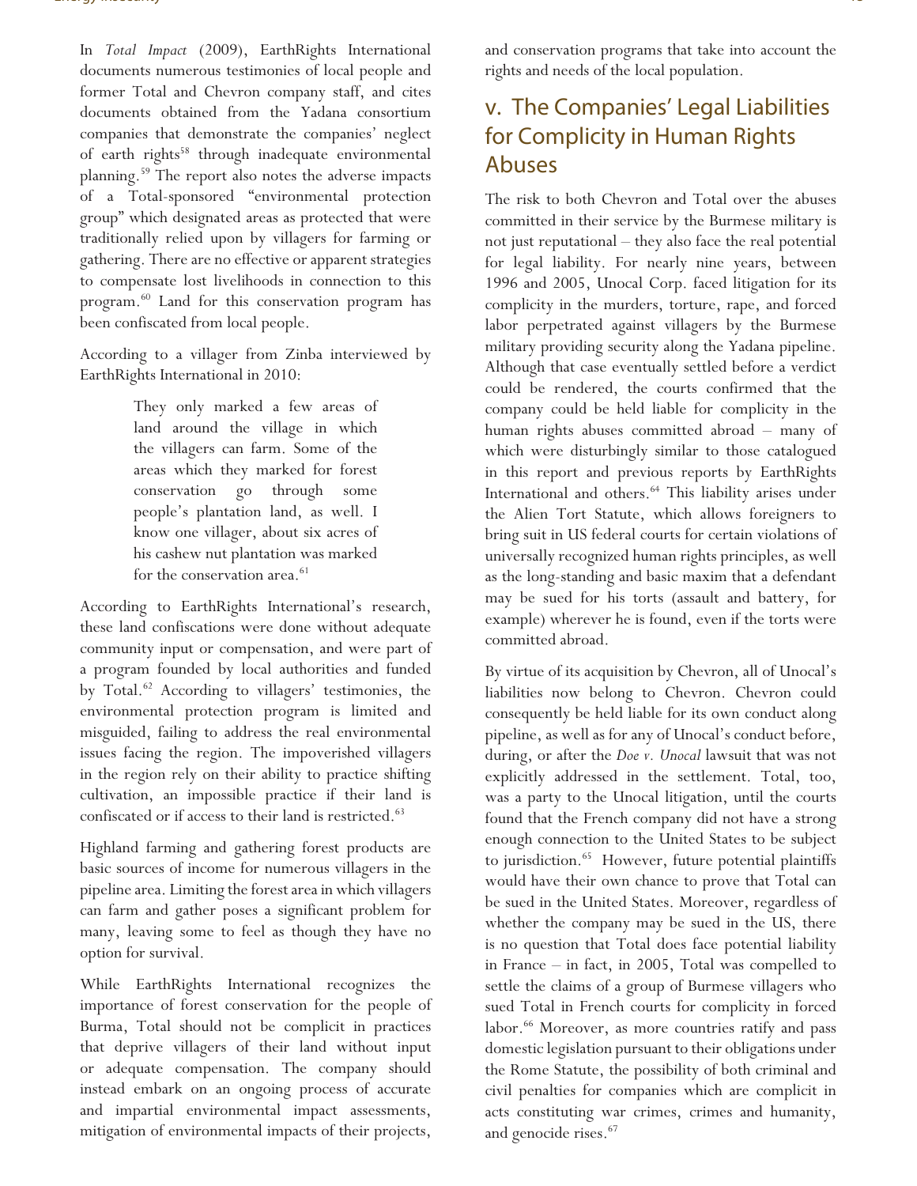In *Total Impact* (2009), EarthRights International documents numerous testimonies of local people and former Total and Chevron company staff, and cites documents obtained from the Yadana consortium companies that demonstrate the companies' neglect of earth rights[58] through inadequate environmental planning.[59] The report also notes the adverse impacts of a Total-sponsored "environmental protection group" which designated areas as protected that were traditionally relied upon by villagers for farming or gathering. There are no effective or apparent strategies to compensate lost livelihoods in connection to this program.[60] Land for this conservation program has been confiscated from local people.

According to a villager from Zinba interviewed by EarthRights International in 2010:

> They only marked a few areas of land around the village in which the villagers can farm. Some of the areas which they marked for forest conservation go through some people's plantation land, as well. I know one villager, about six acres of his cashew nut plantation was marked for the conservation area.[61]

According to EarthRights International's research, these land confiscations were done without adequate community input or compensation, and were part of a program founded by local authorities and funded by Total.[62] According to villagers' testimonies, the environmental protection program is limited and misguided, failing to address the real environmental issues facing the region. The impoverished villagers in the region rely on their ability to practice shifting cultivation, an impossible practice if their land is confiscated or if access to their land is restricted.[63]

Highland farming and gathering forest products are basic sources of income for numerous villagers in the pipeline area. Limiting the forest area in which villagers can farm and gather poses a significant problem for many, leaving some to feel as though they have no option for survival.

While EarthRights International recognizes the importance of forest conservation for the people of Burma, Total should not be complicit in practices that deprive villagers of their land without input or adequate compensation. The company should instead embark on an ongoing process of accurate and impartial environmental impact assessments, mitigation of environmental impacts of their projects, and conservation programs that take into account the rights and needs of the local population.

## v. The Companies' Legal Liabilities for Complicity in Human Rights Abuses

The risk to both Chevron and Total over the abuses committed in their service by the Burmese military is not just reputational – they also face the real potential for legal liability. For nearly nine years, between 1996 and 2005, Unocal Corp. faced litigation for its complicity in the murders, torture, rape, and forced labor perpetrated against villagers by the Burmese military providing security along the Yadana pipeline. Although that case eventually settled before a verdict could be rendered, the courts confirmed that the company could be held liable for complicity in the human rights abuses committed abroad – many of which were disturbingly similar to those catalogued in this report and previous reports by EarthRights International and others.[64] This liability arises under the Alien Tort Statute, which allows foreigners to bring suit in US federal courts for certain violations of universally recognized human rights principles, as well as the long-standing and basic maxim that a defendant may be sued for his torts (assault and battery, for example) wherever he is found, even if the torts were committed abroad.

By virtue of its acquisition by Chevron, all of Unocal's liabilities now belong to Chevron. Chevron could consequently be held liable for its own conduct along pipeline, as well as for any of Unocal's conduct before, during, or after the *Doe v. Unocal* lawsuit that was not explicitly addressed in the settlement. Total, too, was a party to the Unocal litigation, until the courts found that the French company did not have a strong enough connection to the United States to be subject to jurisdiction.[65] However, future potential plaintiffs would have their own chance to prove that Total can be sued in the United States. Moreover, regardless of whether the company may be sued in the US, there is no question that Total does face potential liability in France – in fact, in 2005, Total was compelled to settle the claims of a group of Burmese villagers who sued Total in French courts for complicity in forced labor.[66] Moreover, as more countries ratify and pass domestic legislation pursuant to their obligations under the Rome Statute, the possibility of both criminal and civil penalties for companies which are complicit in acts constituting war crimes, crimes and humanity, and genocide rises.[67]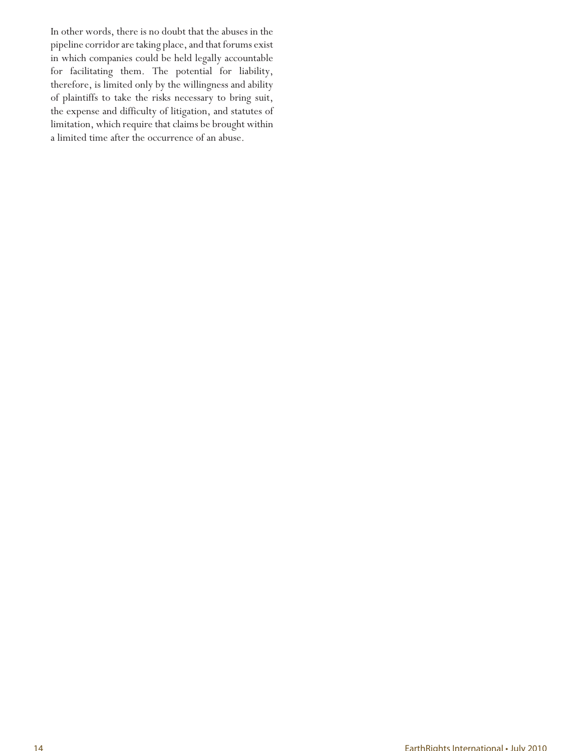In other words, there is no doubt that the abuses in the pipeline corridor are taking place, and that forums exist in which companies could be held legally accountable for facilitating them. The potential for liability, therefore, is limited only by the willingness and ability of plaintiffs to take the risks necessary to bring suit, the expense and difficulty of litigation, and statutes of limitation, which require that claims be brought within a limited time after the occurrence of an abuse.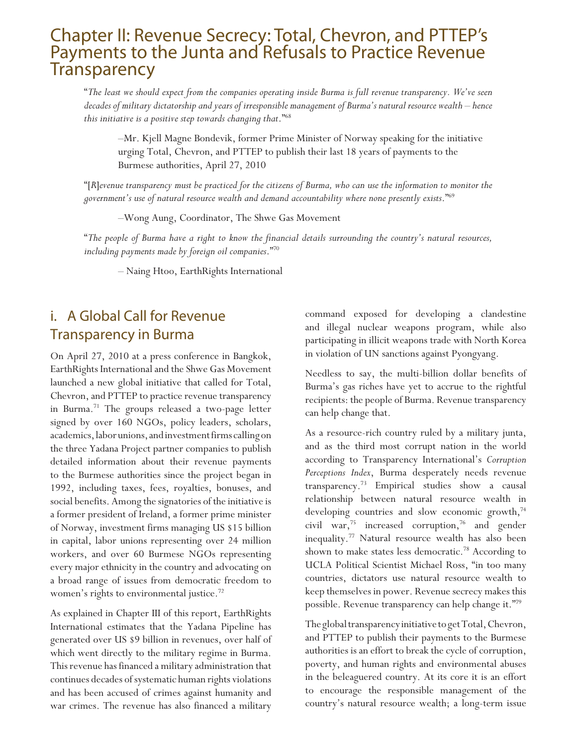# Chapter II: Revenue Secrecy: Total, Chevron, and PTTEP's Payments to the Junta and Refusals to Practice Revenue Transparency

"*The least we should expect from the companies operating inside Burma is full revenue transparency. We've seen decades of military dictatorship and years of irresponsible management of Burma's natural resource wealth – hence this initiative is a positive step towards changing that.*"[68]

> –Mr. Kjell Magne Bondevik, former Prime Minister of Norway speaking for the initiative urging Total, Chevron, and PTTEP to publish their last 18 years of payments to the Burmese authorities, April 27, 2010

"[*R*]*evenue transparency must be practiced for the citizens of Burma, who can use the information to monitor the government's use of natural resource wealth and demand accountability where none presently exists.*"[69]

> –Wong Aung, Coordinator, The Shwe Gas Movement

"*The people of Burma have a right to know the financial details surrounding the country's natural resources, including payments made by foreign oil companies.*"[70]

> – Naing Htoo, EarthRights International

## i. A Global Call for Revenue Transparency in Burma

On April 27, 2010 at a press conference in Bangkok, EarthRights International and the Shwe Gas Movement launched a new global initiative that called for Total, Chevron, and PTTEP to practice revenue transparency in Burma.[71] The groups released a two-page letter signed by over 160 NGOs, policy leaders, scholars, academics, labor unions, and investment firms calling on the three Yadana Project partner companies to publish detailed information about their revenue payments to the Burmese authorities since the project began in 1992, including taxes, fees, royalties, bonuses, and social benefits. Among the signatories of the initiative is a former president of Ireland, a former prime minister of Norway, investment firms managing US $15 billion in capital, labor unions representing over 24 million workers, and over 60 Burmese NGOs representing every major ethnicity in the country and advocating on a broad range of issues from democratic freedom to women's rights to environmental justice.[72]

As explained in Chapter III of this report, EarthRights International estimates that the Yadana Pipeline has generated over US $9 billion in revenues, over half of which went directly to the military regime in Burma. This revenue has financed a military administration that continues decades of systematic human rights violations and has been accused of crimes against humanity and war crimes. The revenue has also financed a military command exposed for developing a clandestine and illegal nuclear weapons program, while also participating in illicit weapons trade with North Korea in violation of UN sanctions against Pyongyang.

Needless to say, the multi-billion dollar benefits of Burma's gas riches have yet to accrue to the rightful recipients: the people of Burma. Revenue transparency can help change that.

As a resource-rich country ruled by a military junta, and as the third most corrupt nation in the world according to Transparency International's *Corruption Perceptions Index*, Burma desperately needs revenue transparency.[73] Empirical studies show a causal relationship between natural resource wealth in developing countries and slow economic growth,[74] civil war,[75] increased corruption,[76] and gender inequality.[77] Natural resource wealth has also been shown to make states less democratic.[78] According to UCLA Political Scientist Michael Ross, "in too many countries, dictators use natural resource wealth to keep themselves in power. Revenue secrecy makes this possible. Revenue transparency can help change it."[79]

The global transparency initiative to get Total, Chevron, and PTTEP to publish their payments to the Burmese authorities is an effort to break the cycle of corruption, poverty, and human rights and environmental abuses in the beleaguered country. At its core it is an effort to encourage the responsible management of the country's natural resource wealth; a long-term issue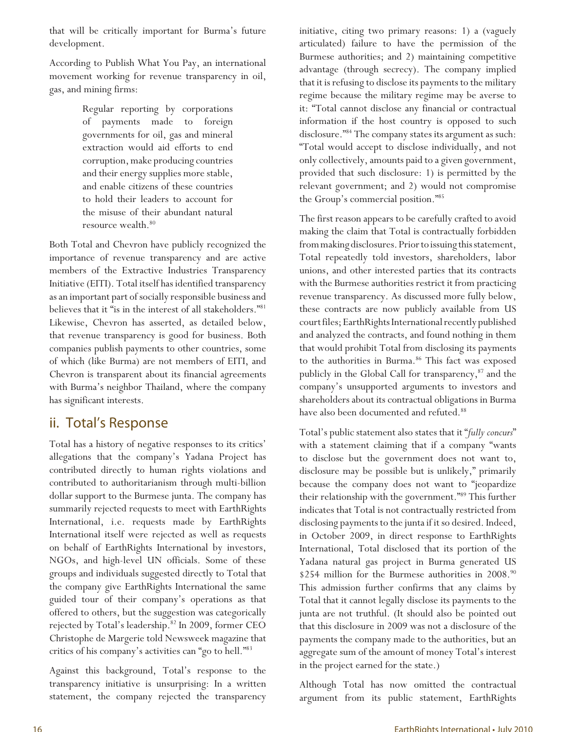that will be critically important for Burma's future development.

According to Publish What You Pay, an international movement working for revenue transparency in oil, gas, and mining firms:

> Regular reporting by corporations of payments made to foreign governments for oil, gas and mineral extraction would aid efforts to end corruption, make producing countries and their energy supplies more stable, and enable citizens of these countries to hold their leaders to account for the misuse of their abundant natural resource wealth.[80]

Both Total and Chevron have publicly recognized the importance of revenue transparency and are active members of the Extractive Industries Transparency Initiative (EITI). Total itself has identified transparency as an important part of socially responsible business and believes that it "is in the interest of all stakeholders."[81] Likewise, Chevron has asserted, as detailed below, that revenue transparency is good for business. Both companies publish payments to other countries, some of which (like Burma) are not members of EITI, and Chevron is transparent about its financial agreements with Burma's neighbor Thailand, where the company has significant interests.

## ii. Total's Response

Total has a history of negative responses to its critics' allegations that the company's Yadana Project has contributed directly to human rights violations and contributed to authoritarianism through multi-billion dollar support to the Burmese junta. The company has summarily rejected requests to meet with EarthRights International, i.e. requests made by EarthRights International itself were rejected as well as requests on behalf of EarthRights International by investors, NGOs, and high-level UN officials. Some of these groups and individuals suggested directly to Total that the company give EarthRights International the same guided tour of their company's operations as that offered to others, but the suggestion was categorically rejected by Total's leadership.[82] In 2009, former CEO Christophe de Margerie told Newsweek magazine that critics of his company's activities can "go to hell."[83]

Against this background, Total's response to the transparency initiative is unsurprising: In a written statement, the company rejected the transparency initiative, citing two primary reasons: 1) a (vaguely articulated) failure to have the permission of the Burmese authorities; and 2) maintaining competitive advantage (through secrecy). The company implied that it is refusing to disclose its payments to the military regime because the military regime may be averse to it: "Total cannot disclose any financial or contractual information if the host country is opposed to such disclosure."[84] The company states its argument as such: "Total would accept to disclose individually, and not only collectively, amounts paid to a given government, provided that such disclosure: 1) is permitted by the relevant government; and 2) would not compromise the Group's commercial position."[85]

The first reason appears to be carefully crafted to avoid making the claim that Total is contractually forbidden from making disclosures. Prior to issuing this statement, Total repeatedly told investors, shareholders, labor unions, and other interested parties that its contracts with the Burmese authorities restrict it from practicing revenue transparency. As discussed more fully below, these contracts are now publicly available from US court files; EarthRights International recently published and analyzed the contracts, and found nothing in them that would prohibit Total from disclosing its payments to the authorities in Burma.[86] This fact was exposed publicly in the Global Call for transparency,[87] and the company's unsupported arguments to investors and shareholders about its contractual obligations in Burma have also been documented and refuted.[88]

Total's public statement also states that it "*fully concurs*" with a statement claiming that if a company "wants to disclose but the government does not want to, disclosure may be possible but is unlikely," primarily because the company does not want to "jeopardize their relationship with the government."[89] This further indicates that Total is not contractually restricted from disclosing payments to the junta if it so desired. Indeed, in October 2009, in direct response to EarthRights International, Total disclosed that its portion of the Yadana natural gas project in Burma generated US $254 million for the Burmese authorities in 2008.[90] This admission further confirms that any claims by Total that it cannot legally disclose its payments to the junta are not truthful. (It should also be pointed out that this disclosure in 2009 was not a disclosure of the payments the company made to the authorities, but an aggregate sum of the amount of money Total's interest in the project earned for the state.)

Although Total has now omitted the contractual argument from its public statement, EarthRights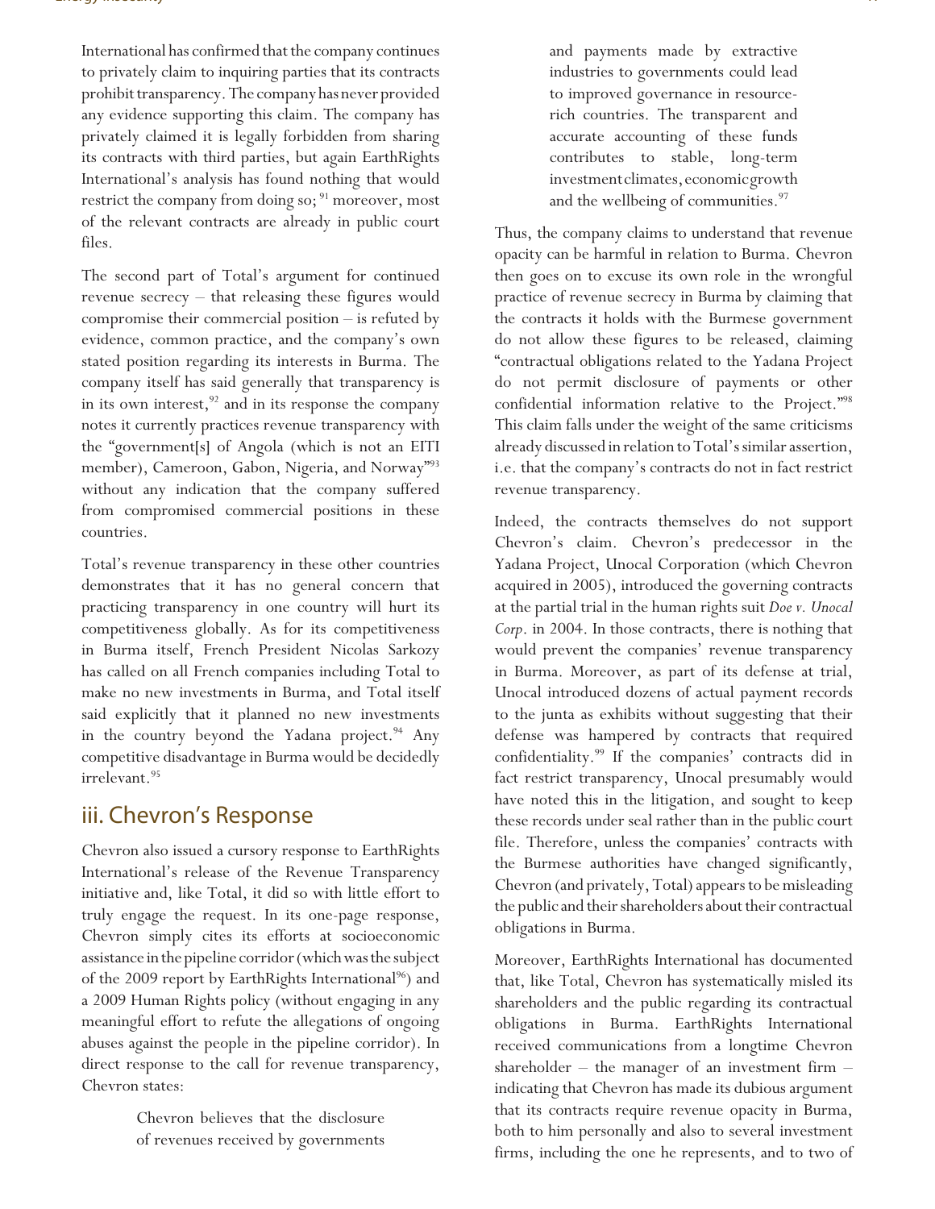International has confirmed that the company continues to privately claim to inquiring parties that its contracts prohibit transparency. The company has never provided any evidence supporting this claim. The company has privately claimed it is legally forbidden from sharing its contracts with third parties, but again EarthRights International's analysis has found nothing that would restrict the company from doing so;[91] moreover, most of the relevant contracts are already in public court files.

The second part of Total's argument for continued revenue secrecy – that releasing these figures would compromise their commercial position – is refuted by evidence, common practice, and the company's own stated position regarding its interests in Burma. The company itself has said generally that transparency is in its own interest,[92] and in its response the company notes it currently practices revenue transparency with the "government[s] of Angola (which is not an EITI member), Cameroon, Gabon, Nigeria, and Norway"[93] without any indication that the company suffered from compromised commercial positions in these countries.

Total's revenue transparency in these other countries demonstrates that it has no general concern that practicing transparency in one country will hurt its competitiveness globally. As for its competitiveness in Burma itself, French President Nicolas Sarkozy has called on all French companies including Total to make no new investments in Burma, and Total itself said explicitly that it planned no new investments in the country beyond the Yadana project.[94] Any competitive disadvantage in Burma would be decidedly irrelevant.[95]

## iii. Chevron's Response

Chevron also issued a cursory response to EarthRights International's release of the Revenue Transparency initiative and, like Total, it did so with little effort to truly engage the request. In its one-page response, Chevron simply cites its efforts at socioeconomic assistance in the pipeline corridor (which was the subject of the 2009 report by EarthRights International[96]) and a 2009 Human Rights policy (without engaging in any meaningful effort to refute the allegations of ongoing abuses against the people in the pipeline corridor). In direct response to the call for revenue transparency, Chevron states:

> Chevron believes that the disclosure of revenues received by governments and payments made by extractive industries to governments could lead to improved governance in resource-rich countries. The transparent and accurate accounting of these funds contributes to stable, long-term investment climates, economic growth and the wellbeing of communities.[97]

Thus, the company claims to understand that revenue opacity can be harmful in relation to Burma. Chevron then goes on to excuse its own role in the wrongful practice of revenue secrecy in Burma by claiming that the contracts it holds with the Burmese government do not allow these figures to be released, claiming "contractual obligations related to the Yadana Project do not permit disclosure of payments or other confidential information relative to the Project."[98] This claim falls under the weight of the same criticisms already discussed in relation to Total's similar assertion, i.e. that the company's contracts do not in fact restrict revenue transparency.

Indeed, the contracts themselves do not support Chevron's claim. Chevron's predecessor in the Yadana Project, Unocal Corporation (which Chevron acquired in 2005), introduced the governing contracts at the partial trial in the human rights suit *Doe v. Unocal Corp*. in 2004. In those contracts, there is nothing that would prevent the companies' revenue transparency in Burma. Moreover, as part of its defense at trial, Unocal introduced dozens of actual payment records to the junta as exhibits without suggesting that their defense was hampered by contracts that required confidentiality.[99] If the companies' contracts did in fact restrict transparency, Unocal presumably would have noted this in the litigation, and sought to keep these records under seal rather than in the public court file. Therefore, unless the companies' contracts with the Burmese authorities have changed significantly, Chevron (and privately, Total) appears to be misleading the public and their shareholders about their contractual obligations in Burma.

Moreover, EarthRights International has documented that, like Total, Chevron has systematically misled its shareholders and the public regarding its contractual obligations in Burma. EarthRights International received communications from a longtime Chevron shareholder – the manager of an investment firm – indicating that Chevron has made its dubious argument that its contracts require revenue opacity in Burma, both to him personally and also to several investment firms, including the one he represents, and to two of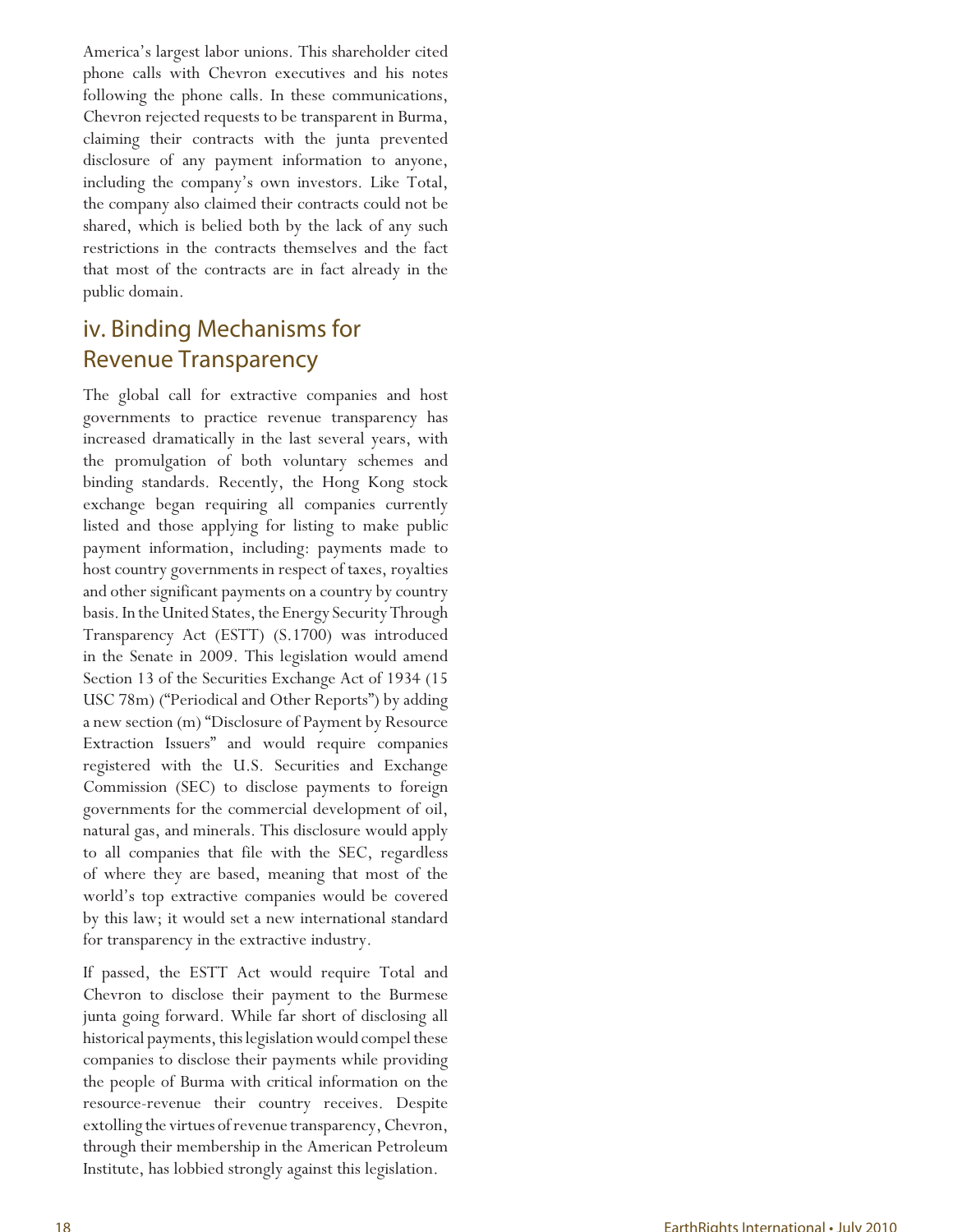America's largest labor unions. This shareholder cited phone calls with Chevron executives and his notes following the phone calls. In these communications, Chevron rejected requests to be transparent in Burma, claiming their contracts with the junta prevented disclosure of any payment information to anyone, including the company's own investors. Like Total, the company also claimed their contracts could not be shared, which is belied both by the lack of any such restrictions in the contracts themselves and the fact that most of the contracts are in fact already in the public domain.

## iv. Binding Mechanisms for Revenue Transparency

The global call for extractive companies and host governments to practice revenue transparency has increased dramatically in the last several years, with the promulgation of both voluntary schemes and binding standards. Recently, the Hong Kong stock exchange began requiring all companies currently listed and those applying for listing to make public payment information, including: payments made to host country governments in respect of taxes, royalties and other significant payments on a country by country basis. In the United States, the Energy Security Through Transparency Act (ESTT) (S.1700) was introduced in the Senate in 2009. This legislation would amend Section 13 of the Securities Exchange Act of 1934 (15 USC 78m) ("Periodical and Other Reports") by adding a new section (m) "Disclosure of Payment by Resource Extraction Issuers" and would require companies registered with the U.S. Securities and Exchange Commission (SEC) to disclose payments to foreign governments for the commercial development of oil, natural gas, and minerals. This disclosure would apply to all companies that file with the SEC, regardless of where they are based, meaning that most of the world's top extractive companies would be covered by this law; it would set a new international standard for transparency in the extractive industry.

If passed, the ESTT Act would require Total and Chevron to disclose their payment to the Burmese junta going forward. While far short of disclosing all historical payments, this legislation would compel these companies to disclose their payments while providing the people of Burma with critical information on the resource-revenue their country receives. Despite extolling the virtues of revenue transparency, Chevron, through their membership in the American Petroleum Institute, has lobbied strongly against this legislation.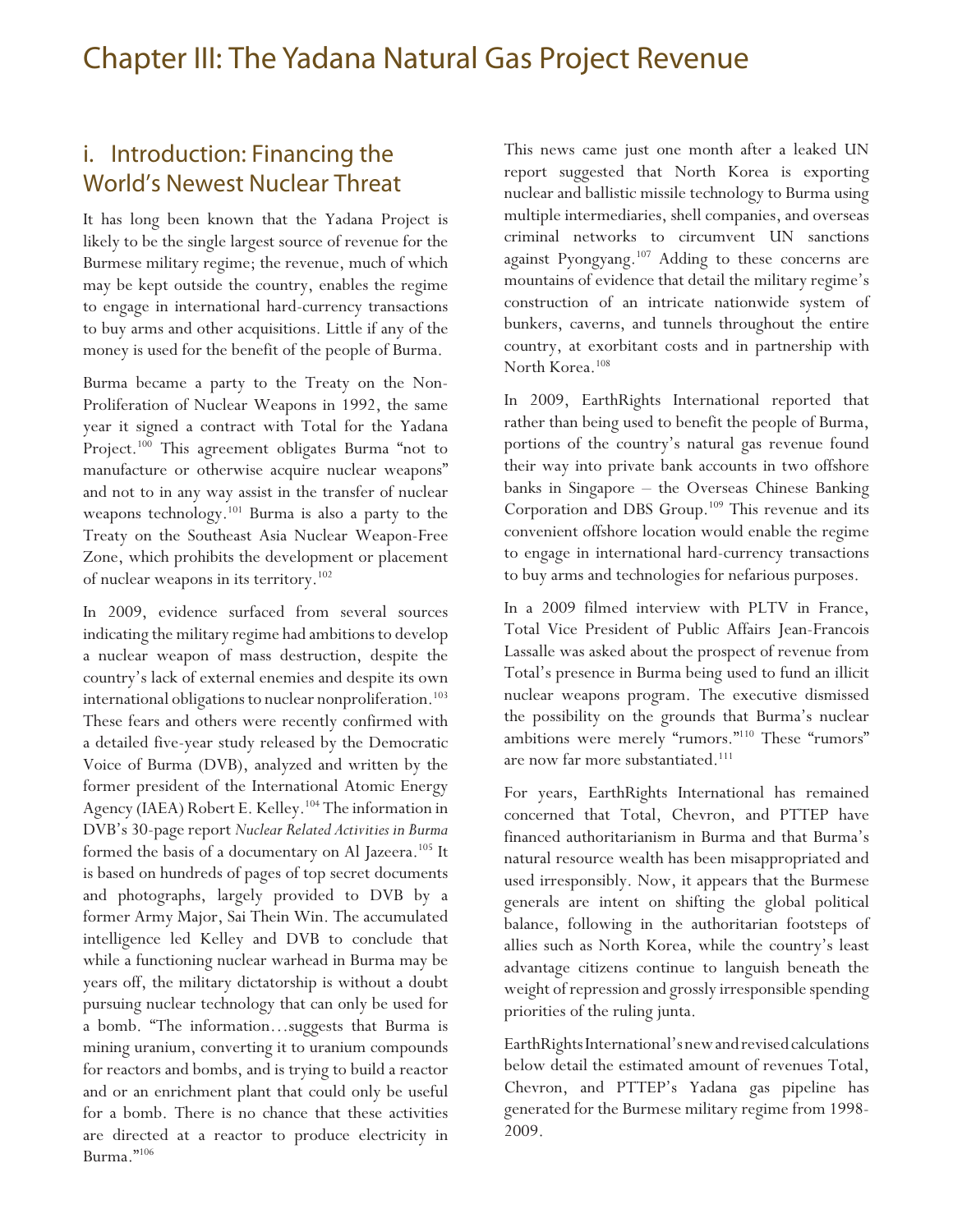# Chapter III: The Yadana Natural Gas Project Revenue

## i. Introduction: Financing the World's Newest Nuclear Threat

It has long been known that the Yadana Project is likely to be the single largest source of revenue for the Burmese military regime; the revenue, much of which may be kept outside the country, enables the regime to engage in international hard-currency transactions to buy arms and other acquisitions. Little if any of the money is used for the benefit of the people of Burma.

Burma became a party to the Treaty on the Non-Proliferation of Nuclear Weapons in 1992, the same year it signed a contract with Total for the Yadana Project.[100] This agreement obligates Burma "not to manufacture or otherwise acquire nuclear weapons" and not to in any way assist in the transfer of nuclear weapons technology.[101] Burma is also a party to the Treaty on the Southeast Asia Nuclear Weapon-Free Zone, which prohibits the development or placement of nuclear weapons in its territory.[102]

In 2009, evidence surfaced from several sources indicating the military regime had ambitions to develop a nuclear weapon of mass destruction, despite the country's lack of external enemies and despite its own international obligations to nuclear nonproliferation.[103] These fears and others were recently confirmed with a detailed five-year study released by the Democratic Voice of Burma (DVB), analyzed and written by the former president of the International Atomic Energy Agency (IAEA) Robert E. Kelley.[104] The information in DVB's 30-page report *Nuclear Related Activities in Burma* formed the basis of a documentary on Al Jazeera.[105] It is based on hundreds of pages of top secret documents and photographs, largely provided to DVB by a former Army Major, Sai Thein Win. The accumulated intelligence led Kelley and DVB to conclude that while a functioning nuclear warhead in Burma may be years off, the military dictatorship is without a doubt pursuing nuclear technology that can only be used for a bomb. "The information…suggests that Burma is mining uranium, converting it to uranium compounds for reactors and bombs, and is trying to build a reactor and or an enrichment plant that could only be useful for a bomb. There is no chance that these activities are directed at a reactor to produce electricity in Burma."[106]

This news came just one month after a leaked UN report suggested that North Korea is exporting nuclear and ballistic missile technology to Burma using multiple intermediaries, shell companies, and overseas criminal networks to circumvent UN sanctions against Pyongyang.[107] Adding to these concerns are mountains of evidence that detail the military regime's construction of an intricate nationwide system of bunkers, caverns, and tunnels throughout the entire country, at exorbitant costs and in partnership with North Korea.[108]

In 2009, EarthRights International reported that rather than being used to benefit the people of Burma, portions of the country's natural gas revenue found their way into private bank accounts in two offshore banks in Singapore – the Overseas Chinese Banking Corporation and DBS Group.[109] This revenue and its convenient offshore location would enable the regime to engage in international hard-currency transactions to buy arms and technologies for nefarious purposes.

In a 2009 filmed interview with PLTV in France, Total Vice President of Public Affairs Jean-Francois Lassalle was asked about the prospect of revenue from Total's presence in Burma being used to fund an illicit nuclear weapons program. The executive dismissed the possibility on the grounds that Burma's nuclear ambitions were merely "rumors."[110] These "rumors" are now far more substantiated.[111]

For years, EarthRights International has remained concerned that Total, Chevron, and PTTEP have financed authoritarianism in Burma and that Burma's natural resource wealth has been misappropriated and used irresponsibly. Now, it appears that the Burmese generals are intent on shifting the global political balance, following in the authoritarian footsteps of allies such as North Korea, while the country's least advantage citizens continue to languish beneath the weight of repression and grossly irresponsible spending priorities of the ruling junta.

EarthRights International's new and revised calculations below detail the estimated amount of revenues Total, Chevron, and PTTEP's Yadana gas pipeline has generated for the Burmese military regime from 1998-2009.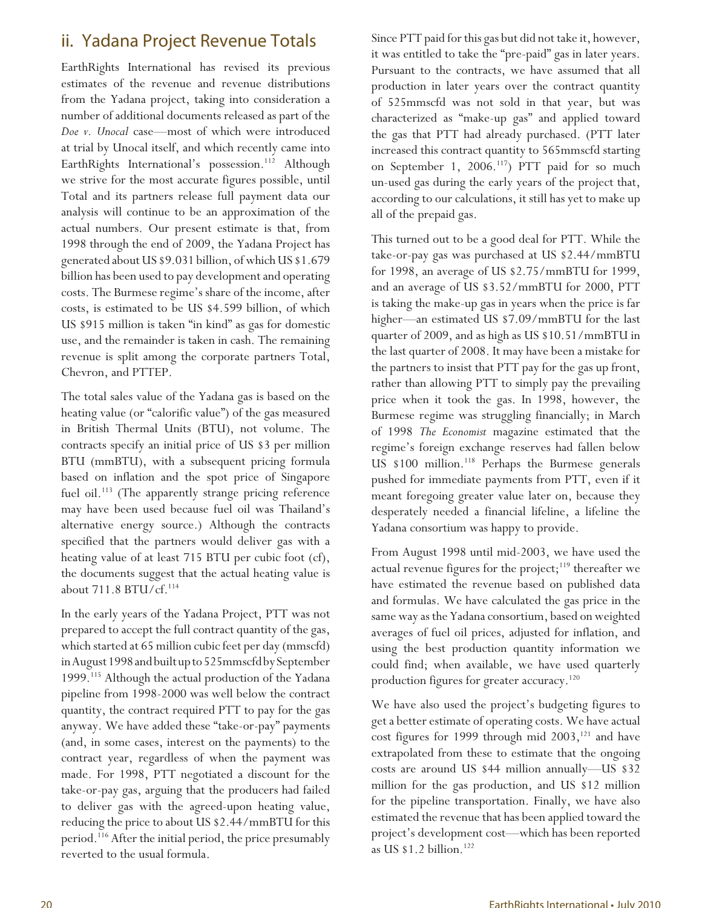## ii. Yadana Project Revenue Totals

EarthRights International has revised its previous estimates of the revenue and revenue distributions from the Yadana project, taking into consideration a number of additional documents released as part of the *Doe v. Unocal* case—most of which were introduced at trial by Unocal itself, and which recently came into EarthRights International's possession.[112] Although we strive for the most accurate figures possible, until Total and its partners release full payment data our analysis will continue to be an approximation of the actual numbers. Our present estimate is that, from 1998 through the end of 2009, the Yadana Project has generated about US $9.031 billion, of which US $1.679 billion has been used to pay development and operating costs. The Burmese regime's share of the income, after costs, is estimated to be US $4.599 billion, of which US $915 million is taken "in kind" as gas for domestic use, and the remainder is taken in cash. The remaining revenue is split among the corporate partners Total, Chevron, and PTTEP.

The total sales value of the Yadana gas is based on the heating value (or "calorific value") of the gas measured in British Thermal Units (BTU), not volume. The contracts specify an initial price of US $3 per million BTU (mmBTU), with a subsequent pricing formula based on inflation and the spot price of Singapore fuel oil.[113] (The apparently strange pricing reference may have been used because fuel oil was Thailand's alternative energy source.) Although the contracts specified that the partners would deliver gas with a heating value of at least 715 BTU per cubic foot (cf), the documents suggest that the actual heating value is about 711.8 BTU/cf.[114]

In the early years of the Yadana Project, PTT was not prepared to accept the full contract quantity of the gas, which started at 65 million cubic feet per day (mmscfd) in August 1998 and built up to 525mmscfd by September 1999.[115] Although the actual production of the Yadana pipeline from 1998-2000 was well below the contract quantity, the contract required PTT to pay for the gas anyway. We have added these "take-or-pay" payments (and, in some cases, interest on the payments) to the contract year, regardless of when the payment was made. For 1998, PTT negotiated a discount for the take-or-pay gas, arguing that the producers had failed to deliver gas with the agreed-upon heating value, reducing the price to about US $2.44/mmBTU for this period.[116] After the initial period, the price presumably reverted to the usual formula.

Since PTT paid for this gas but did not take it, however, it was entitled to take the "pre-paid" gas in later years. Pursuant to the contracts, we have assumed that all production in later years over the contract quantity of 525mmscfd was not sold in that year, but was characterized as "make-up gas" and applied toward the gas that PTT had already purchased. (PTT later increased this contract quantity to 565mmscfd starting on September 1, 2006.[117]) PTT paid for so much un-used gas during the early years of the project that, according to our calculations, it still has yet to make up all of the prepaid gas.

This turned out to be a good deal for PTT. While the take-or-pay gas was purchased at US $2.44/mmBTU for 1998, an average of US $2.75/mmBTU for 1999, and an average of US $3.52/mmBTU for 2000, PTT is taking the make-up gas in years when the price is far higher—an estimated US $7.09/mmBTU for the last quarter of 2009, and as high as US $10.51/mmBTU in the last quarter of 2008. It may have been a mistake for the partners to insist that PTT pay for the gas up front, rather than allowing PTT to simply pay the prevailing price when it took the gas. In 1998, however, the Burmese regime was struggling financially; in March of 1998 *The Economist* magazine estimated that the regime's foreign exchange reserves had fallen below US $100 million.[118] Perhaps the Burmese generals pushed for immediate payments from PTT, even if it meant foregoing greater value later on, because they desperately needed a financial lifeline, a lifeline the Yadana consortium was happy to provide.

From August 1998 until mid-2003, we have used the actual revenue figures for the project;[119] thereafter we have estimated the revenue based on published data and formulas. We have calculated the gas price in the same way as the Yadana consortium, based on weighted averages of fuel oil prices, adjusted for inflation, and using the best production quantity information we could find; when available, we have used quarterly production figures for greater accuracy.[120]

We have also used the project's budgeting figures to get a better estimate of operating costs. We have actual cost figures for 1999 through mid 2003,[121] and have extrapolated from these to estimate that the ongoing costs are around US $44 million annually—US $32 million for the gas production, and US $12 million for the pipeline transportation. Finally, we have also estimated the revenue that has been applied toward the project's development cost—which has been reported as US $1.2 billion.[122]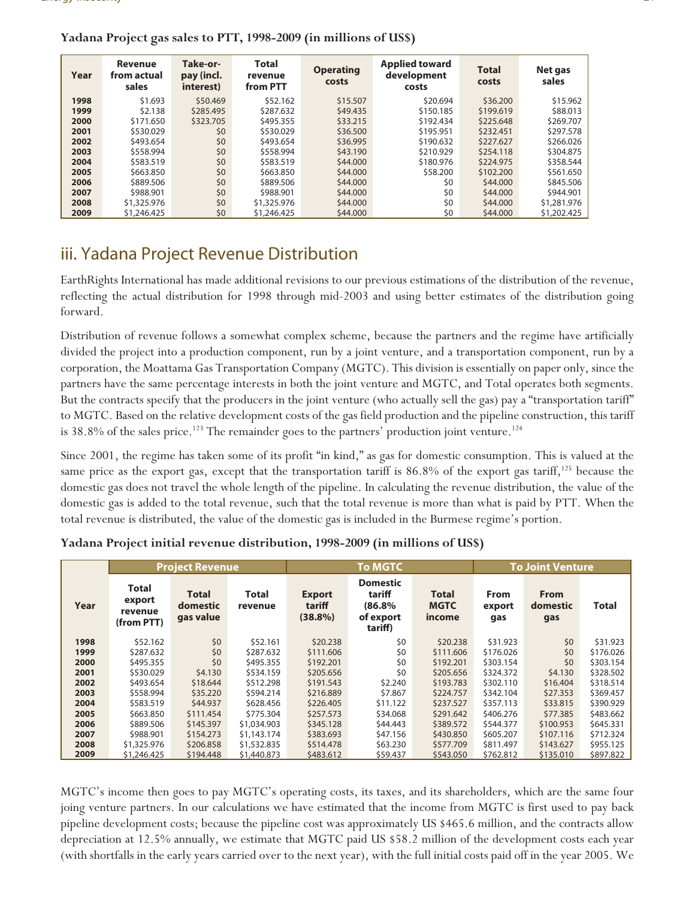**Yadana Project gas sales to PTT, 1998-2009 (in millions of US$)**

| Year | Revenue from actual sales | Take-or-pay (incl. interest) | Total revenue from PTT | Operating costs | Applied toward development costs | Total costs | Net gas sales |
|---|---|---|---|---|---|---|---|
| 1998 | $1.693 | $50.469 | $52.162 | $15.507 | $20.694 | $36.200 | $15.962 |
| 1999 | $2.138 | $285.495 | $287.632 | $49.435 | $150.185 | $199.619 | $88.013 |
| 2000 | $171.650 | $323.705 | $495.355 | $33.215 | $192.434 | $225.648 | $269.707 |
| 2001 | $530.029 | $0 | $530.029 | $36.500 | $195.951 | $232.451 | $297.578 |
| 2002 | $493.654 | $0 | $493.654 | $36.995 | $190.632 | $227.627 | $266.026 |
| 2003 | $558.994 | $0 | $558.994 | $43.190 | $210.929 | $254.118 | $304.875 |
| 2004 | $583.519 | $0 | $583.519 | $44.000 | $180.976 | $224.975 | $358.544 |
| 2005 | $663.850 | $0 | $663.850 | $44.000 | $58.200 | $102.200 | $561.650 |
| 2006 | $889.506 | $0 | $889.506 | $44.000 | $0 | $44.000 | $845.506 |
| 2007 | $988.901 | $0 | $988.901 | $44.000 | $0 | $44.000 | $944.901 |
| 2008 | $1,325.976 | $0 | $1,325.976 | $44.000 | $0 | $44.000 | $1,281.976 |
| 2009 | $1,246.425 | $0 | $1,246.425 | $44.000 | $0 | $44.000 | $1,202.425 |

## iii. Yadana Project Revenue Distribution

EarthRights International has made additional revisions to our previous estimations of the distribution of the revenue, reflecting the actual distribution for 1998 through mid-2003 and using better estimates of the distribution going forward.

Distribution of revenue follows a somewhat complex scheme, because the partners and the regime have artificially divided the project into a production component, run by a joint venture, and a transportation component, run by a corporation, the Moattama Gas Transportation Company (MGTC). This division is essentially on paper only, since the partners have the same percentage interests in both the joint venture and MGTC, and Total operates both segments. But the contracts specify that the producers in the joint venture (who actually sell the gas) pay a "transportation tariff" to MGTC. Based on the relative development costs of the gas field production and the pipeline construction, this tariff is 38.8% of the sales price.[123] The remainder goes to the partners' production joint venture.[124]

Since 2001, the regime has taken some of its profit "in kind," as gas for domestic consumption. This is valued at the same price as the export gas, except that the transportation tariff is 86.8% of the export gas tariff,[125] because the domestic gas does not travel the whole length of the pipeline. In calculating the revenue distribution, the value of the domestic gas is added to the total revenue, such that the total revenue is more than what is paid by PTT. When the total revenue is distributed, the value of the domestic gas is included in the Burmese regime's portion.

**Yadana Project initial revenue distribution, 1998-2009 (in millions of US$)**

| | Project Revenue | | | To MGTC | | | To Joint Venture | | |
|---|---|---|---|---|---|---|---|---|---|
| Year | Total export revenue (from PTT) | Total domestic gas value | Total revenue | Export tariff (38.8%) | Domestic tariff (86.8% of export tariff) | Total MGTC income | From export gas | From domestic gas | Total |
| 1998 | $52.162 | $0 | $52.161 | $20.238 | $0 | $20.238 | $31.923 | $0 | $31.923 |
| 1999 | $287.632 | $0 | $287.632 | $111.606 | $0 | $111.606 | $176.026 | $0 | $176.026 |
| 2000 | $495.355 | $0 | $495.355 | $192.201 | $0 | $192.201 | $303.154 | $0 | $303.154 |
| 2001 | $530.029 | $4.130 | $534.159 | $205.656 | $0 | $205.656 | $324.372 | $4.130 | $328.502 |
| 2002 | $493.654 | $18.644 | $512.298 | $191.543 | $2.240 | $193.783 | $302.110 | $16.404 | $318.514 |
| 2003 | $558.994 | $35.220 | $594.214 | $216.889 | $7.867 | $224.757 | $342.104 | $27.353 | $369.457 |
| 2004 | $583.519 | $44.937 | $628.456 | $226.405 | $11.122 | $237.527 | $357.113 | $33.815 | $390.929 |
| 2005 | $663.850 | $111.454 | $775.304 | $257.573 | $34.068 | $291.642 | $406.276 | $77.385 | $483.662 |
| 2006 | $889.506 | $145.397 | $1,034.903 | $345.128 | $44.443 | $389.572 | $544.377 | $100.953 | $645.331 |
| 2007 | $988.901 | $154.273 | $1,143.174 | $383.693 | $47.156 | $430.850 | $605.207 | $107.116 | $712.324 |
| 2008 | $1,325.976 | $206.858 | $1,532.835 | $514.478 | $63.230 | $577.709 | $811.497 | $143.627 | $955.125 |
| 2009 | $1,246.425 | $194.448 | $1,440.873 | $483.612 | $59.437 | $543.050 | $762.812 | $135.010 | $897.822 |

MGTC's income then goes to pay MGTC's operating costs, its taxes, and its shareholders, which are the same four joing venture partners. In our calculations we have estimated that the income from MGTC is first used to pay back pipeline development costs; because the pipeline cost was approximately US $465.6 million, and the contracts allow depreciation at 12.5% annually, we estimate that MGTC paid US $58.2 million of the development costs each year (with shortfalls in the early years carried over to the next year), with the full initial costs paid off in the year 2005. We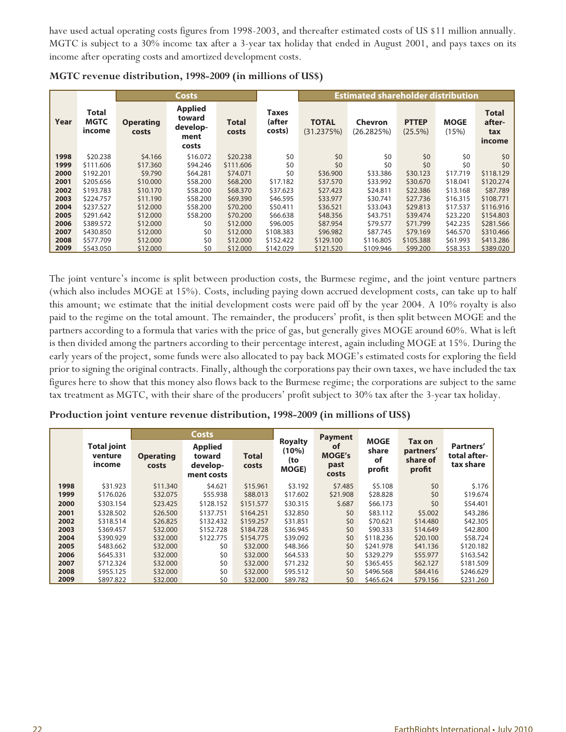have used actual operating costs figures from 1998-2003, and thereafter estimated costs of US $11 million annually. MGTC is subject to a 30% income tax after a 3-year tax holiday that ended in August 2001, and pays taxes on its income after operating costs and amortized development costs.

**MGTC revenue distribution, 1998-2009 (in millions of US$)**

| Year | Total MGTC income | Costs | | | Taxes (after costs) | Estimated shareholder distribution | | | | |
|---|---|---|---|---|---|---|---|---|---|---|
| | | Operating costs | Applied toward development costs | Total costs | | TOTAL (31.2375%) | Chevron (26.2825%) | PTTEP (25.5%) | MOGE (15%) | Total after-tax income |
| 1998 | $20.238 | $4.166 | $16.072 | $20.238 | $0 | $0 | $0 | $0 | $0 | $0 |
| 1999 | $111.606 | $17.360 | $94.246 | $111.606 | $0 | $0 | $0 | $0 | $0 | $0 |
| 2000 | $192.201 | $9.790 | $64.281 | $74.071 | $0 | $36.900 | $33.386 | $30.123 | $17.719 | $118.129 |
| 2001 | $205.656 | $10.000 | $58.200 | $68.200 | $17.182 | $37.570 | $33.992 | $30.670 | $18.041 | $120.274 |
| 2002 | $193.783 | $10.170 | $58.200 | $68.370 | $37.623 | $27.423 | $24.811 | $22.386 | $13.168 | $87.789 |
| 2003 | $224.757 | $11.190 | $58.200 | $69.390 | $46.595 | $33.977 | $30.741 | $27.736 | $16.315 | $108.771 |
| 2004 | $237.527 | $12.000 | $58.200 | $70.200 | $50.411 | $36.521 | $33.043 | $29.813 | $17.537 | $116.916 |
| 2005 | $291.642 | $12.000 | $58.200 | $70.200 | $66.638 | $48.356 | $43.751 | $39.474 | $23.220 | $154.803 |
| 2006 | $389.572 | $12.000 | $0 | $12.000 | $96.095 | $87.954 | $79.577 | $71.799 | $42.235 | $281.566 |
| 2007 | $430.850 | $12.000 | $0 | $12.000 | $108.383 | $96.982 | $87.745 | $79.169 | $46.570 | $310.466 |
| 2008 | $577.709 | $12.000 | $0 | $12.000 | $152.422 | $129.100 | $116.805 | $105.388 | $61.993 | $413.286 |
| 2009 | $543.050 | $12.000 | $0 | $12.000 | $142.029 | $121.520 | $109.946 | $99.200 | $58.353 | $389.020 |

The joint venture's income is split between production costs, the Burmese regime, and the joint venture partners (which also includes MOGE at 15%). Costs, including paying down accrued development costs, can take up to half this amount; we estimate that the initial development costs were paid off by the year 2004. A 10% royalty is also paid to the regime on the total amount. The remainder, the producers' profit, is then split between MOGE and the partners according to a formula that varies with the price of gas, but generally gives MOGE around 60%. What is left is then divided among the partners according to their percentage interest, again including MOGE at 15%. During the early years of the project, some funds were also allocated to pay back MOGE's estimated costs for exploring the field prior to signing the original contracts. Finally, although the corporations pay their own taxes, we have included the tax figures here to show that this money also flows back to the Burmese regime; the corporations are subject to the same tax treatment as MGTC, with their share of the producers' profit subject to 30% tax after the 3-year tax holiday.

**Production joint venture revenue distribution, 1998-2009 (in millions of US$)**

| | Total joint venture income | Costs | | | Royalty (10%) (to MOGE) | Payment of MOGE's past costs | MOGE share of profit | Tax on partners' share of profit | Partners' total after-tax share |
|---|---|---|---|---|---|---|---|---|---|
| | | Operating costs | Applied toward development costs | Total costs | | | | | |
| 1998 | $31.923 | $11.340 | $4.621 | $15.961 | $3.192 | $7.485 | $5.108 | $0 | $.176 |
| 1999 | $176.026 | $32.075 | $55.938 | $88.013 | $17.602 | $21.908 | $28.828 | $0 | $19.674 |
| 2000 | $303.154 | $23.425 | $128.152 | $151.577 | $30.315 | $.687 | $66.173 | $0 | $54.401 |
| 2001 | $328.502 | $26.500 | $137.751 | $164.251 | $32.850 | $0 | $83.112 | $5.002 | $43.286 |
| 2002 | $318.514 | $26.825 | $132.432 | $159.257 | $31.851 | $0 | $70.621 | $14.480 | $42.305 |
| 2003 | $369.457 | $32.000 | $152.728 | $184.728 | $36.945 | $0 | $90.333 | $14.649 | $42.800 |
| 2004 | $390.929 | $32.000 | $122.775 | $154.775 | $39.092 | $0 | $118.236 | $20.100 | $58.724 |
| 2005 | $483.662 | $32.000 | $0 | $32.000 | $48.366 | $0 | $241.978 | $41.136 | $120.182 |
| 2006 | $645.331 | $32.000 | $0 | $32.000 | $64.533 | $0 | $329.279 | $55.977 | $163.542 |
| 2007 | $712.324 | $32.000 | $0 | $32.000 | $71.232 | $0 | $365.455 | $62.127 | $181.509 |
| 2008 | $955.125 | $32.000 | $0 | $32.000 | $95.512 | $0 | $496.568 | $84.416 | $246.629 |
| 2009 | $897.822 | $32.000 | $0 | $32.000 | $89.782 | $0 | $465.624 | $79.156 | $231.260 |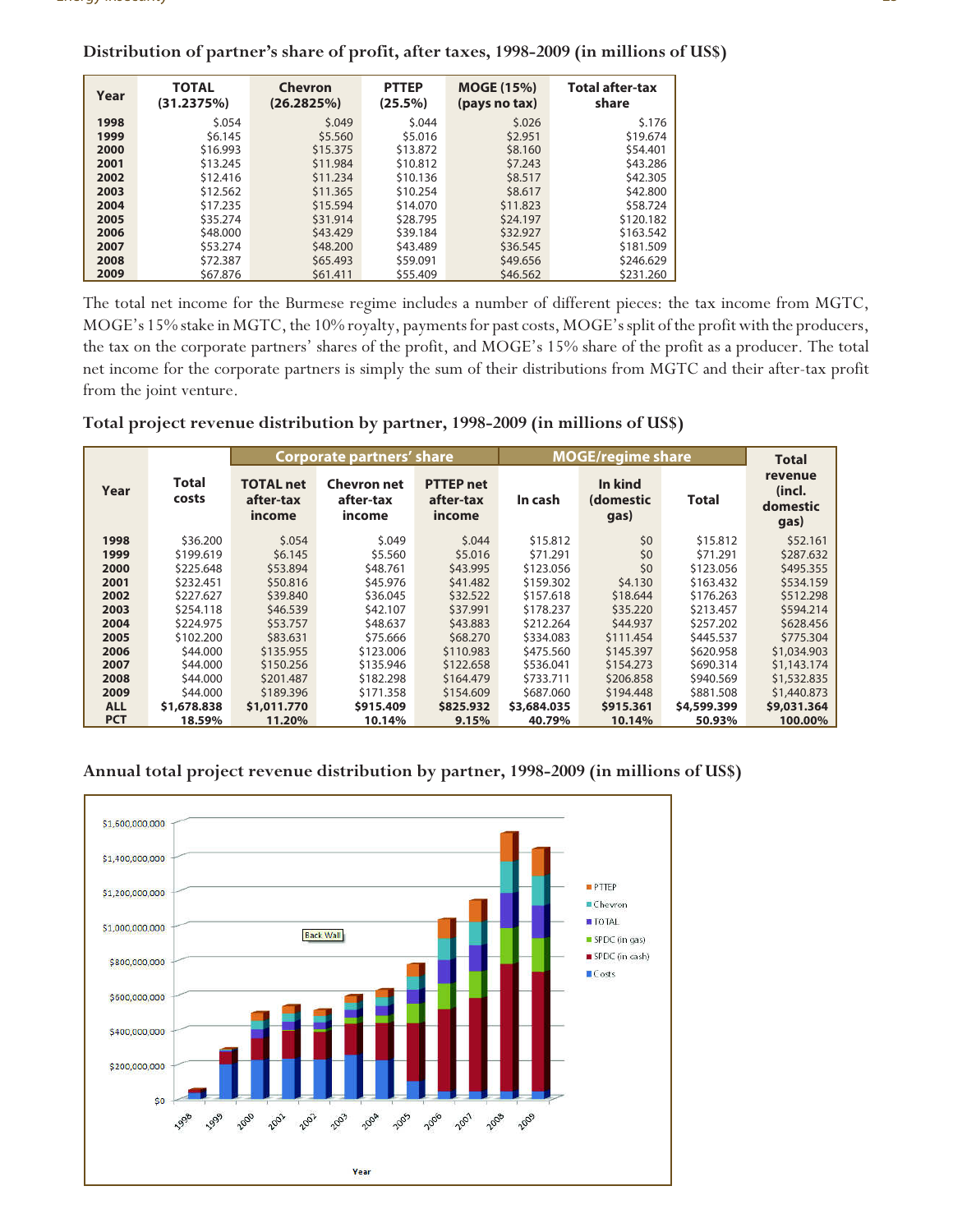**Distribution of partner's share of profit, after taxes, 1998-2009 (in millions of US$)**

| Year | TOTAL (31.2375%) | Chevron (26.2825%) | PTTEP (25.5%) | MOGE (15%) (pays no tax) | Total after-tax share |
|---|---|---|---|---|---|
| 1998 | $.054 | $.049 | $.044 | $.026 | $.176 |
| 1999 | $6.145 | $5.560 | $5.016 | $2.951 | $19.674 |
| 2000 | $16.993 | $15.375 | $13.872 | $8.160 | $54.401 |
| 2001 | $13.245 | $11.984 | $10.812 | $7.243 | $43.286 |
| 2002 | $12.416 | $11.234 | $10.136 | $8.517 | $42.305 |
| 2003 | $12.562 | $11.365 | $10.254 | $8.617 | $42.800 |
| 2004 | $17.235 | $15.594 | $14.070 | $11.823 | $58.724 |
| 2005 | $35.274 | $31.914 | $28.795 | $24.197 | $120.182 |
| 2006 | $48.000 | $43.429 | $39.184 | $32.927 | $163.542 |
| 2007 | $53.274 | $48.200 | $43.489 | $36.545 | $181.509 |
| 2008 | $72.387 | $65.493 | $59.091 | $49.656 | $246.629 |
| 2009 | $67.876 | $61.411 | $55.409 | $46.562 | $231.260 |

The total net income for the Burmese regime includes a number of different pieces: the tax income from MGTC, MOGE's 15% stake in MGTC, the 10% royalty, payments for past costs, MOGE's split of the profit with the producers, the tax on the corporate partners' shares of the profit, and MOGE's 15% share of the profit as a producer. The total net income for the corporate partners is simply the sum of their distributions from MGTC and their after-tax profit from the joint venture.

**Total project revenue distribution by partner, 1998-2009 (in millions of US$)**

| Year | Total costs | Corporate partners' share | | | MOGE/regime share | | | Total revenue (incl. domestic gas) |
|---|---|---|---|---|---|---|---|---|
| | | TOTAL net after-tax income | Chevron net after-tax income | PTTEP net after-tax income | In cash | In kind (domestic gas) | Total | |
| 1998 | $36.200 | $.054 | $.049 | $.044 | $15.812 | $0 | $15.812 | $52.161 |
| 1999 | $199.619 | $6.145 | $5.560 | $5.016 | $71.291 | $0 | $71.291 | $287.632 |
| 2000 | $225.648 | $53.894 | $48.761 | $43.995 | $123.056 | $0 | $123.056 | $495.355 |
| 2001 | $232.451 | $50.816 | $45.976 | $41.482 | $159.302 | $4.130 | $163.432 | $534.159 |
| 2002 | $227.627 | $39.840 | $36.045 | $32.522 | $157.618 | $18.644 | $176.263 | $512.298 |
| 2003 | $254.118 | $46.539 | $42.107 | $37.991 | $178.237 | $35.220 | $213.457 | $594.214 |
| 2004 | $224.975 | $53.757 | $48.637 | $43.883 | $212.264 | $44.937 | $257.202 | $628.456 |
| 2005 | $102.200 | $83.631 | $75.666 | $68.270 | $334.083 | $111.454 | $445.537 | $775.304 |
| 2006 | $44.000 | $135.955 | $123.006 | $110.983 | $475.560 | $145.397 | $620.958 | $1,034.903 |
| 2007 | $44.000 | $150.256 | $135.946 | $122.658 | $536.041 | $154.273 | $690.314 | $1,143.174 |
| 2008 | $44.000 | $201.487 | $182.298 | $164.479 | $733.711 | $206.858 | $940.569 | $1,532.835 |
| 2009 | $44.000 | $189.396 | $171.358 | $154.609 | $687.060 | $194.448 | $881.508 | $1,440.873 |
| **ALL** | **$1,678.838** | **$1,011.770** | **$915.409** | **$825.932** | **$3,684.035** | **$915.361** | **$4,599.399** | **$9,031.364** |
| **PCT** | **18.59%** | **11.20%** | **10.14%** | **9.15%** | **40.79%** | **10.14%** | **50.93%** | **100.00%** |

**Annual total project revenue distribution by partner, 1998-2009 (in millions of US$)**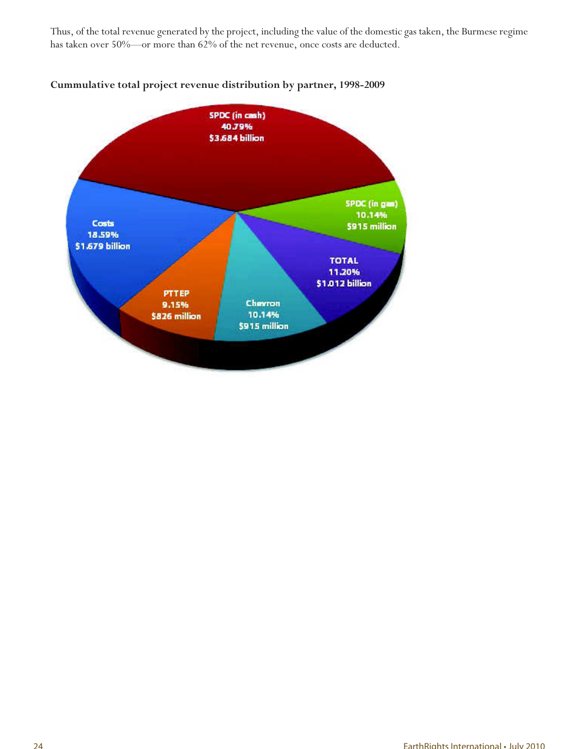Thus, of the total revenue generated by the project, including the value of the domestic gas taken, the Burmese regime has taken over 50%—or more than 62% of the net revenue, once costs are deducted.

**Cummulative total project revenue distribution by partner, 1998-2009**

| Partner | Share | Amount |
|---|---|---|
| SPDC (in cash) | 40.79% | $3.684 billion |
| SPDC (in gas) | 10.14% | $915 million |
| TOTAL | 11.20% | $1.012 billion |
| Chevron | 10.14% | $915 million |
| PTTEP | 9.15% | $826 million |
| Costs | 18.59% | $1.679 billion |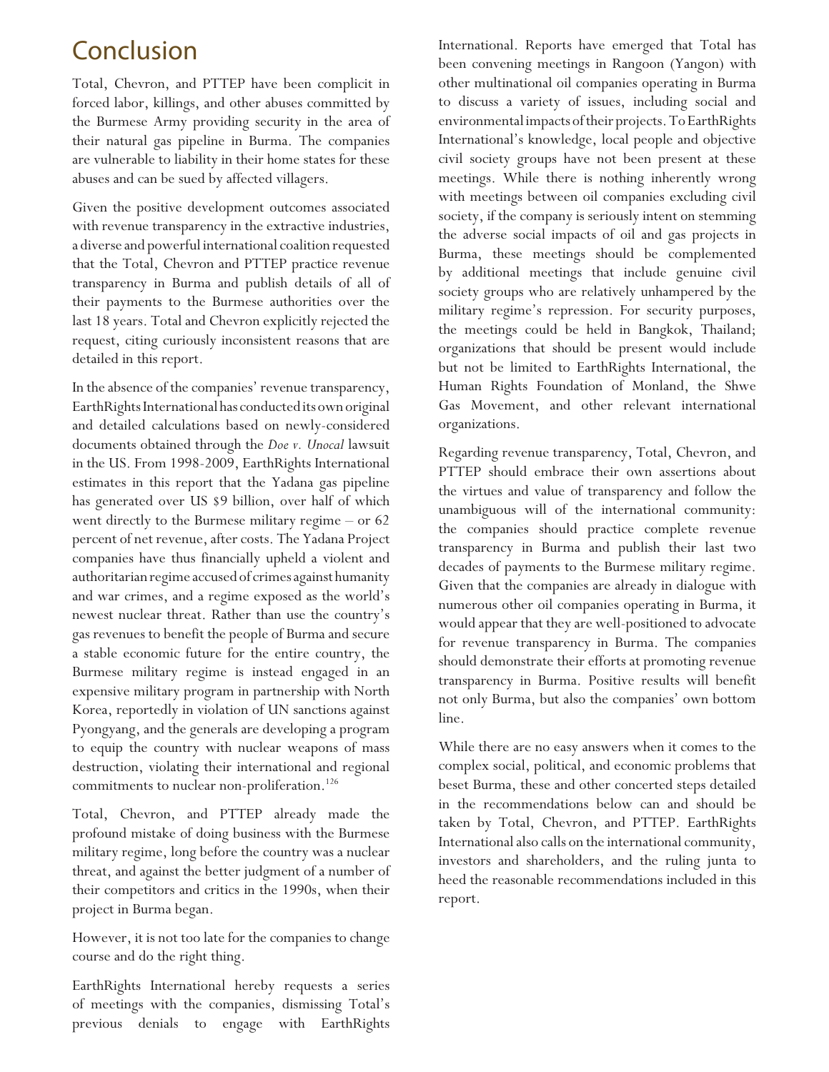# Conclusion

Total, Chevron, and PTTEP have been complicit in forced labor, killings, and other abuses committed by the Burmese Army providing security in the area of their natural gas pipeline in Burma. The companies are vulnerable to liability in their home states for these abuses and can be sued by affected villagers.

Given the positive development outcomes associated with revenue transparency in the extractive industries, a diverse and powerful international coalition requested that the Total, Chevron and PTTEP practice revenue transparency in Burma and publish details of all of their payments to the Burmese authorities over the last 18 years. Total and Chevron explicitly rejected the request, citing curiously inconsistent reasons that are detailed in this report.

In the absence of the companies' revenue transparency, EarthRights International has conducted its own original and detailed calculations based on newly-considered documents obtained through the *Doe v. Unocal* lawsuit in the US. From 1998-2009, EarthRights International estimates in this report that the Yadana gas pipeline has generated over US $9 billion, over half of which went directly to the Burmese military regime – or 62 percent of net revenue, after costs. The Yadana Project companies have thus financially upheld a violent and authoritarian regime accused of crimes against humanity and war crimes, and a regime exposed as the world's newest nuclear threat. Rather than use the country's gas revenues to benefit the people of Burma and secure a stable economic future for the entire country, the Burmese military regime is instead engaged in an expensive military program in partnership with North Korea, reportedly in violation of UN sanctions against Pyongyang, and the generals are developing a program to equip the country with nuclear weapons of mass destruction, violating their international and regional commitments to nuclear non-proliferation.[126]

Total, Chevron, and PTTEP already made the profound mistake of doing business with the Burmese military regime, long before the country was a nuclear threat, and against the better judgment of a number of their competitors and critics in the 1990s, when their project in Burma began.

However, it is not too late for the companies to change course and do the right thing.

EarthRights International hereby requests a series of meetings with the companies, dismissing Total's previous denials to engage with EarthRights International. Reports have emerged that Total has been convening meetings in Rangoon (Yangon) with other multinational oil companies operating in Burma to discuss a variety of issues, including social and environmental impacts of their projects. To EarthRights International's knowledge, local people and objective civil society groups have not been present at these meetings. While there is nothing inherently wrong with meetings between oil companies excluding civil society, if the company is seriously intent on stemming the adverse social impacts of oil and gas projects in Burma, these meetings should be complemented by additional meetings that include genuine civil society groups who are relatively unhampered by the military regime's repression. For security purposes, the meetings could be held in Bangkok, Thailand; organizations that should be present would include but not be limited to EarthRights International, the Human Rights Foundation of Monland, the Shwe Gas Movement, and other relevant international organizations.

Regarding revenue transparency, Total, Chevron, and PTTEP should embrace their own assertions about the virtues and value of transparency and follow the unambiguous will of the international community: the companies should practice complete revenue transparency in Burma and publish their last two decades of payments to the Burmese military regime. Given that the companies are already in dialogue with numerous other oil companies operating in Burma, it would appear that they are well-positioned to advocate for revenue transparency in Burma. The companies should demonstrate their efforts at promoting revenue transparency in Burma. Positive results will benefit not only Burma, but also the companies' own bottom line.

While there are no easy answers when it comes to the complex social, political, and economic problems that beset Burma, these and other concerted steps detailed in the recommendations below can and should be taken by Total, Chevron, and PTTEP. EarthRights International also calls on the international community, investors and shareholders, and the ruling junta to heed the reasonable recommendations included in this report.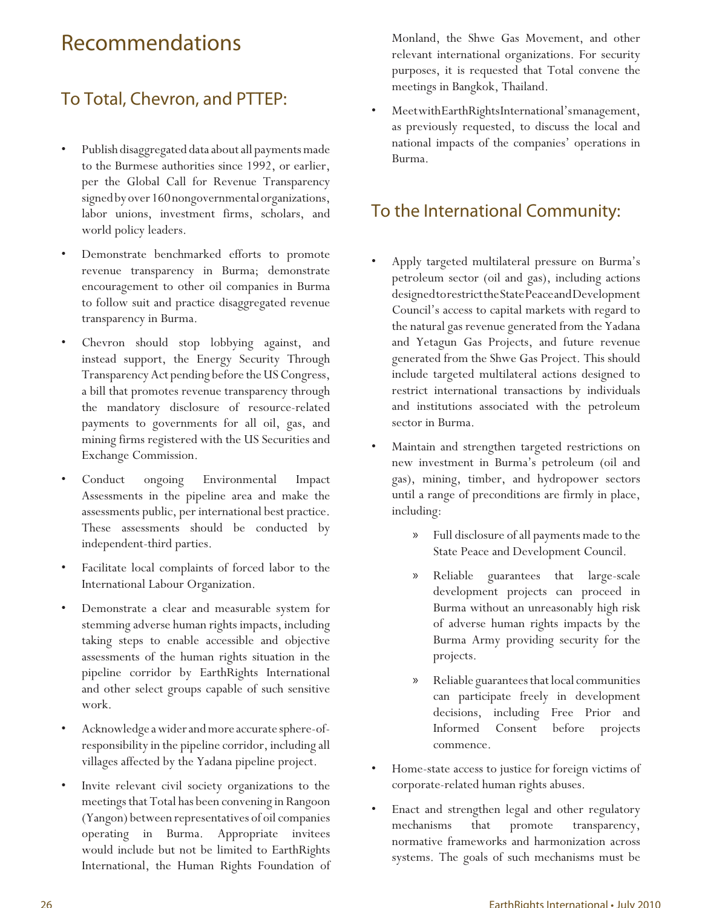# Recommendations

## To Total, Chevron, and PTTEP:

- Publish disaggregated data about all payments made to the Burmese authorities since 1992, or earlier, per the Global Call for Revenue Transparency signed by over 160 nongovernmental organizations, labor unions, investment firms, scholars, and world policy leaders.
- Demonstrate benchmarked efforts to promote revenue transparency in Burma; demonstrate encouragement to other oil companies in Burma to follow suit and practice disaggregated revenue transparency in Burma.
- Chevron should stop lobbying against, and instead support, the Energy Security Through Transparency Act pending before the US Congress, a bill that promotes revenue transparency through the mandatory disclosure of resource-related payments to governments for all oil, gas, and mining firms registered with the US Securities and Exchange Commission.
- Conduct ongoing Environmental Impact Assessments in the pipeline area and make the assessments public, per international best practice. These assessments should be conducted by independent-third parties.
- Facilitate local complaints of forced labor to the International Labour Organization.
- Demonstrate a clear and measurable system for stemming adverse human rights impacts, including taking steps to enable accessible and objective assessments of the human rights situation in the pipeline corridor by EarthRights International and other select groups capable of such sensitive work.
- Acknowledge a wider and more accurate sphere-of-responsibility in the pipeline corridor, including all villages affected by the Yadana pipeline project.
- Invite relevant civil society organizations to the meetings that Total has been convening in Rangoon (Yangon) between representatives of oil companies operating in Burma. Appropriate invitees would include but not be limited to EarthRights International, the Human Rights Foundation of Monland, the Shwe Gas Movement, and other relevant international organizations. For security purposes, it is requested that Total convene the meetings in Bangkok, Thailand.
- Meet with EarthRights International's management, as previously requested, to discuss the local and national impacts of the companies' operations in Burma.

## To the International Community:

- Apply targeted multilateral pressure on Burma's petroleum sector (oil and gas), including actions designed to restrict the State Peace and Development Council's access to capital markets with regard to the natural gas revenue generated from the Yadana and Yetagun Gas Projects, and future revenue generated from the Shwe Gas Project. This should include targeted multilateral actions designed to restrict international transactions by individuals and institutions associated with the petroleum sector in Burma.
- Maintain and strengthen targeted restrictions on new investment in Burma's petroleum (oil and gas), mining, timber, and hydropower sectors until a range of preconditions are firmly in place, including:
  - Full disclosure of all payments made to the State Peace and Development Council.
  - Reliable guarantees that large-scale development projects can proceed in Burma without an unreasonably high risk of adverse human rights impacts by the Burma Army providing security for the projects.
  - Reliable guarantees that local communities can participate freely in development decisions, including Free Prior and Informed Consent before projects commence.
- Home-state access to justice for foreign victims of corporate-related human rights abuses.
- Enact and strengthen legal and other regulatory mechanisms that promote transparency, normative frameworks and harmonization across systems. The goals of such mechanisms must be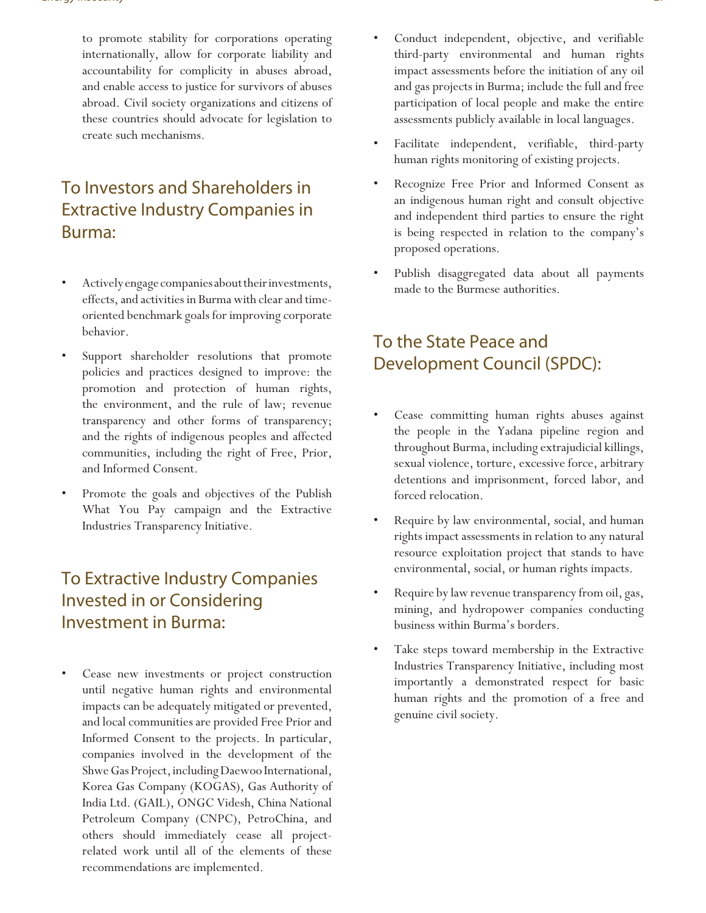to promote stability for corporations operating internationally, allow for corporate liability and accountability for complicity in abuses abroad, and enable access to justice for survivors of abuses abroad. Civil society organizations and citizens of these countries should advocate for legislation to create such mechanisms.

## To Investors and Shareholders in Extractive Industry Companies in Burma:

- Actively engage companies about their investments, effects, and activities in Burma with clear and time-oriented benchmark goals for improving corporate behavior.
- Support shareholder resolutions that promote policies and practices designed to improve: the promotion and protection of human rights, the environment, and the rule of law; revenue transparency and other forms of transparency; and the rights of indigenous peoples and affected communities, including the right of Free, Prior, and Informed Consent.
- Promote the goals and objectives of the Publish What You Pay campaign and the Extractive Industries Transparency Initiative.

## To Extractive Industry Companies Invested in or Considering Investment in Burma:

- Cease new investments or project construction until negative human rights and environmental impacts can be adequately mitigated or prevented, and local communities are provided Free Prior and Informed Consent to the projects. In particular, companies involved in the development of the Shwe Gas Project, including Daewoo International, Korea Gas Company (KOGAS), Gas Authority of India Ltd. (GAIL), ONGC Videsh, China National Petroleum Company (CNPC), PetroChina, and others should immediately cease all project-related work until all of the elements of these recommendations are implemented.
- Conduct independent, objective, and verifiable third-party environmental and human rights impact assessments before the initiation of any oil and gas projects in Burma; include the full and free participation of local people and make the entire assessments publicly available in local languages.
- Facilitate independent, verifiable, third-party human rights monitoring of existing projects.
- Recognize Free Prior and Informed Consent as an indigenous human right and consult objective and independent third parties to ensure the right is being respected in relation to the company's proposed operations.
- Publish disaggregated data about all payments made to the Burmese authorities.

## To the State Peace and Development Council (SPDC):

- Cease committing human rights abuses against the people in the Yadana pipeline region and throughout Burma, including extrajudicial killings, sexual violence, torture, excessive force, arbitrary detentions and imprisonment, forced labor, and forced relocation.
- Require by law environmental, social, and human rights impact assessments in relation to any natural resource exploitation project that stands to have environmental, social, or human rights impacts.
- Require by law revenue transparency from oil, gas, mining, and hydropower companies conducting business within Burma's borders.
- Take steps toward membership in the Extractive Industries Transparency Initiative, including most importantly a demonstrated respect for basic human rights and the promotion of a free and genuine civil society.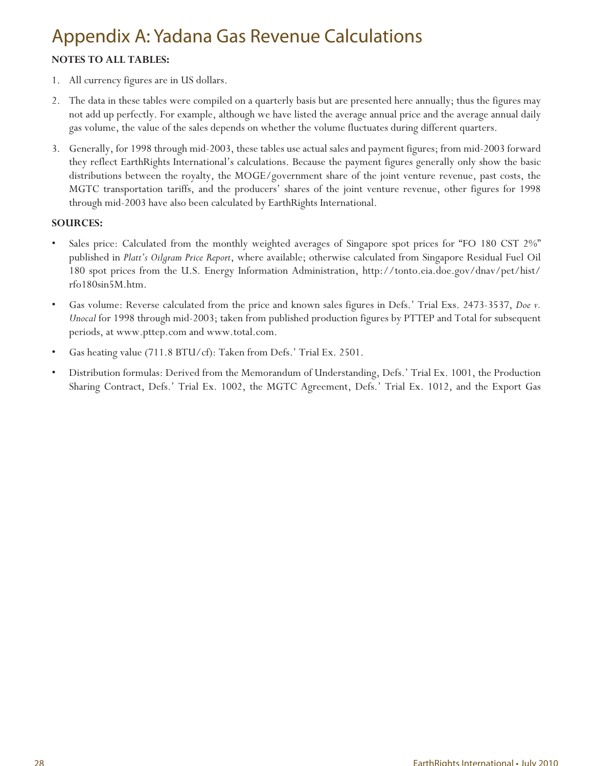# Appendix A: Yadana Gas Revenue Calculations

**NOTES TO ALL TABLES:**

1. All currency figures are in US dollars.
2. The data in these tables were compiled on a quarterly basis but are presented here annually; thus the figures may not add up perfectly. For example, although we have listed the average annual price and the average annual daily gas volume, the value of the sales depends on whether the volume fluctuates during different quarters.
3. Generally, for 1998 through mid-2003, these tables use actual sales and payment figures; from mid-2003 forward they reflect EarthRights International's calculations. Because the payment figures generally only show the basic distributions between the royalty, the MOGE/government share of the joint venture revenue, past costs, the MGTC transportation tariffs, and the producers' shares of the joint venture revenue, other figures for 1998 through mid-2003 have also been calculated by EarthRights International.

**SOURCES:**

- Sales price: Calculated from the monthly weighted averages of Singapore spot prices for "FO 180 CST 2%" published in *Platt's Oilgram Price Report*, where available; otherwise calculated from Singapore Residual Fuel Oil 180 spot prices from the U.S. Energy Information Administration, http://tonto.eia.doe.gov/dnav/pet/hist/rfo180sin5M.htm.
- Gas volume: Reverse calculated from the price and known sales figures in Defs.' Trial Exs. 2473-3537, *Doe v. Unocal* for 1998 through mid-2003; taken from published production figures by PTTEP and Total for subsequent periods, at www.pttep.com and www.total.com.
- Gas heating value (711.8 BTU/cf): Taken from Defs.' Trial Ex. 2501.
- Distribution formulas: Derived from the Memorandum of Understanding, Defs.' Trial Ex. 1001, the Production Sharing Contract, Defs.' Trial Ex. 1002, the MGTC Agreement, Defs.' Trial Ex. 1012, and the Export Gas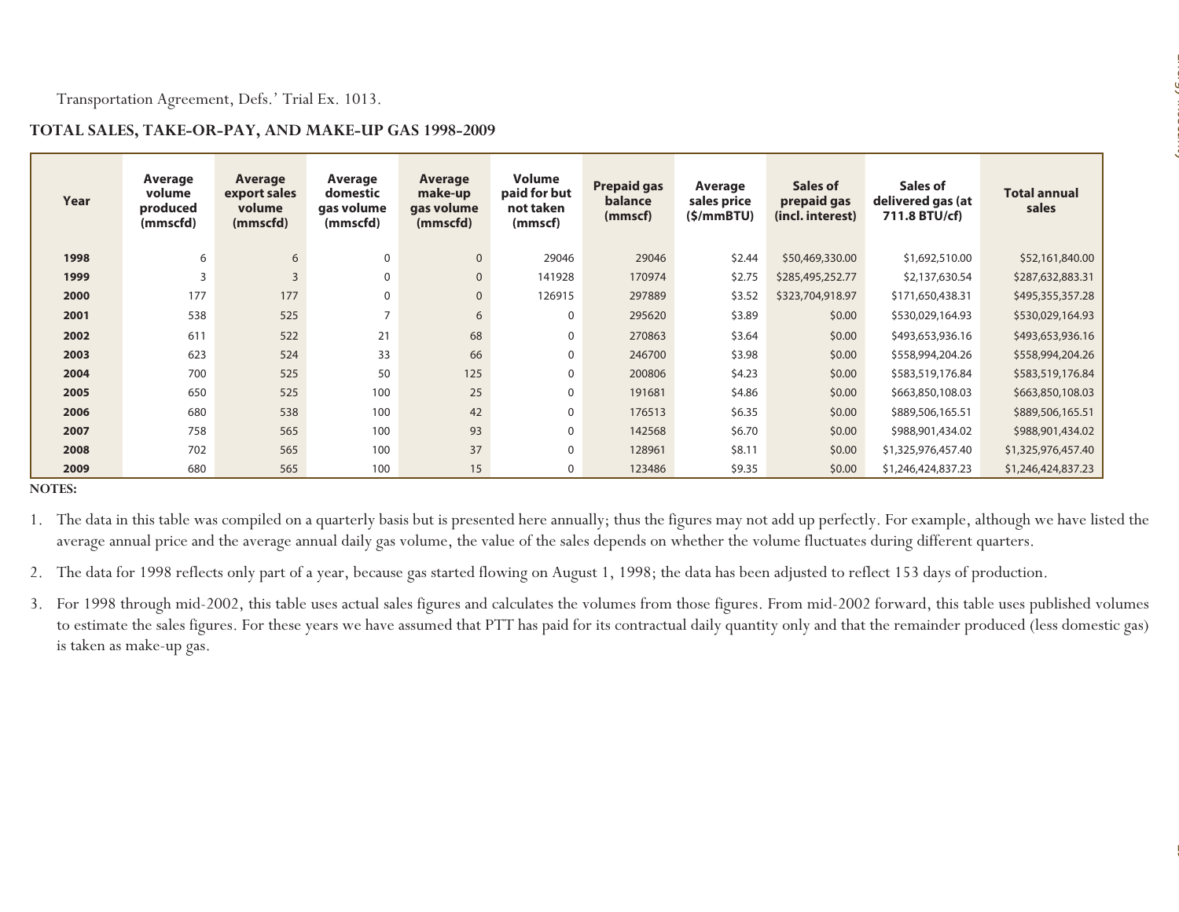Transportation Agreement, Defs.' Trial Ex. 1013.

**TOTAL SALES, TAKE-OR-PAY, AND MAKE-UP GAS 1998-2009**

| Year | Average volume produced (mmscfd) | Average export sales volume (mmscfd) | Average domestic gas volume (mmscfd) | Average make-up gas volume (mmscfd) | Volume paid for but not taken (mmscf) | Prepaid gas balance (mmscf) | Average sales price ($/mmBTU) | Sales of prepaid gas (incl. interest) | Sales of delivered gas (at 711.8 BTU/cf) | Total annual sales |
|---|---|---|---|---|---|---|---|---|---|---|
| **1998** | 6 | 6 | 0 | 0 | 29046 | 29046 | $2.44 | $50,469,330.00 | $1,692,510.00 | $52,161,840.00 |
| **1999** | 3 | 3 | 0 | 0 | 141928 | 170974 | $2.75 | $285,495,252.77 | $2,137,630.54 | $287,632,883.31 |
| **2000** | 177 | 177 | 0 | 0 | 126915 | 297889 | $3.52 | $323,704,918.97 | $171,650,438.31 | $495,355,357.28 |
| **2001** | 538 | 525 | 7 | 6 | 0 | 295620 | $3.89 | $0.00 | $530,029,164.93 | $530,029,164.93 |
| **2002** | 611 | 522 | 21 | 68 | 0 | 270863 | $3.64 | $0.00 | $493,653,936.16 | $493,653,936.16 |
| **2003** | 623 | 524 | 33 | 66 | 0 | 246700 | $3.98 | $0.00 | $558,994,204.26 | $558,994,204.26 |
| **2004** | 700 | 525 | 50 | 125 | 0 | 200806 | $4.23 | $0.00 | $583,519,176.84 | $583,519,176.84 |
| **2005** | 650 | 525 | 100 | 25 | 0 | 191681 | $4.86 | $0.00 | $663,850,108.03 | $663,850,108.03 |
| **2006** | 680 | 538 | 100 | 42 | 0 | 176513 | $6.35 | $0.00 | $889,506,165.51 | $889,506,165.51 |
| **2007** | 758 | 565 | 100 | 93 | 0 | 142568 | $6.70 | $0.00 | $988,901,434.02 | $988,901,434.02 |
| **2008** | 702 | 565 | 100 | 37 | 0 | 128961 | $8.11 | $0.00 | $1,325,976,457.40 | $1,325,976,457.40 |
| **2009** | 680 | 565 | 100 | 15 | 0 | 123486 | $9.35 | $0.00 | $1,246,424,837.23 | $1,246,424,837.23 |

**NOTES:**

1. The data in this table was compiled on a quarterly basis but is presented here annually; thus the figures may not add up perfectly. For example, although we have listed the average annual price and the average annual daily gas volume, the value of the sales depends on whether the volume fluctuates during different quarters.
2. The data for 1998 reflects only part of a year, because gas started flowing on August 1, 1998; the data has been adjusted to reflect 153 days of production.
3. For 1998 through mid-2002, this table uses actual sales figures and calculates the volumes from those figures. From mid-2002 forward, this table uses published volumes to estimate the sales figures. For these years we have assumed that PTT has paid for its contractual daily quantity only and that the remainder produced (less domestic gas) is taken as make-up gas.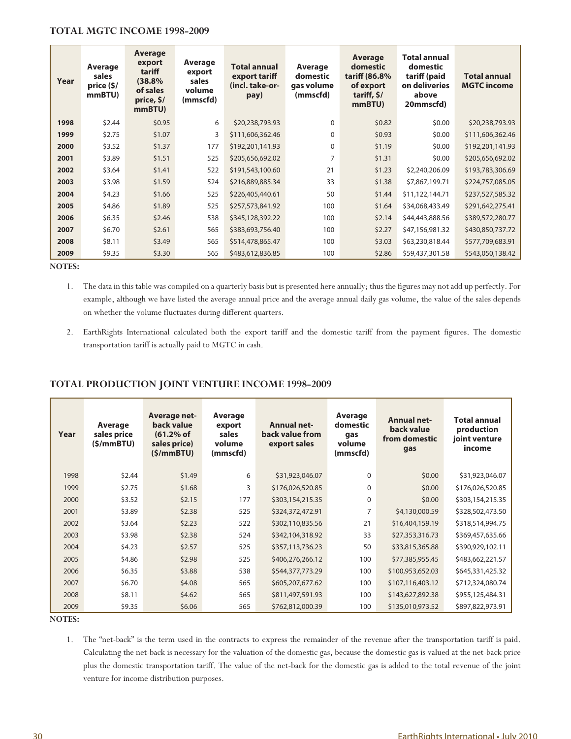## TOTAL MGTC INCOME 1998-2009

| Year | Average sales price ($/ mmBTU) | Average export tariff (38.8% of sales price, $/ mmBTU) | Average export sales volume (mmscfd) | Total annual export tariff (incl. take-or-pay) | Average domestic gas volume (mmscfd) | Average domestic tariff (86.8% of export tariff, $/ mmBTU) | Total annual domestic tariff (paid on deliveries above 20mmscfd) | Total annual MGTC income |
|---|---|---|---|---|---|---|---|---|
| 1998 | $2.44 | $0.95 | 6 | $20,238,793.93 | 0 | $0.82 | $0.00 | $20,238,793.93 |
| 1999 | $2.75 | $1.07 | 3 | $111,606,362.46 | 0 | $0.93 | $0.00 | $111,606,362.46 |
| 2000 | $3.52 | $1.37 | 177 | $192,201,141.93 | 0 | $1.19 | $0.00 | $192,201,141.93 |
| 2001 | $3.89 | $1.51 | 525 | $205,656,692.02 | 7 | $1.31 | $0.00 | $205,656,692.02 |
| 2002 | $3.64 | $1.41 | 522 | $191,543,100.60 | 21 | $1.23 | $2,240,206.09 | $193,783,306.69 |
| 2003 | $3.98 | $1.59 | 524 | $216,889,885.34 | 33 | $1.38 | $7,867,199.71 | $224,757,085.05 |
| 2004 | $4.23 | $1.66 | 525 | $226,405,440.61 | 50 | $1.44 | $11,122,144.71 | $237,527,585.32 |
| 2005 | $4.86 | $1.89 | 525 | $257,573,841.92 | 100 | $1.64 | $34,068,433.49 | $291,642,275.41 |
| 2006 | $6.35 | $2.46 | 538 | $345,128,392.22 | 100 | $2.14 | $44,443,888.56 | $389,572,280.77 |
| 2007 | $6.70 | $2.61 | 565 | $383,693,756.40 | 100 | $2.27 | $47,156,981.32 | $430,850,737.72 |
| 2008 | $8.11 | $3.49 | 565 | $514,478,865.47 | 100 | $3.03 | $63,230,818.44 | $577,709,683.91 |
| 2009 | $9.35 | $3.30 | 565 | $483,612,836.85 | 100 | $2.86 | $59,437,301.58 | $543,050,138.42 |

**NOTES:**

1. The data in this table was compiled on a quarterly basis but is presented here annually; thus the figures may not add up perfectly. For example, although we have listed the average annual price and the average annual daily gas volume, the value of the sales depends on whether the volume fluctuates during different quarters.
2. EarthRights International calculated both the export tariff and the domestic tariff from the payment figures. The domestic transportation tariff is actually paid to MGTC in cash.

## TOTAL PRODUCTION JOINT VENTURE INCOME 1998-2009

| Year | Average sales price ($/mmBTU) | Average net-back value (61.2% of sales price) ($/mmBTU) | Average export sales volume (mmscfd) | Annual net-back value from export sales | Average domestic gas volume (mmscfd) | Annual net-back value from domestic gas | Total annual production joint venture income |
|---|---|---|---|---|---|---|---|
| 1998 | $2.44 | $1.49 | 6 | $31,923,046.07 | 0 | $0.00 | $31,923,046.07 |
| 1999 | $2.75 | $1.68 | 3 | $176,026,520.85 | 0 | $0.00 | $176,026,520.85 |
| 2000 | $3.52 | $2.15 | 177 | $303,154,215.35 | 0 | $0.00 | $303,154,215.35 |
| 2001 | $3.89 | $2.38 | 525 | $324,372,472.91 | 7 | $4,130,000.59 | $328,502,473.50 |
| 2002 | $3.64 | $2.23 | 522 | $302,110,835.56 | 21 | $16,404,159.19 | $318,514,994.75 |
| 2003 | $3.98 | $2.38 | 524 | $342,104,318.92 | 33 | $27,353,316.73 | $369,457,635.66 |
| 2004 | $4.23 | $2.57 | 525 | $357,113,736.23 | 50 | $33,815,365.88 | $390,929,102.11 |
| 2005 | $4.86 | $2.98 | 525 | $406,276,266.12 | 100 | $77,385,955.45 | $483,662,221.57 |
| 2006 | $6.35 | $3.88 | 538 | $544,377,773.29 | 100 | $100,953,652.03 | $645,331,425.32 |
| 2007 | $6.70 | $4.08 | 565 | $605,207,677.62 | 100 | $107,116,403.12 | $712,324,080.74 |
| 2008 | $8.11 | $4.62 | 565 | $811,497,591.93 | 100 | $143,627,892.38 | $955,125,484.31 |
| 2009 | $9.35 | $6.06 | 565 | $762,812,000.39 | 100 | $135,010,973.52 | $897,822,973.91 |

**NOTES:**

1. The "net-back" is the term used in the contracts to express the remainder of the revenue after the transportation tariff is paid. Calculating the net-back is necessary for the valuation of the domestic gas, because the domestic gas is valued at the net-back price plus the domestic transportation tariff. The value of the net-back for the domestic gas is added to the total revenue of the joint venture for income distribution purposes.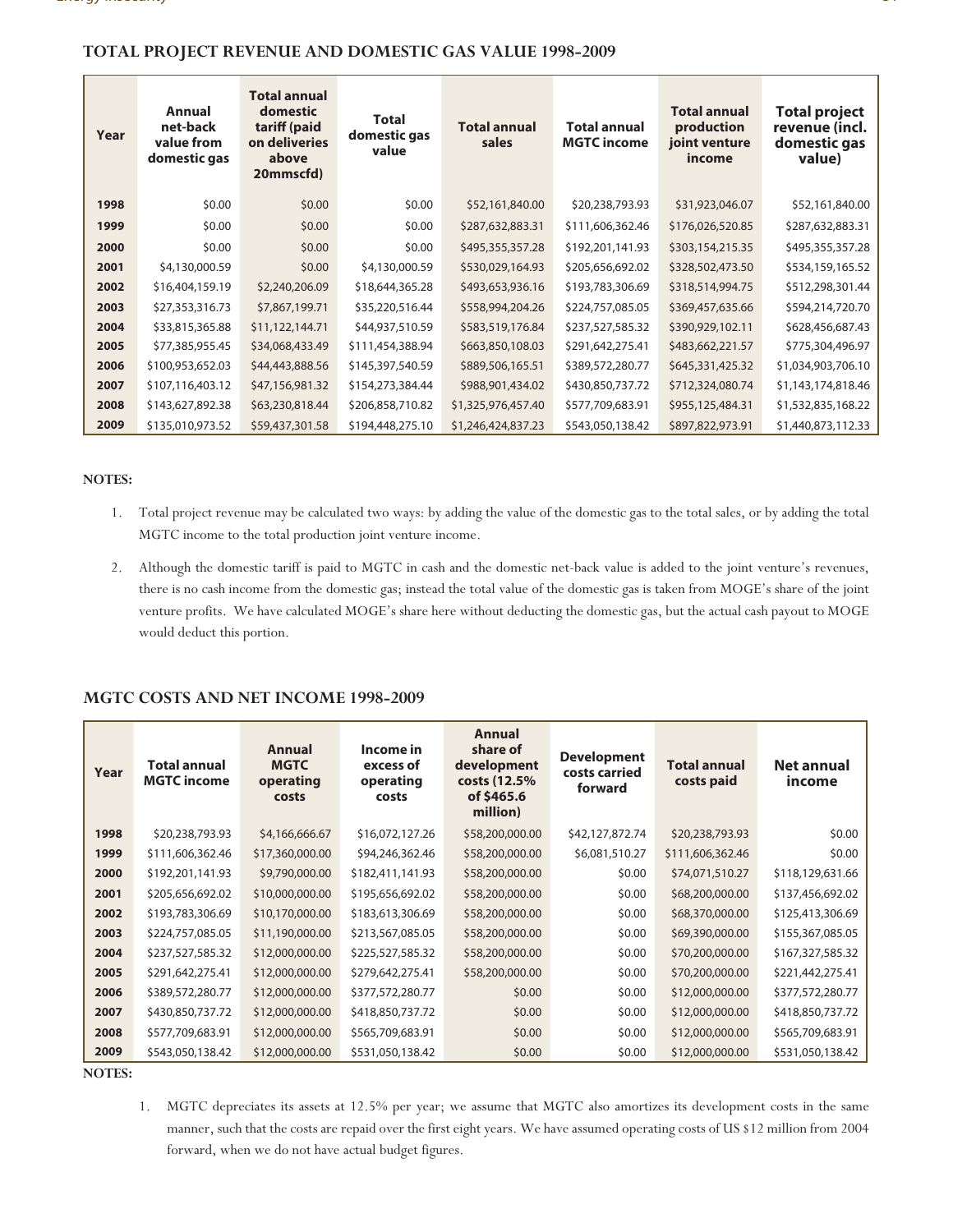## TOTAL PROJECT REVENUE AND DOMESTIC GAS VALUE 1998-2009

| Year | Annual net-back value from domestic gas | Total annual domestic tariff (paid on deliveries above 20mmscfd) | Total domestic gas value | Total annual sales | Total annual MGTC income | Total annual production joint venture income | Total project revenue (incl. domestic gas value) |
|---|---|---|---|---|---|---|---|
| 1998 | $0.00 | $0.00 | $0.00 | $52,161,840.00 | $20,238,793.93 | $31,923,046.07 | $52,161,840.00 |
| 1999 | $0.00 | $0.00 | $0.00 | $287,632,883.31 | $111,606,362.46 | $176,026,520.85 | $287,632,883.31 |
| 2000 | $0.00 | $0.00 | $0.00 | $495,355,357.28 | $192,201,141.93 | $303,154,215.35 | $495,355,357.28 |
| 2001 | $4,130,000.59 | $0.00 | $4,130,000.59 | $530,029,164.93 | $205,656,692.02 | $328,502,473.50 | $534,159,165.52 |
| 2002 | $16,404,159.19 | $2,240,206.09 | $18,644,365.28 | $493,653,936.16 | $193,783,306.69 | $318,514,994.75 | $512,298,301.44 |
| 2003 | $27,353,316.73 | $7,867,199.71 | $35,220,516.44 | $558,994,204.26 | $224,757,085.05 | $369,457,635.66 | $594,214,720.70 |
| 2004 | $33,815,365.88 | $11,122,144.71 | $44,937,510.59 | $583,519,176.84 | $237,527,585.32 | $390,929,102.11 | $628,456,687.43 |
| 2005 | $77,385,955.45 | $34,068,433.49 | $111,454,388.94 | $663,850,108.03 | $291,642,275.41 | $483,662,221.57 | $775,304,496.97 |
| 2006 | $100,953,652.03 | $44,443,888.56 | $145,397,540.59 | $889,506,165.51 | $389,572,280.77 | $645,331,425.32 | $1,034,903,706.10 |
| 2007 | $107,116,403.12 | $47,156,981.32 | $154,273,384.44 | $988,901,434.02 | $430,850,737.72 | $712,324,080.74 | $1,143,174,818.46 |
| 2008 | $143,627,892.38 | $63,230,818.44 | $206,858,710.82 | $1,325,976,457.40 | $577,709,683.91 | $955,125,484.31 | $1,532,835,168.22 |
| 2009 | $135,010,973.52 | $59,437,301.58 | $194,448,275.10 | $1,246,424,837.23 | $543,050,138.42 | $897,822,973.91 | $1,440,873,112.33 |

**NOTES:**

1. Total project revenue may be calculated two ways: by adding the value of the domestic gas to the total sales, or by adding the total MGTC income to the total production joint venture income.
2. Although the domestic tariff is paid to MGTC in cash and the domestic net-back value is added to the joint venture's revenues, there is no cash income from the domestic gas; instead the total value of the domestic gas is taken from MOGE's share of the joint venture profits. We have calculated MOGE's share here without deducting the domestic gas, but the actual cash payout to MOGE would deduct this portion.

## MGTC COSTS AND NET INCOME 1998-2009

| Year | Total annual MGTC income | Annual MGTC operating costs | Income in excess of operating costs | Annual share of development costs (12.5% of $465.6 million) | Development costs carried forward | Total annual costs paid | Net annual income |
|---|---|---|---|---|---|---|---|
| 1998 | $20,238,793.93 | $4,166,666.67 | $16,072,127.26 | $58,200,000.00 | $42,127,872.74 | $20,238,793.93 | $0.00 |
| 1999 | $111,606,362.46 | $17,360,000.00 | $94,246,362.46 | $58,200,000.00 | $6,081,510.27 | $111,606,362.46 | $0.00 |
| 2000 | $192,201,141.93 | $9,790,000.00 | $182,411,141.93 | $58,200,000.00 | $0.00 | $74,071,510.27 | $118,129,631.66 |
| 2001 | $205,656,692.02 | $10,000,000.00 | $195,656,692.02 | $58,200,000.00 | $0.00 | $68,200,000.00 | $137,456,692.02 |
| 2002 | $193,783,306.69 | $10,170,000.00 | $183,613,306.69 | $58,200,000.00 | $0.00 | $68,370,000.00 | $125,413,306.69 |
| 2003 | $224,757,085.05 | $11,190,000.00 | $213,567,085.05 | $58,200,000.00 | $0.00 | $69,390,000.00 | $155,367,085.05 |
| 2004 | $237,527,585.32 | $12,000,000.00 | $225,527,585.32 | $58,200,000.00 | $0.00 | $70,200,000.00 | $167,327,585.32 |
| 2005 | $291,642,275.41 | $12,000,000.00 | $279,642,275.41 | $58,200,000.00 | $0.00 | $70,200,000.00 | $221,442,275.41 |
| 2006 | $389,572,280.77 | $12,000,000.00 | $377,572,280.77 | $0.00 | $0.00 | $12,000,000.00 | $377,572,280.77 |
| 2007 | $430,850,737.72 | $12,000,000.00 | $418,850,737.72 | $0.00 | $0.00 | $12,000,000.00 | $418,850,737.72 |
| 2008 | $577,709,683.91 | $12,000,000.00 | $565,709,683.91 | $0.00 | $0.00 | $12,000,000.00 | $565,709,683.91 |
| 2009 | $543,050,138.42 | $12,000,000.00 | $531,050,138.42 | $0.00 | $0.00 | $12,000,000.00 | $531,050,138.42 |

**NOTES:**

1. MGTC depreciates its assets at 12.5% per year; we assume that MGTC also amortizes its development costs in the same manner, such that the costs are repaid over the first eight years. We have assumed operating costs of US $12 million from 2004 forward, when we do not have actual budget figures.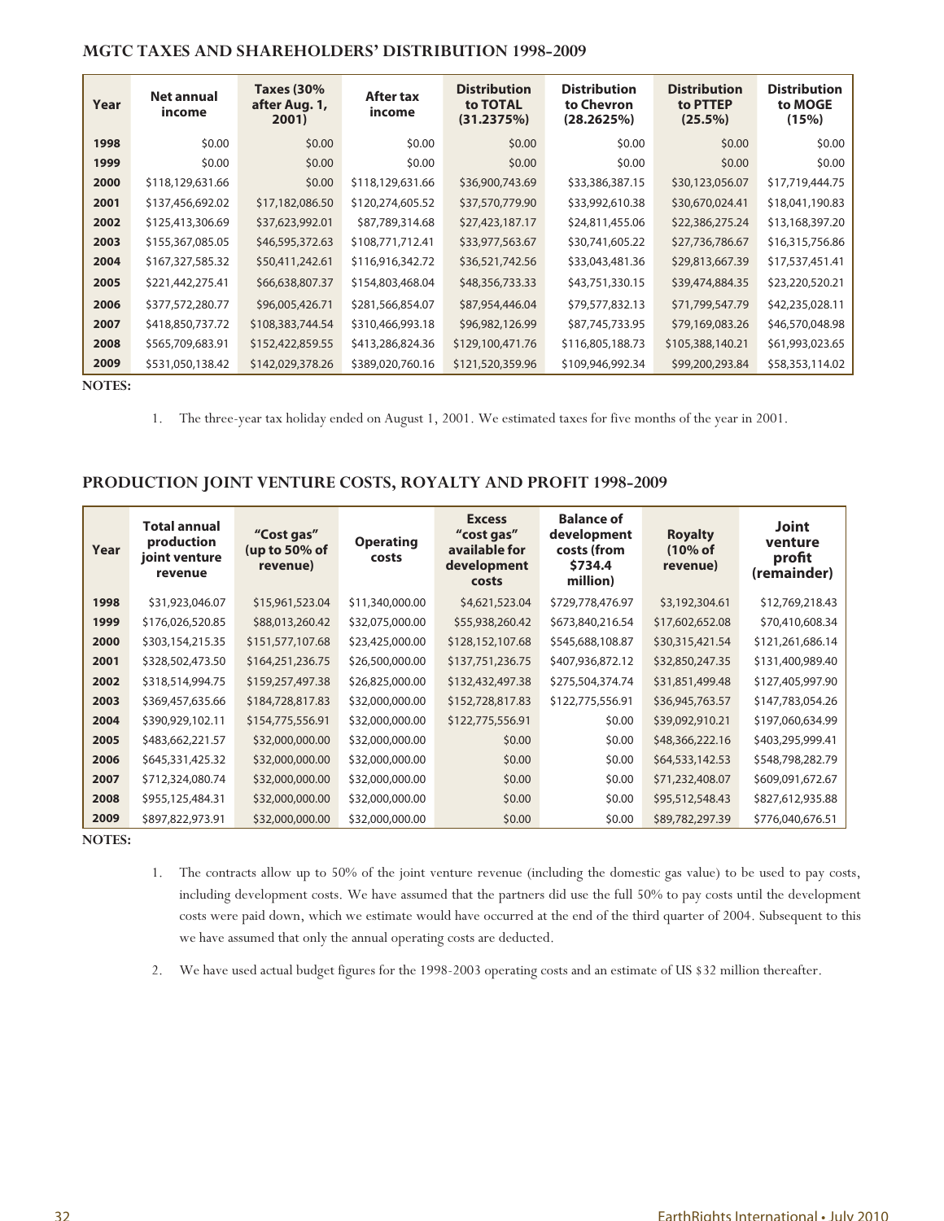## MGTC TAXES AND SHAREHOLDERS' DISTRIBUTION 1998-2009

| Year | Net annual income | Taxes (30% after Aug. 1, 2001) | After tax income | Distribution to TOTAL (31.2375%) | Distribution to Chevron (28.2625%) | Distribution to PTTEP (25.5%) | Distribution to MOGE (15%) |
|---|---|---|---|---|---|---|---|
| 1998 | $0.00 | $0.00 | $0.00 | $0.00 | $0.00 | $0.00 | $0.00 |
| 1999 | $0.00 | $0.00 | $0.00 | $0.00 | $0.00 | $0.00 | $0.00 |
| 2000 | $118,129,631.66 | $0.00 | $118,129,631.66 | $36,900,743.69 | $33,386,387.15 | $30,123,056.07 | $17,719,444.75 |
| 2001 | $137,456,692.02 | $17,182,086.50 | $120,274,605.52 | $37,570,779.90 | $33,992,610.38 | $30,670,024.41 | $18,041,190.83 |
| 2002 | $125,413,306.69 | $37,623,992.01 | $87,789,314.68 | $27,423,187.17 | $24,811,455.06 | $22,386,275.24 | $13,168,397.20 |
| 2003 | $155,367,085.05 | $46,595,372.63 | $108,771,712.41 | $33,977,563.67 | $30,741,605.22 | $27,736,786.67 | $16,315,756.86 |
| 2004 | $167,327,585.32 | $50,411,242.61 | $116,916,342.72 | $36,521,742.56 | $33,043,481.36 | $29,813,667.39 | $17,537,451.41 |
| 2005 | $221,442,275.41 | $66,638,807.37 | $154,803,468.04 | $48,356,733.33 | $43,751,330.15 | $39,474,884.35 | $23,220,520.21 |
| 2006 | $377,572,280.77 | $96,005,426.71 | $281,566,854.07 | $87,954,446.04 | $79,577,832.13 | $71,799,547.79 | $42,235,028.11 |
| 2007 | $418,850,737.72 | $108,383,744.54 | $310,466,993.18 | $96,982,126.99 | $87,745,733.95 | $79,169,083.26 | $46,570,048.98 |
| 2008 | $565,709,683.91 | $152,422,859.55 | $413,286,824.36 | $129,100,471.76 | $116,805,188.73 | $105,388,140.21 | $61,993,023.65 |
| 2009 | $531,050,138.42 | $142,029,378.26 | $389,020,760.16 | $121,520,359.96 | $109,946,992.34 | $99,200,293.84 | $58,353,114.02 |

**NOTES:**

1. The three-year tax holiday ended on August 1, 2001. We estimated taxes for five months of the year in 2001.

## PRODUCTION JOINT VENTURE COSTS, ROYALTY AND PROFIT 1998-2009

| Year | Total annual production joint venture revenue | "Cost gas" (up to 50% of revenue) | Operating costs | Excess "cost gas" available for development costs | Balance of development costs (from $734.4 million) | Royalty (10% of revenue) | Joint venture profit (remainder) |
|---|---|---|---|---|---|---|---|
| 1998 | $31,923,046.07 | $15,961,523.04 | $11,340,000.00 | $4,621,523.04 | $729,778,476.97 | $3,192,304.61 | $12,769,218.43 |
| 1999 | $176,026,520.85 | $88,013,260.42 | $32,075,000.00 | $55,938,260.42 | $673,840,216.54 | $17,602,652.08 | $70,410,608.34 |
| 2000 | $303,154,215.35 | $151,577,107.68 | $23,425,000.00 | $128,152,107.68 | $545,688,108.87 | $30,315,421.54 | $121,261,686.14 |
| 2001 | $328,502,473.50 | $164,251,236.75 | $26,500,000.00 | $137,751,236.75 | $407,936,872.12 | $32,850,247.35 | $131,400,989.40 |
| 2002 | $318,514,994.75 | $159,257,497.38 | $26,825,000.00 | $132,432,497.38 | $275,504,374.74 | $31,851,499.48 | $127,405,997.90 |
| 2003 | $369,457,635.66 | $184,728,817.83 | $32,000,000.00 | $152,728,817.83 | $122,775,556.91 | $36,945,763.57 | $147,783,054.26 |
| 2004 | $390,929,102.11 | $154,775,556.91 | $32,000,000.00 | $122,775,556.91 | $0.00 | $39,092,910.21 | $197,060,634.99 |
| 2005 | $483,662,221.57 | $32,000,000.00 | $32,000,000.00 | $0.00 | $0.00 | $48,366,222.16 | $403,295,999.41 |
| 2006 | $645,331,425.32 | $32,000,000.00 | $32,000,000.00 | $0.00 | $0.00 | $64,533,142.53 | $548,798,282.79 |
| 2007 | $712,324,080.74 | $32,000,000.00 | $32,000,000.00 | $0.00 | $0.00 | $71,232,408.07 | $609,091,672.67 |
| 2008 | $955,125,484.31 | $32,000,000.00 | $32,000,000.00 | $0.00 | $0.00 | $95,512,548.43 | $827,612,935.88 |
| 2009 | $897,822,973.91 | $32,000,000.00 | $32,000,000.00 | $0.00 | $0.00 | $89,782,297.39 | $776,040,676.51 |

**NOTES:**

1. The contracts allow up to 50% of the joint venture revenue (including the domestic gas value) to be used to pay costs, including development costs. We have assumed that the partners did use the full 50% to pay costs until the development costs were paid down, which we estimate would have occurred at the end of the third quarter of 2004. Subsequent to this we have assumed that only the annual operating costs are deducted.

2. We have used actual budget figures for the 1998-2003 operating costs and an estimate of US $32 million thereafter.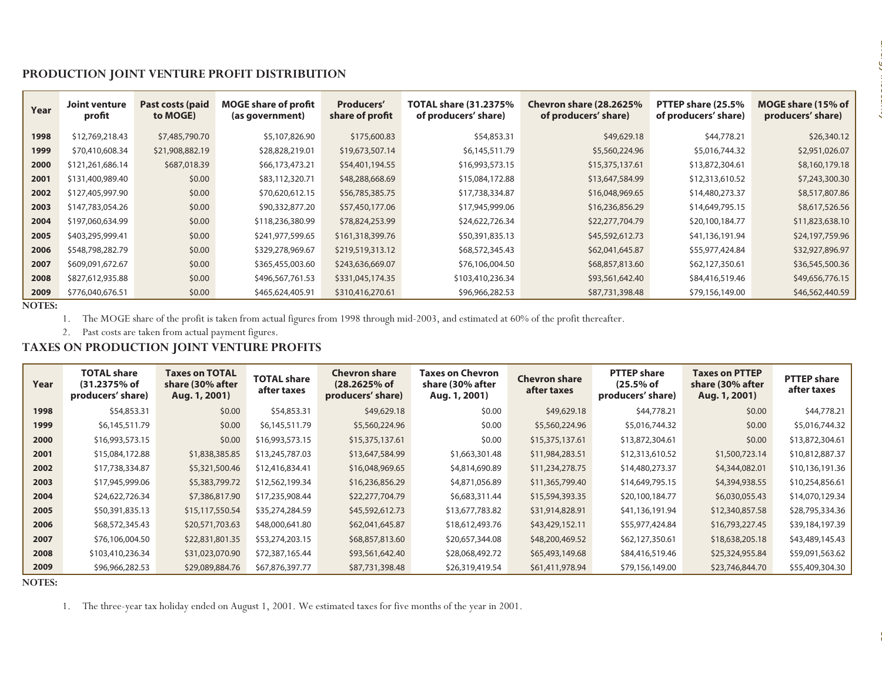## PRODUCTION JOINT VENTURE PROFIT DISTRIBUTION

| Year | Joint venture profit | Past costs (paid to MOGE) | MOGE share of profit (as government) | Producers' share of profit | TOTAL share (31.2375% of producers' share) | Chevron share (28.2625% of producers' share) | PTTEP share (25.5% of producers' share) | MOGE share (15% of producers' share) |
|---|---|---|---|---|---|---|---|---|
| 1998 | $12,769,218.43 | $7,485,790.70 | $5,107,826.90 | $175,600.83 | $54,853.31 | $49,629.18 | $44,778.21 | $26,340.12 |
| 1999 | $70,410,608.34 | $21,908,882.19 | $28,828,219.01 | $19,673,507.14 | $6,145,511.79 | $5,560,224.96 | $5,016,744.32 | $2,951,026.07 |
| 2000 | $121,261,686.14 | $687,018.39 | $66,173,473.21 | $54,401,194.55 | $16,993,573.15 | $15,375,137.61 | $13,872,304.61 | $8,160,179.18 |
| 2001 | $131,400,989.40 | $0.00 | $83,112,320.71 | $48,288,668.69 | $15,084,172.88 | $13,647,584.99 | $12,313,610.52 | $7,243,300.30 |
| 2002 | $127,405,997.90 | $0.00 | $70,620,612.15 | $56,785,385.75 | $17,738,334.87 | $16,048,969.65 | $14,480,273.37 | $8,517,807.86 |
| 2003 | $147,783,054.26 | $0.00 | $90,332,877.20 | $57,450,177.06 | $17,945,999.06 | $16,236,856.29 | $14,649,795.15 | $8,617,526.56 |
| 2004 | $197,060,634.99 | $0.00 | $118,236,380.99 | $78,824,253.99 | $24,622,726.34 | $22,277,704.79 | $20,100,184.77 | $11,823,638.10 |
| 2005 | $403,295,999.41 | $0.00 | $241,977,599.65 | $161,318,399.76 | $50,391,835.13 | $45,592,612.73 | $41,136,191.94 | $24,197,759.96 |
| 2006 | $548,798,282.79 | $0.00 | $329,278,969.67 | $219,519,313.12 | $68,572,345.43 | $62,041,645.87 | $55,977,424.84 | $32,927,896.97 |
| 2007 | $609,091,672.67 | $0.00 | $365,455,003.60 | $243,636,669.07 | $76,106,004.50 | $68,857,813.60 | $62,127,350.61 | $36,545,500.36 |
| 2008 | $827,612,935.88 | $0.00 | $496,567,761.53 | $331,045,174.35 | $103,410,236.34 | $93,561,642.40 | $84,416,519.46 | $49,656,776.15 |
| 2009 | $776,040,676.51 | $0.00 | $465,624,405.91 | $310,416,270.61 | $96,966,282.53 | $87,731,398.48 | $79,156,149.00 | $46,562,440.59 |

**NOTES:**

1. The MOGE share of the profit is taken from actual figures from 1998 through mid-2003, and estimated at 60% of the profit thereafter.
2. Past costs are taken from actual payment figures.

## TAXES ON PRODUCTION JOINT VENTURE PROFITS

| Year | TOTAL share (31.2375% of producers' share) | Taxes on TOTAL share (30% after Aug. 1, 2001) | TOTAL share after taxes | Chevron share (28.2625% of producers' share) | Taxes on Chevron share (30% after Aug. 1, 2001) | Chevron share after taxes | PTTEP share (25.5% of producers' share) | Taxes on PTTEP share (30% after Aug. 1, 2001) | PTTEP share after taxes |
|---|---|---|---|---|---|---|---|---|---|
| 1998 | $54,853.31 | $0.00 | $54,853.31 | $49,629.18 | $0.00 | $49,629.18 | $44,778.21 | $0.00 | $44,778.21 |
| 1999 | $6,145,511.79 | $0.00 | $6,145,511.79 | $5,560,224.96 | $0.00 | $5,560,224.96 | $5,016,744.32 | $0.00 | $5,016,744.32 |
| 2000 | $16,993,573.15 | $0.00 | $16,993,573.15 | $15,375,137.61 | $0.00 | $15,375,137.61 | $13,872,304.61 | $0.00 | $13,872,304.61 |
| 2001 | $15,084,172.88 | $1,838,385.85 | $13,245,787.03 | $13,647,584.99 | $1,663,301.48 | $11,984,283.51 | $12,313,610.52 | $1,500,723.14 | $10,812,887.37 |
| 2002 | $17,738,334.87 | $5,321,500.46 | $12,416,834.41 | $16,048,969.65 | $4,814,690.89 | $11,234,278.75 | $14,480,273.37 | $4,344,082.01 | $10,136,191.36 |
| 2003 | $17,945,999.06 | $5,383,799.72 | $12,562,199.34 | $16,236,856.29 | $4,871,056.89 | $11,365,799.40 | $14,649,795.15 | $4,394,938.55 | $10,254,856.61 |
| 2004 | $24,622,726.34 | $7,386,817.90 | $17,235,908.44 | $22,277,704.79 | $6,683,311.44 | $15,594,393.35 | $20,100,184.77 | $6,030,055.43 | $14,070,129.34 |
| 2005 | $50,391,835.13 | $15,117,550.54 | $35,274,284.59 | $45,592,612.73 | $13,677,783.82 | $31,914,828.91 | $41,136,191.94 | $12,340,857.58 | $28,795,334.36 |
| 2006 | $68,572,345.43 | $20,571,703.63 | $48,000,641.80 | $62,041,645.87 | $18,612,493.76 | $43,429,152.11 | $55,977,424.84 | $16,793,227.45 | $39,184,197.39 |
| 2007 | $76,106,004.50 | $22,831,801.35 | $53,274,203.15 | $68,857,813.60 | $20,657,344.08 | $48,200,469.52 | $62,127,350.61 | $18,638,205.18 | $43,489,145.43 |
| 2008 | $103,410,236.34 | $31,023,070.90 | $72,387,165.44 | $93,561,642.40 | $28,068,492.72 | $65,493,149.68 | $84,416,519.46 | $25,324,955.84 | $59,091,563.62 |
| 2009 | $96,966,282.53 | $29,089,884.76 | $67,876,397.77 | $87,731,398.48 | $26,319,419.54 | $61,411,978.94 | $79,156,149.00 | $23,746,844.70 | $55,409,304.30 |

**NOTES:**

1. The three-year tax holiday ended on August 1, 2001. We estimated taxes for five months of the year in 2001.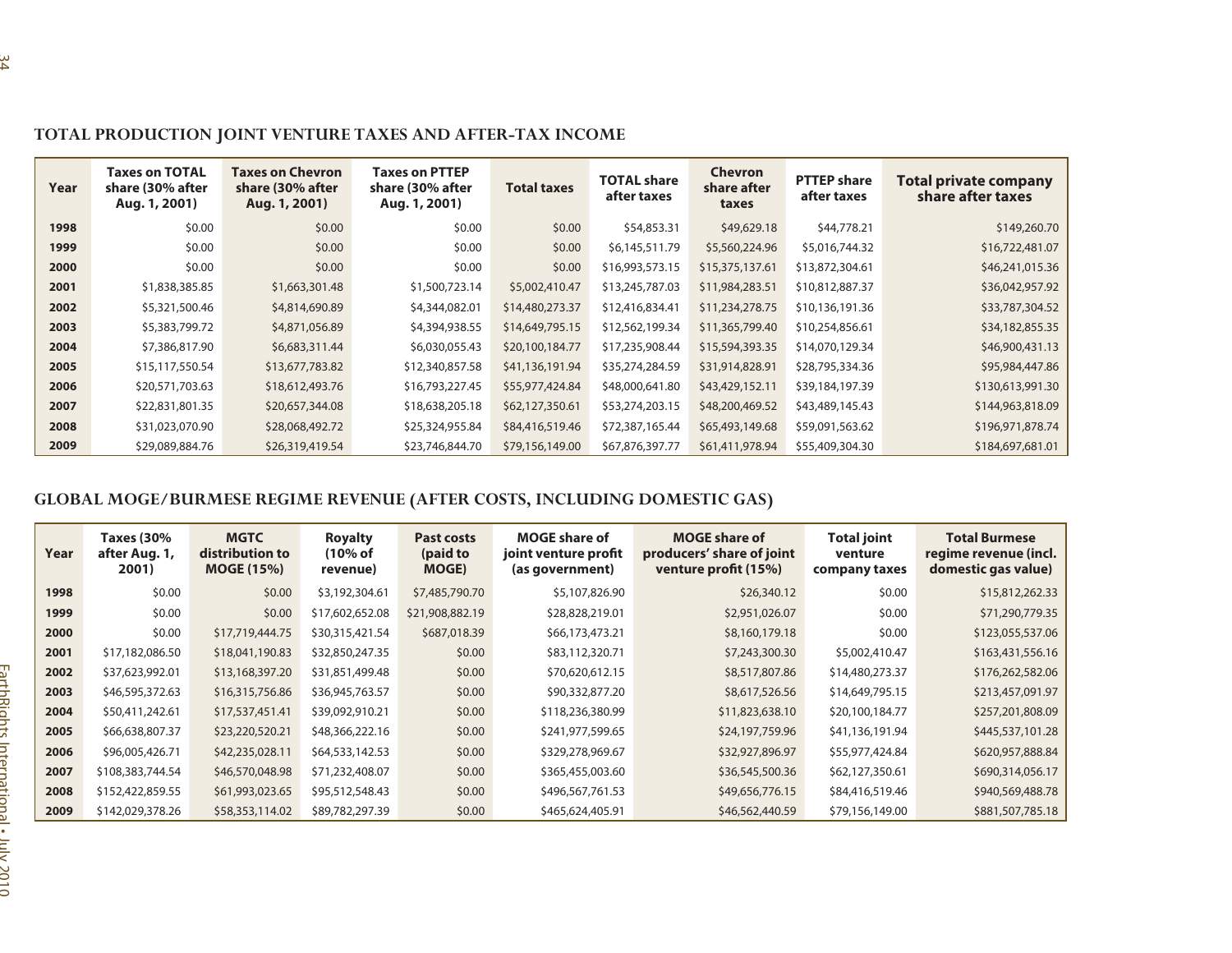## TOTAL PRODUCTION JOINT VENTURE TAXES AND AFTER-TAX INCOME

| Year | Taxes on TOTAL share (30% after Aug. 1, 2001) | Taxes on Chevron share (30% after Aug. 1, 2001) | Taxes on PTTEP share (30% after Aug. 1, 2001) | Total taxes | TOTAL share after taxes | Chevron share after taxes | PTTEP share after taxes | Total private company share after taxes |
|---|---|---|---|---|---|---|---|---|
| 1998 | $0.00 | $0.00 | $0.00 | $0.00 | $54,853.31 | $49,629.18 | $44,778.21 | $149,260.70 |
| 1999 | $0.00 | $0.00 | $0.00 | $0.00 | $6,145,511.79 | $5,560,224.96 | $5,016,744.32 | $16,722,481.07 |
| 2000 | $0.00 | $0.00 | $0.00 | $0.00 | $16,993,573.15 | $15,375,137.61 | $13,872,304.61 | $46,241,015.36 |
| 2001 | $1,838,385.85 | $1,663,301.48 | $1,500,723.14 | $5,002,410.47 | $13,245,787.03 | $11,984,283.51 | $10,812,887.37 | $36,042,957.92 |
| 2002 | $5,321,500.46 | $4,814,690.89 | $4,344,082.01 | $14,480,273.37 | $12,416,834.41 | $11,234,278.75 | $10,136,191.36 | $33,787,304.52 |
| 2003 | $5,383,799.72 | $4,871,056.89 | $4,394,938.55 | $14,649,795.15 | $12,562,199.34 | $11,365,799.40 | $10,254,856.61 | $34,182,855.35 |
| 2004 | $7,386,817.90 | $6,683,311.44 | $6,030,055.43 | $20,100,184.77 | $17,235,908.44 | $15,594,393.35 | $14,070,129.34 | $46,900,431.13 |
| 2005 | $15,117,550.54 | $13,677,783.82 | $12,340,857.58 | $41,136,191.94 | $35,274,284.59 | $31,914,828.91 | $28,795,334.36 | $95,984,447.86 |
| 2006 | $20,571,703.63 | $18,612,493.76 | $16,793,227.45 | $55,977,424.84 | $48,000,641.80 | $43,429,152.11 | $39,184,197.39 | $130,613,991.30 |
| 2007 | $22,831,801.35 | $20,657,344.08 | $18,638,205.18 | $62,127,350.61 | $53,274,203.15 | $48,200,469.52 | $43,489,145.43 | $144,963,818.09 |
| 2008 | $31,023,070.90 | $28,068,492.72 | $25,324,955.84 | $84,416,519.46 | $72,387,165.44 | $65,493,149.68 | $59,091,563.62 | $196,971,878.74 |
| 2009 | $29,089,884.76 | $26,319,419.54 | $23,746,844.70 | $79,156,149.00 | $67,876,397.77 | $61,411,978.94 | $55,409,304.30 | $184,697,681.01 |

## GLOBAL MOGE/BURMESE REGIME REVENUE (AFTER COSTS, INCLUDING DOMESTIC GAS)

| Year | Taxes (30% after Aug. 1, 2001) | MGTC distribution to MOGE (15%) | Royalty (10% of revenue) | Past costs (paid to MOGE) | MOGE share of joint venture profit (as government) | MOGE share of producers' share of joint venture profit (15%) | Total joint venture company taxes | Total Burmese regime revenue (incl. domestic gas value) |
|---|---|---|---|---|---|---|---|---|
| 1998 | $0.00 | $0.00 | $3,192,304.61 | $7,485,790.70 | $5,107,826.90 | $26,340.12 | $0.00 | $15,812,262.33 |
| 1999 | $0.00 | $0.00 | $17,602,652.08 | $21,908,882.19 | $28,828,219.01 | $2,951,026.07 | $0.00 | $71,290,779.35 |
| 2000 | $0.00 | $17,719,444.75 | $30,315,421.54 | $687,018.39 | $66,173,473.21 | $8,160,179.18 | $0.00 | $123,055,537.06 |
| 2001 | $17,182,086.50 | $18,041,190.83 | $32,850,247.35 | $0.00 | $83,112,320.71 | $7,243,300.30 | $5,002,410.47 | $163,431,556.16 |
| 2002 | $37,623,992.01 | $13,168,397.20 | $31,851,499.48 | $0.00 | $70,620,612.15 | $8,517,807.86 | $14,480,273.37 | $176,262,582.06 |
| 2003 | $46,595,372.63 | $16,315,756.86 | $36,945,763.57 | $0.00 | $90,332,877.20 | $8,617,526.56 | $14,649,795.15 | $213,457,091.97 |
| 2004 | $50,411,242.61 | $17,537,451.41 | $39,092,910.21 | $0.00 | $118,236,380.99 | $11,823,638.10 | $20,100,184.77 | $257,201,808.09 |
| 2005 | $66,638,807.37 | $23,220,520.21 | $48,366,222.16 | $0.00 | $241,977,599.65 | $24,197,759.96 | $41,136,191.94 | $445,537,101.28 |
| 2006 | $96,005,426.71 | $42,235,028.11 | $64,533,142.53 | $0.00 | $329,278,969.67 | $32,927,896.97 | $55,977,424.84 | $620,957,888.84 |
| 2007 | $108,383,744.54 | $46,570,048.98 | $71,232,408.07 | $0.00 | $365,455,003.60 | $36,545,500.36 | $62,127,350.61 | $690,314,056.17 |
| 2008 | $152,422,859.55 | $61,993,023.65 | $95,512,548.43 | $0.00 | $496,567,761.53 | $49,656,776.15 | $84,416,519.46 | $940,569,488.78 |
| 2009 | $142,029,378.26 | $58,353,114.02 | $89,782,297.39 | $0.00 | $465,624,405.91 | $46,562,440.59 | $79,156,149.00 | $881,507,785.18 |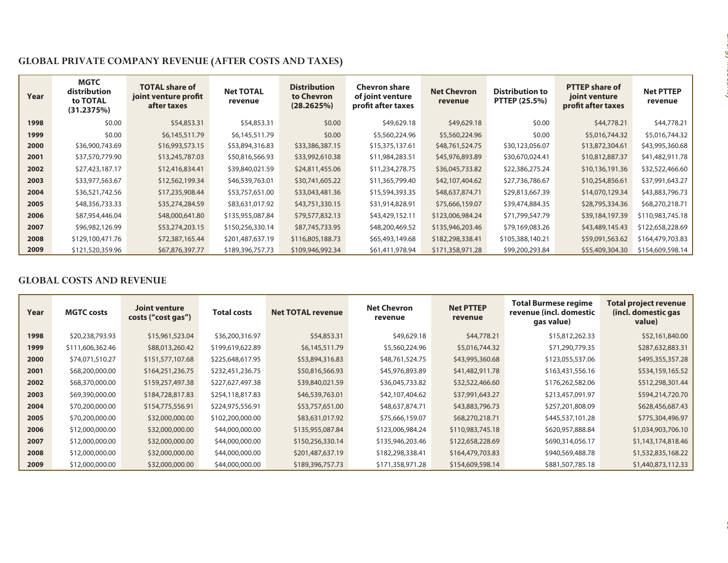## GLOBAL PRIVATE COMPANY REVENUE (AFTER COSTS AND TAXES)

| Year | MGTC distribution to TOTAL (31.2375%) | TOTAL share of joint venture profit after taxes | Net TOTAL revenue | Distribution to Chevron (28.2625%) | Chevron share of joint venture profit after taxes | Net Chevron revenue | Distribution to PTTEP (25.5%) | PTTEP share of joint venture profit after taxes | Net PTTEP revenue |
|---|---|---|---|---|---|---|---|---|---|
| 1998 | $0.00 | $54,853.31 | $54,853.31 | $0.00 | $49,629.18 | $49,629.18 | $0.00 | $44,778.21 | $44,778.21 |
| 1999 | $0.00 | $6,145,511.79 | $6,145,511.79 | $0.00 | $5,560,224.96 | $5,560,224.96 | $0.00 | $5,016,744.32 | $5,016,744.32 |
| 2000 | $36,900,743.69 | $16,993,573.15 | $53,894,316.83 | $33,386,387.15 | $15,375,137.61 | $48,761,524.75 | $30,123,056.07 | $13,872,304.61 | $43,995,360.68 |
| 2001 | $37,570,779.90 | $13,245,787.03 | $50,816,566.93 | $33,992,610.38 | $11,984,283.51 | $45,976,893.89 | $30,670,024.41 | $10,812,887.37 | $41,482,911.78 |
| 2002 | $27,423,187.17 | $12,416,834.41 | $39,840,021.59 | $24,811,455.06 | $11,234,278.75 | $36,045,733.82 | $22,386,275.24 | $10,136,191.36 | $32,522,466.60 |
| 2003 | $33,977,563.67 | $12,562,199.34 | $46,539,763.01 | $30,741,605.22 | $11,365,799.40 | $42,107,404.62 | $27,736,786.67 | $10,254,856.61 | $37,991,643.27 |
| 2004 | $36,521,742.56 | $17,235,908.44 | $53,757,651.00 | $33,043,481.36 | $15,594,393.35 | $48,637,874.71 | $29,813,667.39 | $14,070,129.34 | $43,883,796.73 |
| 2005 | $48,356,733.33 | $35,274,284.59 | $83,631,017.92 | $43,751,330.15 | $31,914,828.91 | $75,666,159.07 | $39,474,884.35 | $28,795,334.36 | $68,270,218.71 |
| 2006 | $87,954,446.04 | $48,000,641.80 | $135,955,087.84 | $79,577,832.13 | $43,429,152.11 | $123,006,984.24 | $71,799,547.79 | $39,184,197.39 | $110,983,745.18 |
| 2007 | $96,982,126.99 | $53,274,203.15 | $150,256,330.14 | $87,745,733.95 | $48,200,469.52 | $135,946,203.46 | $79,169,083.26 | $43,489,145.43 | $122,658,228.69 |
| 2008 | $129,100,471.76 | $72,387,165.44 | $201,487,637.19 | $116,805,188.73 | $65,493,149.68 | $182,298,338.41 | $105,388,140.21 | $59,091,563.62 | $164,479,703.83 |
| 2009 | $121,520,359.96 | $67,876,397.77 | $189,396,757.73 | $109,946,992.34 | $61,411,978.94 | $171,358,971.28 | $99,200,293.84 | $55,409,304.30 | $154,609,598.14 |

## GLOBAL COSTS AND REVENUE

| Year | MGTC costs | Joint venture costs ("cost gas") | Total costs | Net TOTAL revenue | Net Chevron revenue | Net PTTEP revenue | Total Burmese regime revenue (incl. domestic gas value) | Total project revenue (incl. domestic gas value) |
|---|---|---|---|---|---|---|---|---|
| 1998 | $20,238,793.93 | $15,961,523.04 | $36,200,316.97 | $54,853.31 | $49,629.18 | $44,778.21 | $15,812,262.33 | $52,161,840.00 |
| 1999 | $111,606,362.46 | $88,013,260.42 | $199,619,622.89 | $6,145,511.79 | $5,560,224.96 | $5,016,744.32 | $71,290,779.35 | $287,632,883.31 |
| 2000 | $74,071,510.27 | $151,577,107.68 | $225,648,617.95 | $53,894,316.83 | $48,761,524.75 | $43,995,360.68 | $123,055,537.06 | $495,355,357.28 |
| 2001 | $68,200,000.00 | $164,251,236.75 | $232,451,236.75 | $50,816,566.93 | $45,976,893.89 | $41,482,911.78 | $163,431,556.16 | $534,159,165.52 |
| 2002 | $68,370,000.00 | $159,257,497.38 | $227,627,497.38 | $39,840,021.59 | $36,045,733.82 | $32,522,466.60 | $176,262,582.06 | $512,298,301.44 |
| 2003 | $69,390,000.00 | $184,728,817.83 | $254,118,817.83 | $46,539,763.01 | $42,107,404.62 | $37,991,643.27 | $213,457,091.97 | $594,214,720.70 |
| 2004 | $70,200,000.00 | $154,775,556.91 | $224,975,556.91 | $53,757,651.00 | $48,637,874.71 | $43,883,796.73 | $257,201,808.09 | $628,456,687.43 |
| 2005 | $70,200,000.00 | $32,000,000.00 | $102,200,000.00 | $83,631,017.92 | $75,666,159.07 | $68,270,218.71 | $445,537,101.28 | $775,304,496.97 |
| 2006 | $12,000,000.00 | $32,000,000.00 | $44,000,000.00 | $135,955,087.84 | $123,006,984.24 | $110,983,745.18 | $620,957,888.84 | $1,034,903,706.10 |
| 2007 | $12,000,000.00 | $32,000,000.00 | $44,000,000.00 | $150,256,330.14 | $135,946,203.46 | $122,658,228.69 | $690,314,056.17 | $1,143,174,818.46 |
| 2008 | $12,000,000.00 | $32,000,000.00 | $44,000,000.00 | $201,487,637.19 | $182,298,338.41 | $164,479,703.83 | $940,569,488.78 | $1,532,835,168.22 |
| 2009 | $12,000,000.00 | $32,000,000.00 | $44,000,000.00 | $189,396,757.73 | $171,358,971.28 | $154,609,598.14 | $881,507,785.18 | $1,440,873,112.33 |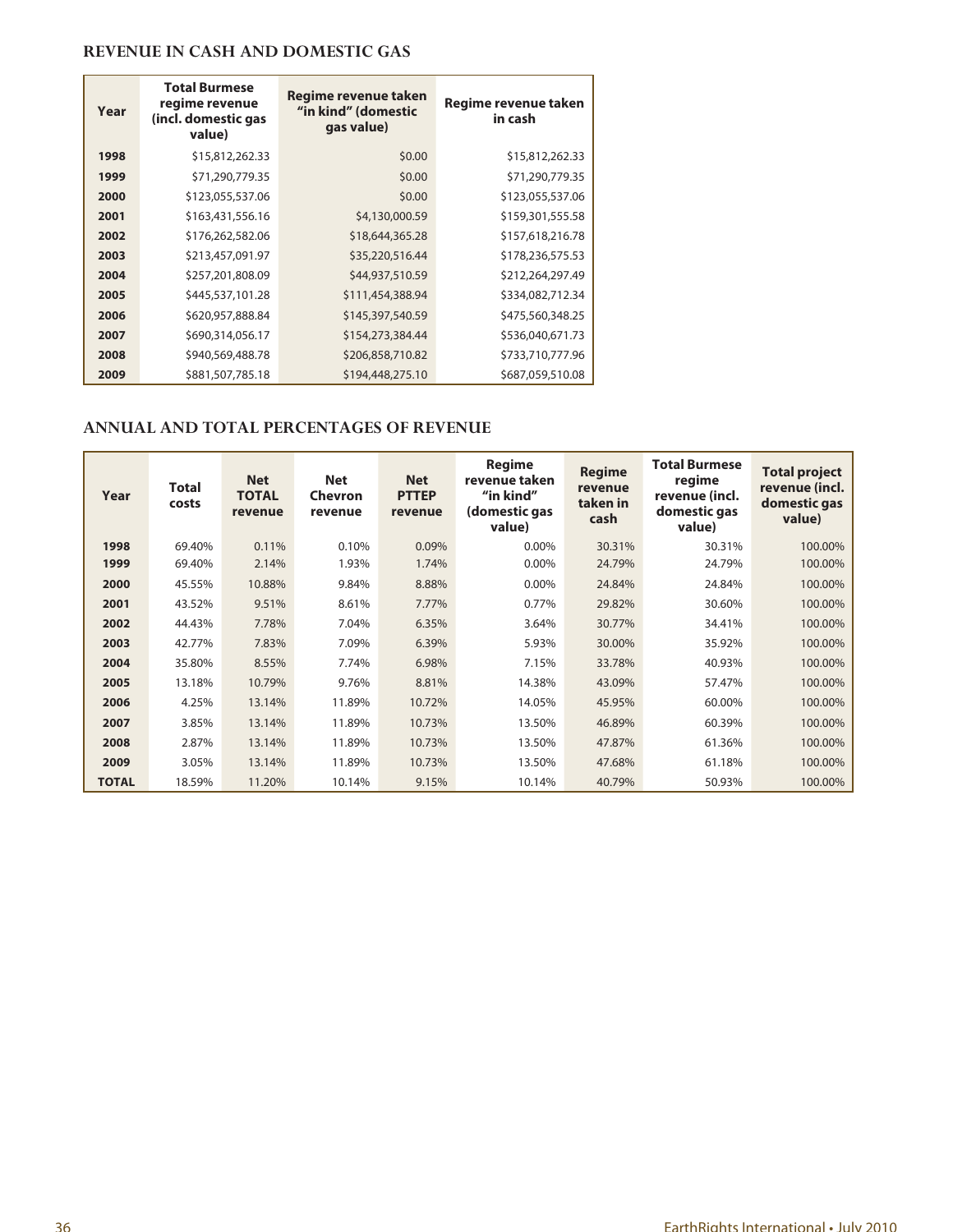## REVENUE IN CASH AND DOMESTIC GAS

| Year | Total Burmese regime revenue (incl. domestic gas value) | Regime revenue taken "in kind" (domestic gas value) | Regime revenue taken in cash |
|---|---|---|---|
| 1998 | $15,812,262.33 | $0.00 | $15,812,262.33 |
| 1999 | $71,290,779.35 | $0.00 | $71,290,779.35 |
| 2000 | $123,055,537.06 | $0.00 | $123,055,537.06 |
| 2001 | $163,431,556.16 | $4,130,000.59 | $159,301,555.58 |
| 2002 | $176,262,582.06 | $18,644,365.28 | $157,618,216.78 |
| 2003 | $213,457,091.97 | $35,220,516.44 | $178,236,575.53 |
| 2004 | $257,201,808.09 | $44,937,510.59 | $212,264,297.49 |
| 2005 | $445,537,101.28 | $111,454,388.94 | $334,082,712.34 |
| 2006 | $620,957,888.84 | $145,397,540.59 | $475,560,348.25 |
| 2007 | $690,314,056.17 | $154,273,384.44 | $536,040,671.73 |
| 2008 | $940,569,488.78 | $206,858,710.82 | $733,710,777.96 |
| 2009 | $881,507,785.18 | $194,448,275.10 | $687,059,510.08 |

## ANNUAL AND TOTAL PERCENTAGES OF REVENUE

| Year | Total costs | Net TOTAL revenue | Net Chevron revenue | Net PTTEP revenue | Regime revenue taken "in kind" (domestic gas value) | Regime revenue taken in cash | Total Burmese regime revenue (incl. domestic gas value) | Total project revenue (incl. domestic gas value) |
|---|---|---|---|---|---|---|---|---|
| 1998 | 69.40% | 0.11% | 0.10% | 0.09% | 0.00% | 30.31% | 30.31% | 100.00% |
| 1999 | 69.40% | 2.14% | 1.93% | 1.74% | 0.00% | 24.79% | 24.79% | 100.00% |
| 2000 | 45.55% | 10.88% | 9.84% | 8.88% | 0.00% | 24.84% | 24.84% | 100.00% |
| 2001 | 43.52% | 9.51% | 8.61% | 7.77% | 0.77% | 29.82% | 30.60% | 100.00% |
| 2002 | 44.43% | 7.78% | 7.04% | 6.35% | 3.64% | 30.77% | 34.41% | 100.00% |
| 2003 | 42.77% | 7.83% | 7.09% | 6.39% | 5.93% | 30.00% | 35.92% | 100.00% |
| 2004 | 35.80% | 8.55% | 7.74% | 6.98% | 7.15% | 33.78% | 40.93% | 100.00% |
| 2005 | 13.18% | 10.79% | 9.76% | 8.81% | 14.38% | 43.09% | 57.47% | 100.00% |
| 2006 | 4.25% | 13.14% | 11.89% | 10.72% | 14.05% | 45.95% | 60.00% | 100.00% |
| 2007 | 3.85% | 13.14% | 11.89% | 10.73% | 13.50% | 46.89% | 60.39% | 100.00% |
| 2008 | 2.87% | 13.14% | 11.89% | 10.73% | 13.50% | 47.87% | 61.36% | 100.00% |
| 2009 | 3.05% | 13.14% | 11.89% | 10.73% | 13.50% | 47.68% | 61.18% | 100.00% |
| TOTAL | 18.59% | 11.20% | 10.14% | 9.15% | 10.14% | 40.79% | 50.93% | 100.00% |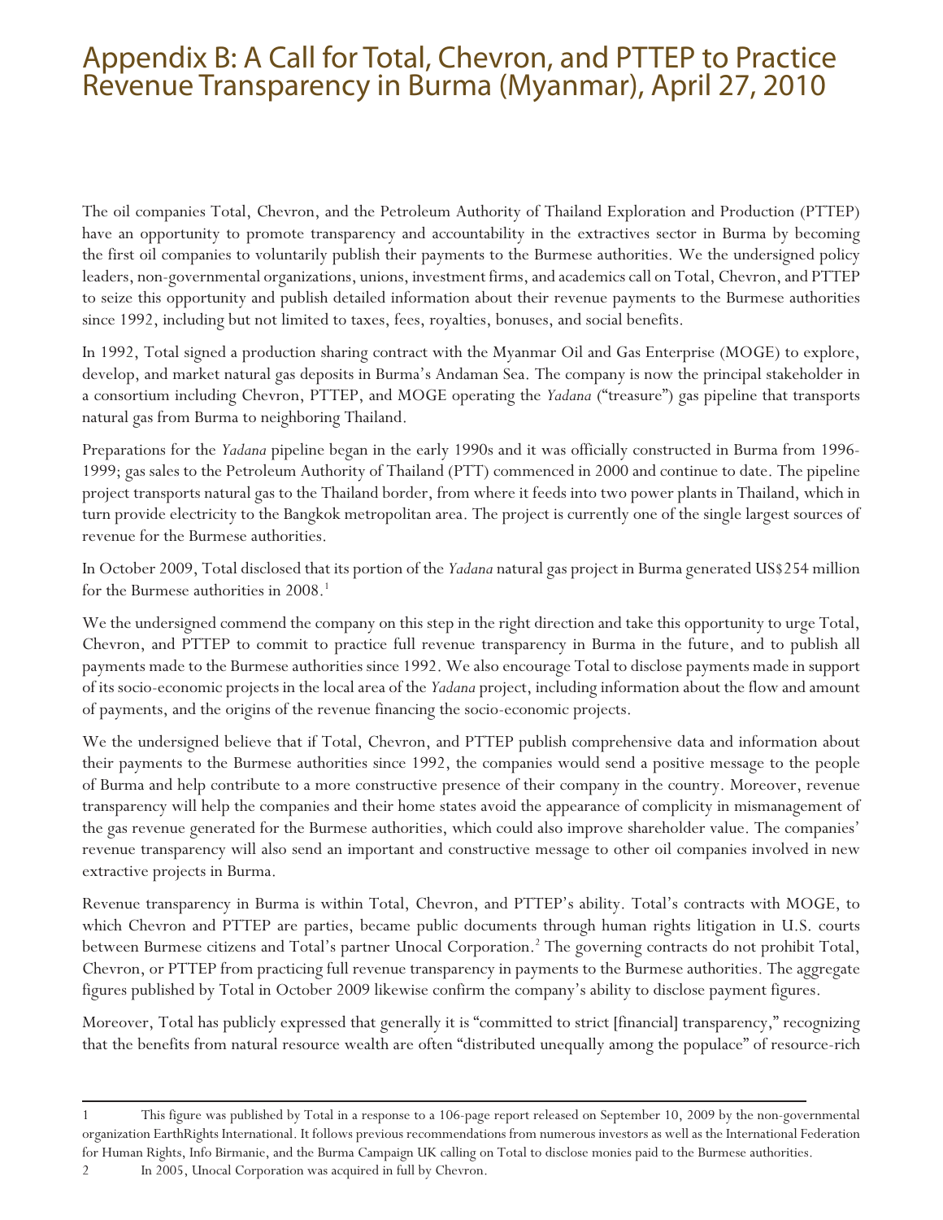# Appendix B: A Call for Total, Chevron, and PTTEP to Practice Revenue Transparency in Burma (Myanmar), April 27, 2010

The oil companies Total, Chevron, and the Petroleum Authority of Thailand Exploration and Production (PTTEP) have an opportunity to promote transparency and accountability in the extractives sector in Burma by becoming the first oil companies to voluntarily publish their payments to the Burmese authorities. We the undersigned policy leaders, non-governmental organizations, unions, investment firms, and academics call on Total, Chevron, and PTTEP to seize this opportunity and publish detailed information about their revenue payments to the Burmese authorities since 1992, including but not limited to taxes, fees, royalties, bonuses, and social benefits.

In 1992, Total signed a production sharing contract with the Myanmar Oil and Gas Enterprise (MOGE) to explore, develop, and market natural gas deposits in Burma's Andaman Sea. The company is now the principal stakeholder in a consortium including Chevron, PTTEP, and MOGE operating the *Yadana* ("treasure") gas pipeline that transports natural gas from Burma to neighboring Thailand.

Preparations for the *Yadana* pipeline began in the early 1990s and it was officially constructed in Burma from 1996-1999; gas sales to the Petroleum Authority of Thailand (PTT) commenced in 2000 and continue to date. The pipeline project transports natural gas to the Thailand border, from where it feeds into two power plants in Thailand, which in turn provide electricity to the Bangkok metropolitan area. The project is currently one of the single largest sources of revenue for the Burmese authorities.

In October 2009, Total disclosed that its portion of the *Yadana* natural gas project in Burma generated US$254 million for the Burmese authorities in 2008.[1]

We the undersigned commend the company on this step in the right direction and take this opportunity to urge Total, Chevron, and PTTEP to commit to practice full revenue transparency in Burma in the future, and to publish all payments made to the Burmese authorities since 1992. We also encourage Total to disclose payments made in support of its socio-economic projects in the local area of the *Yadana* project, including information about the flow and amount of payments, and the origins of the revenue financing the socio-economic projects.

We the undersigned believe that if Total, Chevron, and PTTEP publish comprehensive data and information about their payments to the Burmese authorities since 1992, the companies would send a positive message to the people of Burma and help contribute to a more constructive presence of their company in the country. Moreover, revenue transparency will help the companies and their home states avoid the appearance of complicity in mismanagement of the gas revenue generated for the Burmese authorities, which could also improve shareholder value. The companies' revenue transparency will also send an important and constructive message to other oil companies involved in new extractive projects in Burma.

Revenue transparency in Burma is within Total, Chevron, and PTTEP's ability. Total's contracts with MOGE, to which Chevron and PTTEP are parties, became public documents through human rights litigation in U.S. courts between Burmese citizens and Total's partner Unocal Corporation.[2] The governing contracts do not prohibit Total, Chevron, or PTTEP from practicing full revenue transparency in payments to the Burmese authorities. The aggregate figures published by Total in October 2009 likewise confirm the company's ability to disclose payment figures.

Moreover, Total has publicly expressed that generally it is "committed to strict [financial] transparency," recognizing that the benefits from natural resource wealth are often "distributed unequally among the populace" of resource-rich

---

1 This figure was published by Total in a response to a 106-page report released on September 10, 2009 by the non-governmental organization EarthRights International. It follows previous recommendations from numerous investors as well as the International Federation for Human Rights, Info Birmanie, and the Burma Campaign UK calling on Total to disclose monies paid to the Burmese authorities.

2 In 2005, Unocal Corporation was acquired in full by Chevron.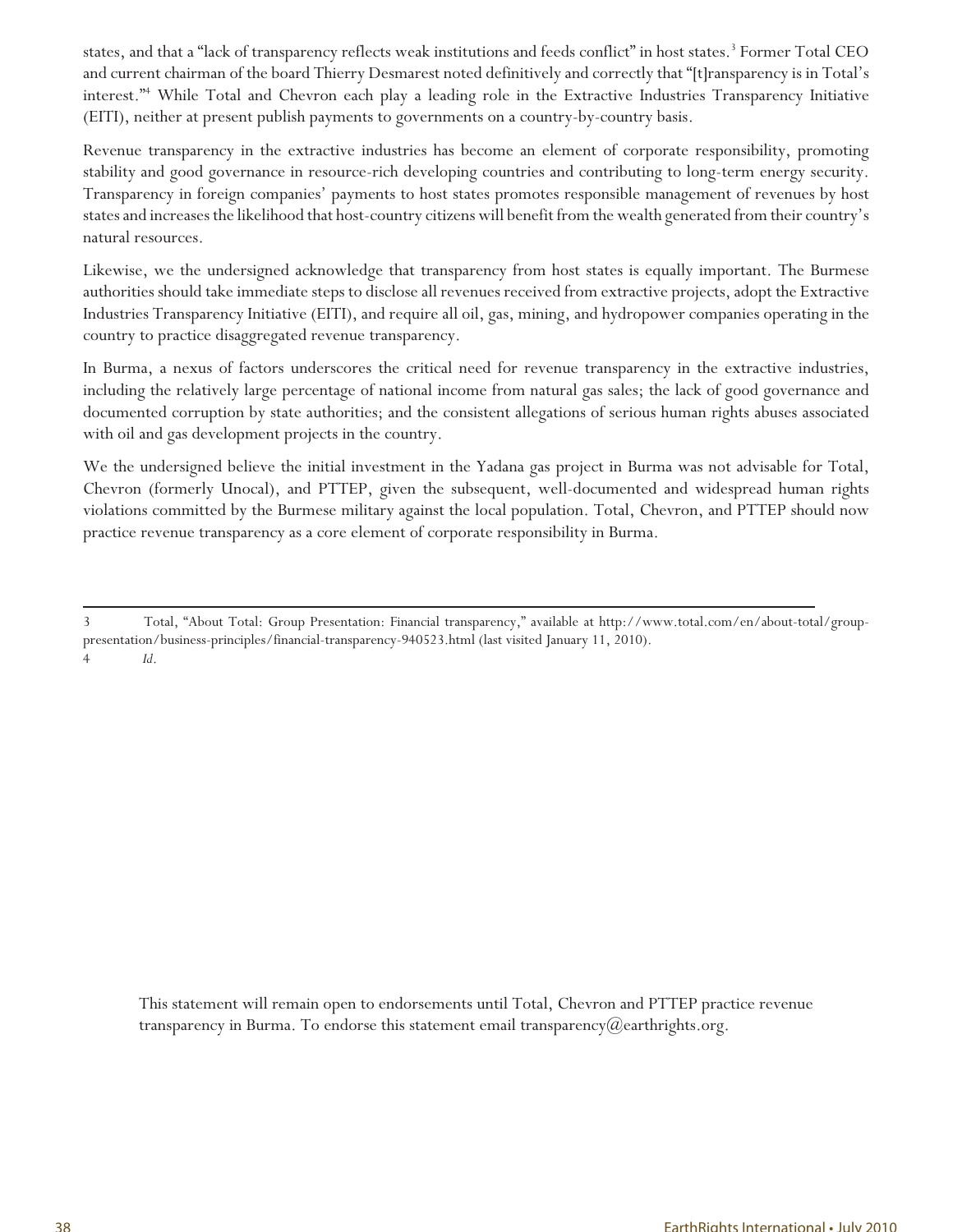states, and that a "lack of transparency reflects weak institutions and feeds conflict" in host states.[3] Former Total CEO and current chairman of the board Thierry Desmarest noted definitively and correctly that "[t]ransparency is in Total's interest."[4] While Total and Chevron each play a leading role in the Extractive Industries Transparency Initiative (EITI), neither at present publish payments to governments on a country-by-country basis.

Revenue transparency in the extractive industries has become an element of corporate responsibility, promoting stability and good governance in resource-rich developing countries and contributing to long-term energy security. Transparency in foreign companies' payments to host states promotes responsible management of revenues by host states and increases the likelihood that host-country citizens will benefit from the wealth generated from their country's natural resources.

Likewise, we the undersigned acknowledge that transparency from host states is equally important. The Burmese authorities should take immediate steps to disclose all revenues received from extractive projects, adopt the Extractive Industries Transparency Initiative (EITI), and require all oil, gas, mining, and hydropower companies operating in the country to practice disaggregated revenue transparency.

In Burma, a nexus of factors underscores the critical need for revenue transparency in the extractive industries, including the relatively large percentage of national income from natural gas sales; the lack of good governance and documented corruption by state authorities; and the consistent allegations of serious human rights abuses associated with oil and gas development projects in the country.

We the undersigned believe the initial investment in the Yadana gas project in Burma was not advisable for Total, Chevron (formerly Unocal), and PTTEP, given the subsequent, well-documented and widespread human rights violations committed by the Burmese military against the local population. Total, Chevron, and PTTEP should now practice revenue transparency as a core element of corporate responsibility in Burma.

---

3 Total, "About Total: Group Presentation: Financial transparency," available at http://www.total.com/en/about-total/group-presentation/business-principles/financial-transparency-940523.html (last visited January 11, 2010).

4 *Id*.

This statement will remain open to endorsements until Total, Chevron and PTTEP practice revenue transparency in Burma. To endorse this statement email transparency@earthrights.org.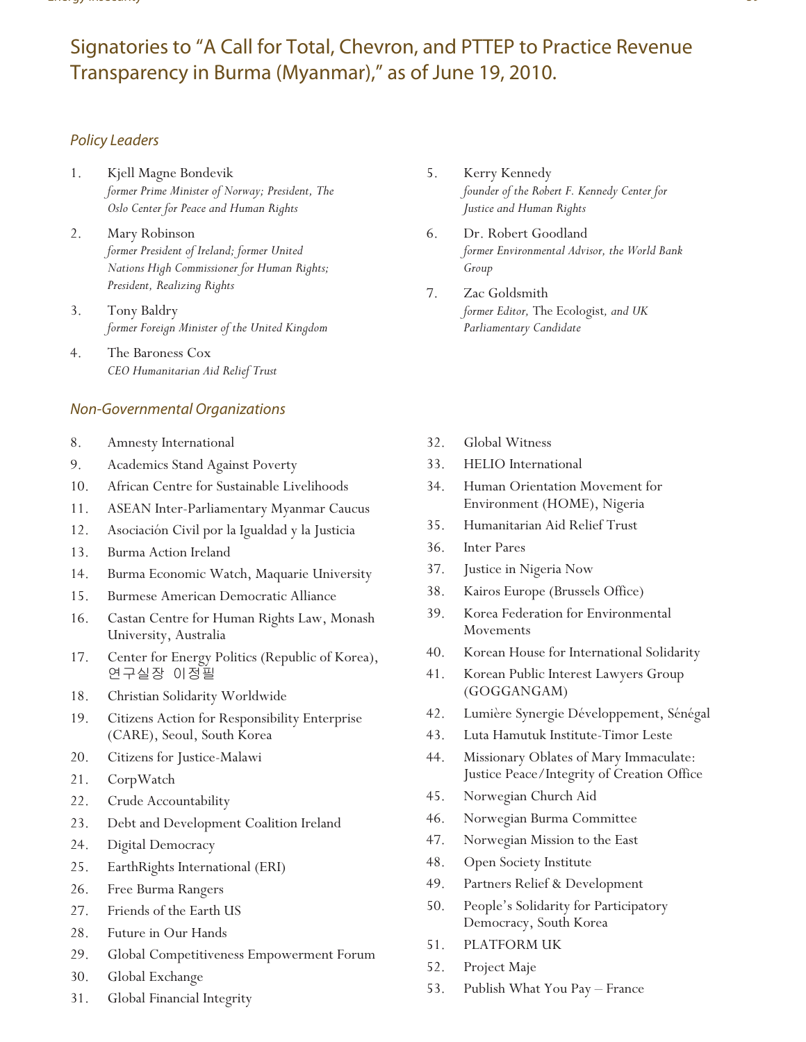# Signatories to "A Call for Total, Chevron, and PTTEP to Practice Revenue Transparency in Burma (Myanmar)," as of June 19, 2010.

## *Policy Leaders*

1. Kjell Magne Bondevik
   *former Prime Minister of Norway; President, The Oslo Center for Peace and Human Rights*
2. Mary Robinson
   *former President of Ireland; former United Nations High Commissioner for Human Rights; President, Realizing Rights*
3. Tony Baldry
   *former Foreign Minister of the United Kingdom*
4. The Baroness Cox
   *CEO Humanitarian Aid Relief Trust*
5. Kerry Kennedy
   *founder of the Robert F. Kennedy Center for Justice and Human Rights*
6. Dr. Robert Goodland
   *former Environmental Advisor, the World Bank Group*
7. Zac Goldsmith
   *former Editor,* The Ecologist*, and UK Parliamentary Candidate*

## *Non-Governmental Organizations*

8. Amnesty International
9. Academics Stand Against Poverty
10. African Centre for Sustainable Livelihoods
11. ASEAN Inter-Parliamentary Myanmar Caucus
12. Asociación Civil por la Igualdad y la Justicia
13. Burma Action Ireland
14. Burma Economic Watch, Maquarie University
15. Burmese American Democratic Alliance
16. Castan Centre for Human Rights Law, Monash University, Australia
17. Center for Energy Politics (Republic of Korea), 연구실장 이정필
18. Christian Solidarity Worldwide
19. Citizens Action for Responsibility Enterprise (CARE), Seoul, South Korea
20. Citizens for Justice-Malawi
21. CorpWatch
22. Crude Accountability
23. Debt and Development Coalition Ireland
24. Digital Democracy
25. EarthRights International (ERI)
26. Free Burma Rangers
27. Friends of the Earth US
28. Future in Our Hands
29. Global Competitiveness Empowerment Forum
30. Global Exchange
31. Global Financial Integrity
32. Global Witness
33. HELIO International
34. Human Orientation Movement for Environment (HOME), Nigeria
35. Humanitarian Aid Relief Trust
36. Inter Pares
37. Justice in Nigeria Now
38. Kairos Europe (Brussels Office)
39. Korea Federation for Environmental Movements
40. Korean House for International Solidarity
41. Korean Public Interest Lawyers Group (GOGGANGAM)
42. Lumière Synergie Développement, Sénégal
43. Luta Hamutuk Institute-Timor Leste
44. Missionary Oblates of Mary Immaculate: Justice Peace/Integrity of Creation Office
45. Norwegian Church Aid
46. Norwegian Burma Committee
47. Norwegian Mission to the East
48. Open Society Institute
49. Partners Relief & Development
50. People's Solidarity for Participatory Democracy, South Korea
51. PLATFORM UK
52. Project Maje
53. Publish What You Pay – France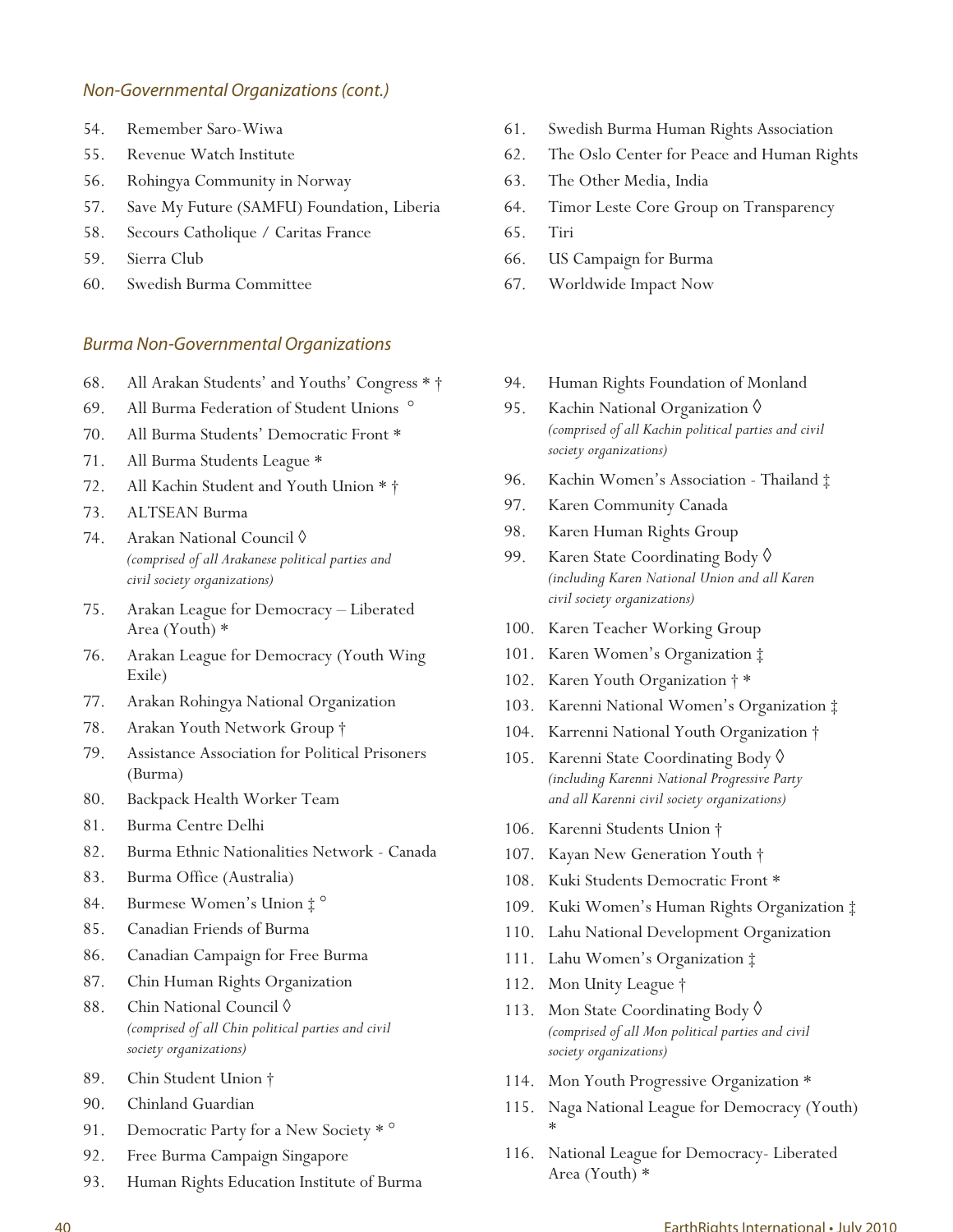*Non-Governmental Organizations (cont.)*

54. Remember Saro-Wiwa
55. Revenue Watch Institute
56. Rohingya Community in Norway
57. Save My Future (SAMFU) Foundation, Liberia
58. Secours Catholique / Caritas France
59. Sierra Club
60. Swedish Burma Committee
61. Swedish Burma Human Rights Association
62. The Oslo Center for Peace and Human Rights
63. The Other Media, India
64. Timor Leste Core Group on Transparency
65. Tiri
66. US Campaign for Burma
67. Worldwide Impact Now

*Burma Non-Governmental Organizations*

68. All Arakan Students' and Youths' Congress * †
69. All Burma Federation of Student Unions °
70. All Burma Students' Democratic Front *
71. All Burma Students League *
72. All Kachin Student and Youth Union * †
73. ALTSEAN Burma
74. Arakan National Council ◊ *(comprised of all Arakanese political parties and civil society organizations)*
75. Arakan League for Democracy – Liberated Area (Youth) *
76. Arakan League for Democracy (Youth Wing Exile)
77. Arakan Rohingya National Organization
78. Arakan Youth Network Group †
79. Assistance Association for Political Prisoners (Burma)
80. Backpack Health Worker Team
81. Burma Centre Delhi
82. Burma Ethnic Nationalities Network - Canada
83. Burma Office (Australia)
84. Burmese Women's Union ‡ °
85. Canadian Friends of Burma
86. Canadian Campaign for Free Burma
87. Chin Human Rights Organization
88. Chin National Council ◊ *(comprised of all Chin political parties and civil society organizations)*
89. Chin Student Union †
90. Chinland Guardian
91. Democratic Party for a New Society * °
92. Free Burma Campaign Singapore
93. Human Rights Education Institute of Burma
94. Human Rights Foundation of Monland
95. Kachin National Organization ◊ *(comprised of all Kachin political parties and civil society organizations)*
96. Kachin Women's Association - Thailand ‡
97. Karen Community Canada
98. Karen Human Rights Group
99. Karen State Coordinating Body ◊ *(including Karen National Union and all Karen civil society organizations)*
100. Karen Teacher Working Group
101. Karen Women's Organization ‡
102. Karen Youth Organization † *
103. Karenni National Women's Organization ‡
104. Karrenni National Youth Organization †
105. Karenni State Coordinating Body ◊ *(including Karenni National Progressive Party and all Karenni civil society organizations)*
106. Karenni Students Union †
107. Kayan New Generation Youth †
108. Kuki Students Democratic Front *
109. Kuki Women's Human Rights Organization ‡
110. Lahu National Development Organization
111. Lahu Women's Organization ‡
112. Mon Unity League †
113. Mon State Coordinating Body ◊ *(comprised of all Mon political parties and civil society organizations)*
114. Mon Youth Progressive Organization *
115. Naga National League for Democracy (Youth) *
116. National League for Democracy- Liberated Area (Youth) *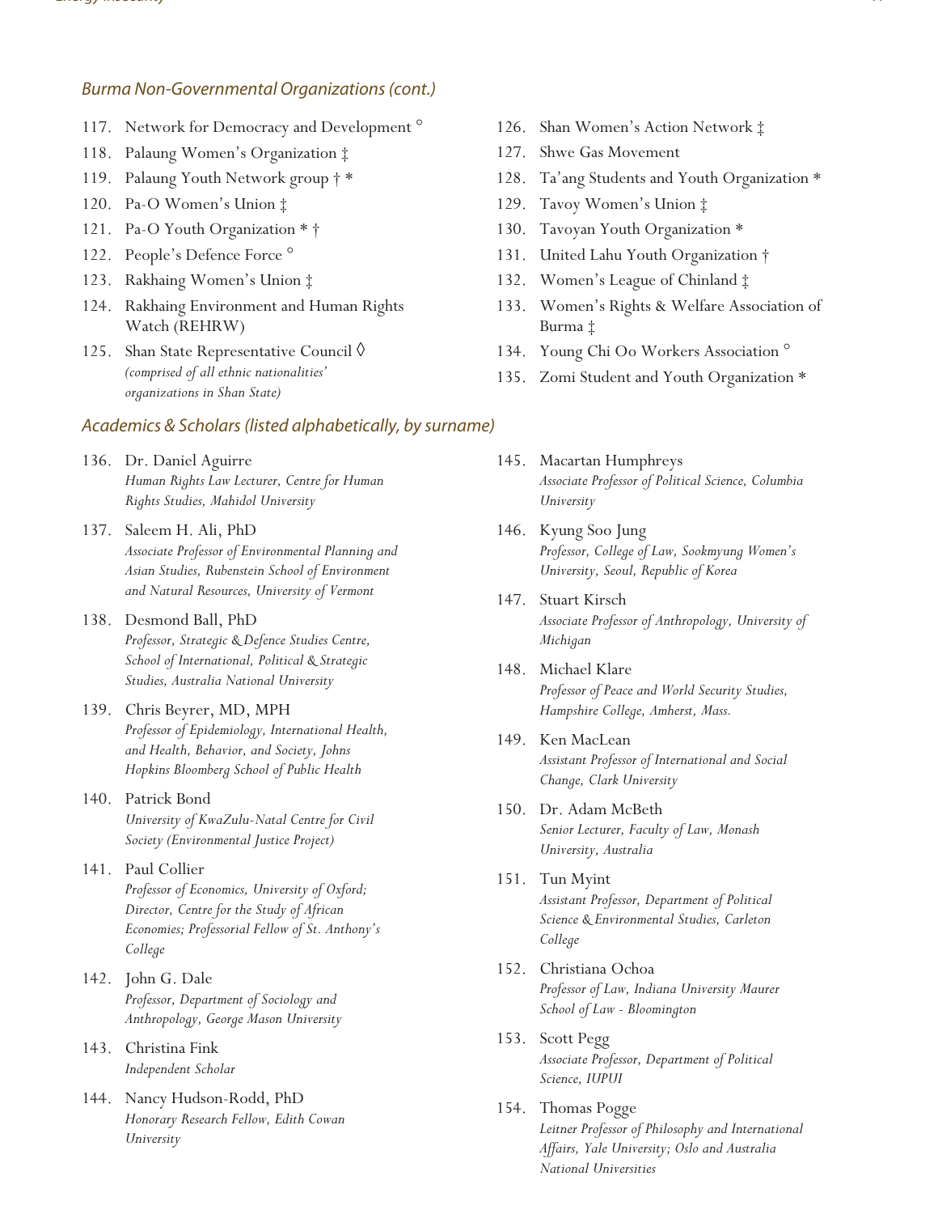## Burma Non-Governmental Organizations (cont.)

117. Network for Democracy and Development °
118. Palaung Women's Organization ‡
119. Palaung Youth Network group † *
120. Pa-O Women's Union ‡
121. Pa-O Youth Organization * †
122. People's Defence Force °
123. Rakhaing Women's Union ‡
124. Rakhaing Environment and Human Rights Watch (REHRW)
125. Shan State Representative Council ◊ *(comprised of all ethnic nationalities' organizations in Shan State)*
126. Shan Women's Action Network ‡
127. Shwe Gas Movement
128. Ta'ang Students and Youth Organization *
129. Tavoy Women's Union ‡
130. Tavoyan Youth Organization *
131. United Lahu Youth Organization †
132. Women's League of Chinland ‡
133. Women's Rights & Welfare Association of Burma ‡
134. Young Chi Oo Workers Association °
135. Zomi Student and Youth Organization *

## Academics & Scholars (listed alphabetically, by surname)

136. Dr. Daniel Aguirre
  *Human Rights Law Lecturer, Centre for Human Rights Studies, Mahidol University*
137. Saleem H. Ali, PhD
  *Associate Professor of Environmental Planning and Asian Studies, Rubenstein School of Environment and Natural Resources, University of Vermont*
138. Desmond Ball, PhD
  *Professor, Strategic & Defence Studies Centre, School of International, Political & Strategic Studies, Australia National University*
139. Chris Beyrer, MD, MPH
  *Professor of Epidemiology, International Health, and Health, Behavior, and Society, Johns Hopkins Bloomberg School of Public Health*
140. Patrick Bond
  *University of KwaZulu-Natal Centre for Civil Society (Environmental Justice Project)*
141. Paul Collier
  *Professor of Economics, University of Oxford; Director, Centre for the Study of African Economies; Professorial Fellow of St. Anthony's College*
142. John G. Dale
  *Professor, Department of Sociology and Anthropology, George Mason University*
143. Christina Fink
  *Independent Scholar*
144. Nancy Hudson-Rodd, PhD
  *Honorary Research Fellow, Edith Cowan University*
145. Macartan Humphreys
  *Associate Professor of Political Science, Columbia University*
146. Kyung Soo Jung
  *Professor, College of Law, Sookmyung Women's University, Seoul, Republic of Korea*
147. Stuart Kirsch
  *Associate Professor of Anthropology, University of Michigan*
148. Michael Klare
  *Professor of Peace and World Security Studies, Hampshire College, Amherst, Mass.*
149. Ken MacLean
  *Assistant Professor of International and Social Change, Clark University*
150. Dr. Adam McBeth
  *Senior Lecturer, Faculty of Law, Monash University, Australia*
151. Tun Myint
  *Assistant Professor, Department of Political Science & Environmental Studies, Carleton College*
152. Christiana Ochoa
  *Professor of Law, Indiana University Maurer School of Law - Bloomington*
153. Scott Pegg
  *Associate Professor, Department of Political Science, IUPUI*
154. Thomas Pogge
  *Leitner Professor of Philosophy and International Affairs, Yale University; Oslo and Australia National Universities*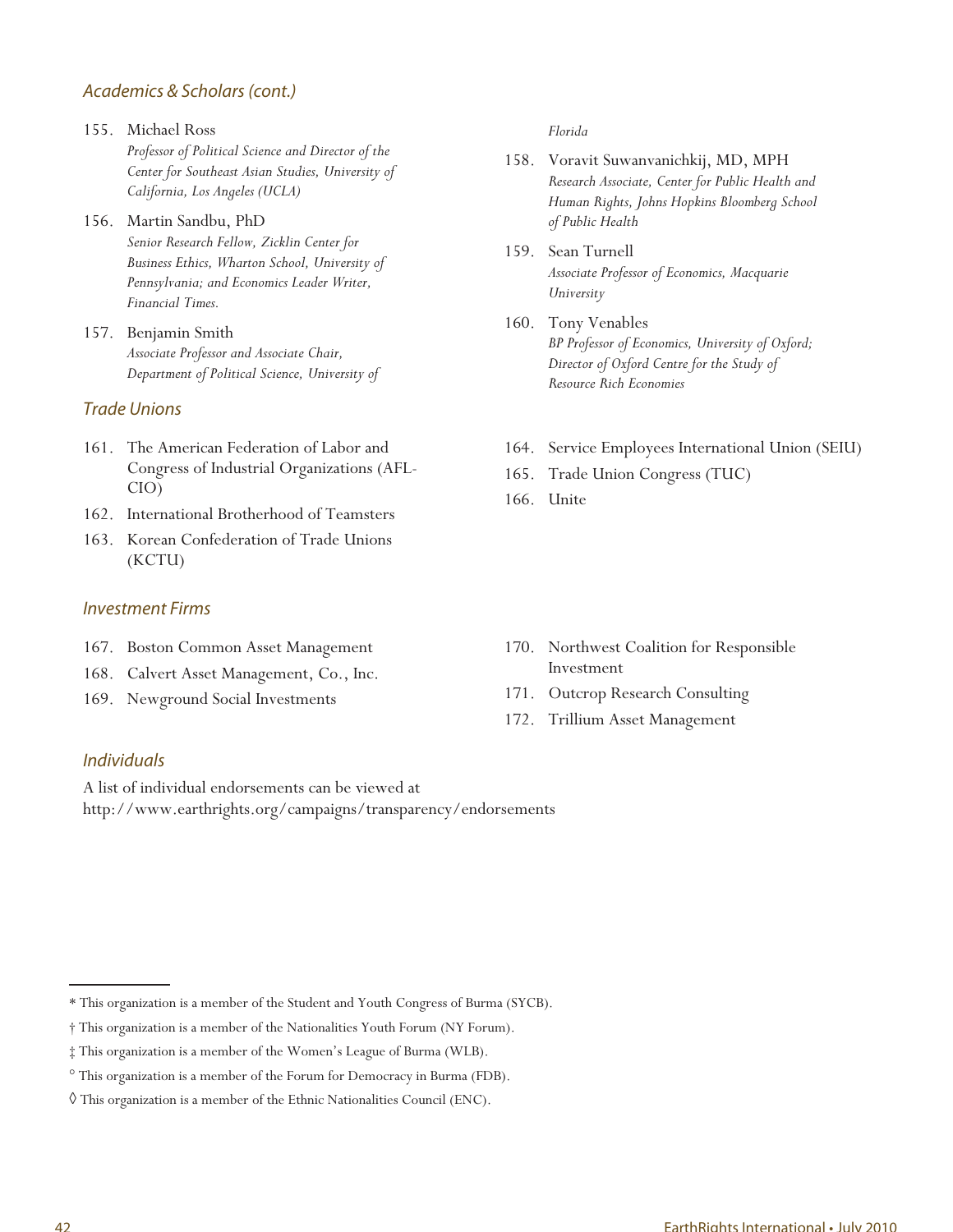## Academics & Scholars (cont.)

155. Michael Ross
 *Professor of Political Science and Director of the Center for Southeast Asian Studies, University of California, Los Angeles (UCLA)*
156. Martin Sandbu, PhD
 *Senior Research Fellow, Zicklin Center for Business Ethics, Wharton School, University of Pennsylvania; and Economics Leader Writer, Financial Times.*
157. Benjamin Smith
 *Associate Professor and Associate Chair, Department of Political Science, University of Florida*
158. Voravit Suwanvanichkij, MD, MPH
 *Research Associate, Center for Public Health and Human Rights, Johns Hopkins Bloomberg School of Public Health*
159. Sean Turnell
 *Associate Professor of Economics, Macquarie University*
160. Tony Venables
 *BP Professor of Economics, University of Oxford; Director of Oxford Centre for the Study of Resource Rich Economies*

## Trade Unions

161. The American Federation of Labor and Congress of Industrial Organizations (AFL-CIO)
162. International Brotherhood of Teamsters
163. Korean Confederation of Trade Unions (KCTU)
164. Service Employees International Union (SEIU)
165. Trade Union Congress (TUC)
166. Unite

## Investment Firms

167. Boston Common Asset Management
168. Calvert Asset Management, Co., Inc.
169. Newground Social Investments
170. Northwest Coalition for Responsible Investment
171. Outcrop Research Consulting
172. Trillium Asset Management

## Individuals

A list of individual endorsements can be viewed at http://www.earthrights.org/campaigns/transparency/endorsements

---

\* This organization is a member of the Student and Youth Congress of Burma (SYCB).

† This organization is a member of the Nationalities Youth Forum (NY Forum).

‡ This organization is a member of the Women's League of Burma (WLB).

° This organization is a member of the Forum for Democracy in Burma (FDB).

◊ This organization is a member of the Ethnic Nationalities Council (ENC).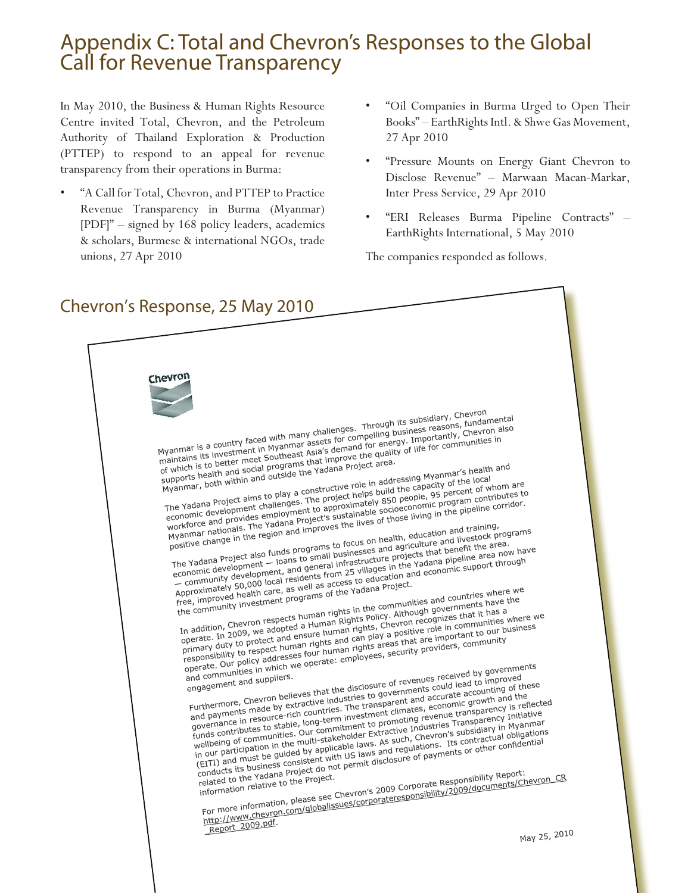# Appendix C: Total and Chevron's Responses to the Global Call for Revenue Transparency

In May 2010, the Business & Human Rights Resource Centre invited Total, Chevron, and the Petroleum Authority of Thailand Exploration & Production (PTTEP) to respond to an appeal for revenue transparency from their operations in Burma:

- "A Call for Total, Chevron, and PTTEP to Practice Revenue Transparency in Burma (Myanmar) [PDF]" – signed by 168 policy leaders, academics & scholars, Burmese & international NGOs, trade unions, 27 Apr 2010
- "Oil Companies in Burma Urged to Open Their Books" – EarthRights Intl. & Shwe Gas Movement, 27 Apr 2010
- "Pressure Mounts on Energy Giant Chevron to Disclose Revenue" – Marwaan Macan-Markar, Inter Press Service, 29 Apr 2010
- "ERI Releases Burma Pipeline Contracts" – EarthRights International, 5 May 2010

The companies responded as follows.

## Chevron's Response, 25 May 2010

Chevron

Myanmar is a country faced with many challenges. Through its subsidiary, Chevron maintains its investment in Myanmar assets for compelling business reasons, fundamental of which is to better meet Southeast Asia's demand for energy. Importantly, Chevron also supports health and social programs that improve the quality of life for communities in Myanmar, both within and outside the Yadana Project area.

The Yadana Project aims to play a constructive role in addressing Myanmar's health and economic development challenges. The project helps build the capacity of the local workforce and provides employment to approximately 850 people, 95 percent of whom are Myanmar nationals. The Yadana Project's sustainable socioeconomic program contributes to positive change in the region and improves the lives of those living in the pipeline corridor.

The Yadana Project also funds programs to focus on health, education and training, economic development — loans to small businesses and agriculture and livestock programs — community development, and general infrastructure projects that benefit the area. Approximately 50,000 local residents from 25 villages in the Yadana pipeline area now have free, improved health care, as well as access to education and economic support through the community investment programs of the Yadana Project.

In addition, Chevron respects human rights in the communities and countries where we operate. In 2009, we adopted a Human Rights Policy. Although governments have the primary duty to protect and ensure human rights, Chevron recognizes that it has a responsibility to respect human rights and can play a positive role in communities where we operate. Our policy addresses four human rights areas that are important to our business and communities in which we operate: employees, security providers, community engagement and suppliers.

Furthermore, Chevron believes that the disclosure of revenues received by governments and payments made by extractive industries to governments could lead to improved governance in resource-rich countries. The transparent and accurate accounting of these funds contributes to stable, long-term investment climates, economic growth and the wellbeing of communities. Our commitment to promoting revenue transparency is reflected in our participation in the multi-stakeholder Extractive Industries Transparency Initiative (EITI) and must be guided by applicable laws. As such, Chevron's subsidiary in Myanmar conducts its business consistent with US laws and regulations. Its contractual obligations related to the Yadana Project do not permit disclosure of payments or other confidential information relative to the Project.

For more information, please see Chevron's 2009 Corporate Responsibility Report: http://www.chevron.com/globalissues/corporateresponsibility/2009/documents/Chevron_CR_Report_2009.pdf.

May 25, 2010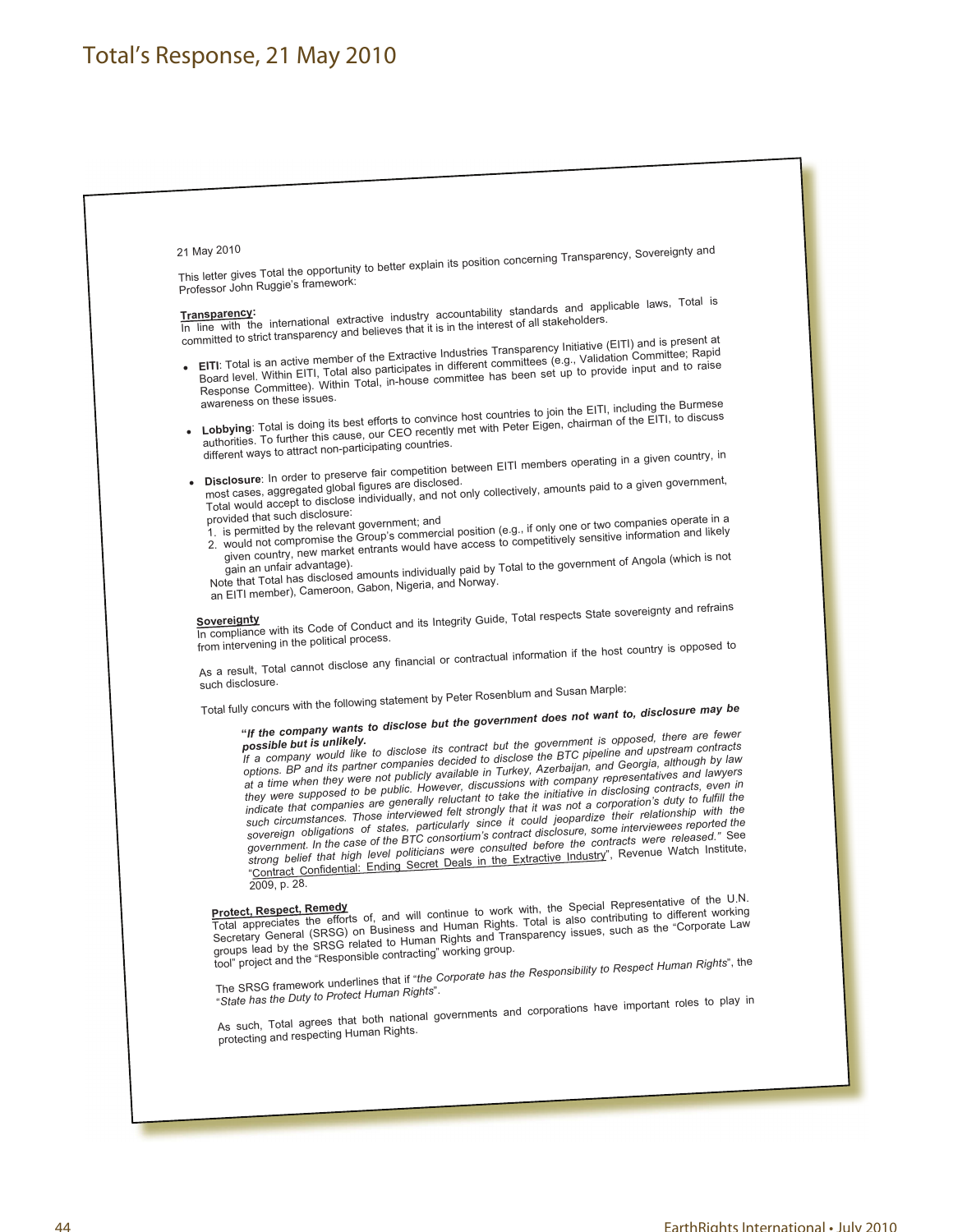# Total's Response, 21 May 2010

21 May 2010

This letter gives Total the opportunity to better explain its position concerning Transparency, Sovereignty and Professor John Ruggie's framework:

**Transparency:**
In line with the international extractive industry accountability standards and applicable laws, Total is committed to strict transparency and believes that it is in the interest of all stakeholders.

- **EITI**: Total is an active member of the Extractive Industries Transparency Initiative (EITI) and is present at Board level. Within EITI, Total also participates in different committees (e.g., Validation Committee; Rapid Response Committee). Within Total, in-house committee has been set up to provide input and to raise awareness on these issues.

- **Lobbying**: Total is doing its best efforts to convince host countries to join the EITI, including the Burmese authorities. To further this cause, our CEO recently met with Peter Eigen, chairman of the EITI, to discuss different ways to attract non-participating countries.

- **Disclosure**: In order to preserve fair competition between EITI members operating in a given country, in most cases, aggregated global figures are disclosed.
  Total would accept to disclose individually, and not only collectively, amounts paid to a given government, provided that such disclosure:
  1. is permitted by the relevant government; and
  2. would not compromise the Group's commercial position (e.g., if only one or two companies operate in a given country, new market entrants would have access to competitively sensitive information and likely gain an unfair advantage).

  Note that Total has disclosed amounts individually paid by Total to the government of Angola (which is not an EITI member), Cameroon, Gabon, Nigeria, and Norway.

**Sovereignty**
In compliance with its Code of Conduct and its Integrity Guide, Total respects State sovereignty and refrains from intervening in the political process.

As a result, Total cannot disclose any financial or contractual information if the host country is opposed to such disclosure.

Total fully concurs with the following statement by Peter Rosenblum and Susan Marple:

> ***"If the company wants to disclose but the government does not want to, disclosure may be possible but is unlikely.***
> *If a company would like to disclose its contract but the government is opposed, there are fewer options. BP and its partner companies decided to disclose the BTC pipeline and upstream contracts at a time when they were not publicly available in Turkey, Azerbaijan, and Georgia, although by law they were supposed to be public. However, discussions with company representatives and lawyers indicate that companies are generally reluctant to take the initiative in disclosing contracts, even in such circumstances. Those interviewed felt strongly that it was not a corporation's duty to fulfill the sovereign obligations of states, particularly since it could jeopardize their relationship with the government. In the case of the BTC consortium's contract disclosure, some interviewees reported the strong belief that high level politicians were consulted before the contracts were released."* See "Contract Confidential: Ending Secret Deals in the Extractive Industry", Revenue Watch Institute, 2009, p. 28.

**Protect, Respect, Remedy**
Total appreciates the efforts of, and will continue to work with, the Special Representative of the U.N. Secretary General (SRSG) on Business and Human Rights. Total is also contributing to different working groups lead by the SRSG related to Human Rights and Transparency issues, such as the "Corporate Law tool" project and the "Responsible contracting" working group.

The SRSG framework underlines that if "*the Corporate has the Responsibility to Respect Human Rights*", the "*State has the Duty to Protect Human Rights*".

As such, Total agrees that both national governments and corporations have important roles to play in protecting and respecting Human Rights.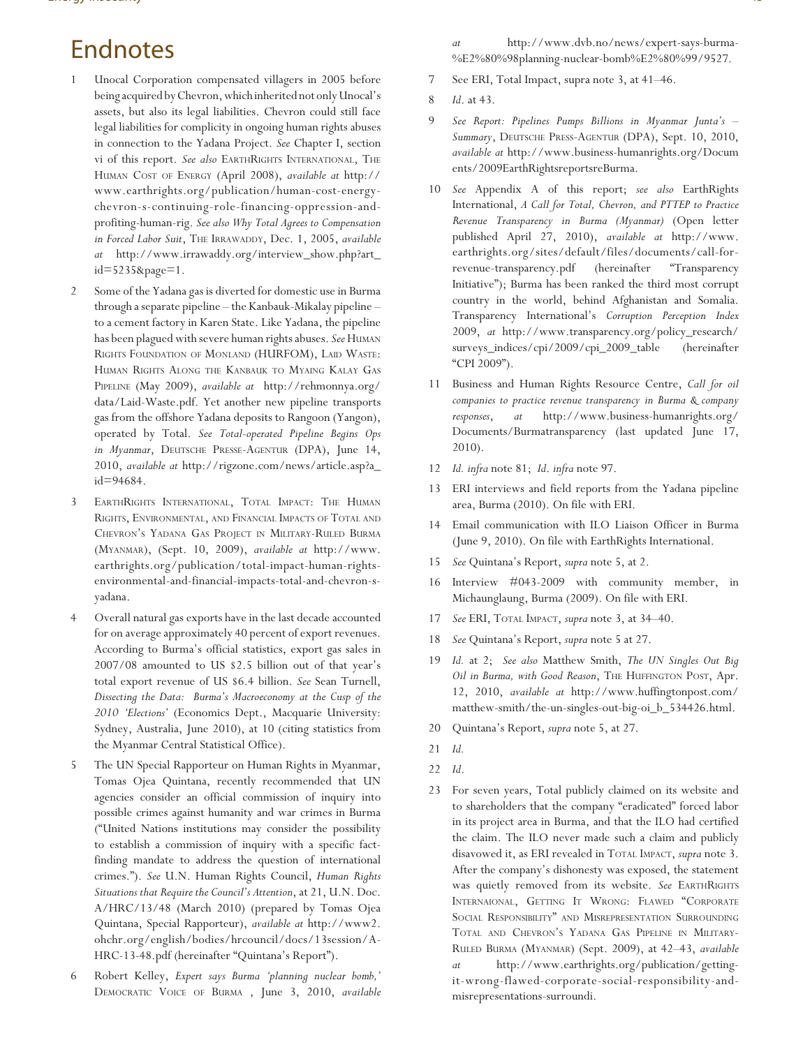# Endnotes

1 Unocal Corporation compensated villagers in 2005 before being acquired by Chevron, which inherited not only Unocal's assets, but also its legal liabilities. Chevron could still face legal liabilities for complicity in ongoing human rights abuses in connection to the Yadana Project. *See* Chapter I, section vi of this report. *See also* EarthRights International, The Human Cost of Energy (April 2008), *available at* http://www.earthrights.org/publication/human-cost-energy-chevron-s-continuing-role-financing-oppression-and-profiting-human-rig. *See also Why Total Agrees to Compensation in Forced Labor Suit*, The Irrawaddy, Dec. 1, 2005, *available at* http://www.irrawaddy.org/interview_show.php?art_id=5235&page=1.

2 Some of the Yadana gas is diverted for domestic use in Burma through a separate pipeline – the Kanbauk-Mikalay pipeline – to a cement factory in Karen State. Like Yadana, the pipeline has been plagued with severe human rights abuses. *See* Human Rights Foundation of Monland (HURFOM), Laid Waste: Human Rights Along the Kanbauk to Myaing Kalay Gas Pipeline (May 2009), *available at* http://rehmonnya.org/data/Laid-Waste.pdf. Yet another new pipeline transports gas from the offshore Yadana deposits to Rangoon (Yangon), operated by Total. *See Total-operated Pipeline Begins Ops in Myanmar*, Deutsche Presse-Agentur (DPA), June 14, 2010, *available at* http://rigzone.com/news/article.asp?a_id=94684.

3 EarthRights International, Total Impact: The Human Rights, Environmental, and Financial Impacts of Total and Chevron's Yadana Gas Project in Military-Ruled Burma (Myanmar), (Sept. 10, 2009), *available at* http://www.earthrights.org/publication/total-impact-human-rights-environmental-and-financial-impacts-total-and-chevron-s-yadana.

4 Overall natural gas exports have in the last decade accounted for on average approximately 40 percent of export revenues. According to Burma's official statistics, export gas sales in 2007/08 amounted to US $2.5 billion out of that year's total export revenue of US $6.4 billion. *See* Sean Turnell, *Dissecting the Data: Burma's Macroeconomy at the Cusp of the 2010 'Elections'* (Economics Dept., Macquarie University: Sydney, Australia, June 2010), at 10 (citing statistics from the Myanmar Central Statistical Office).

5 The UN Special Rapporteur on Human Rights in Myanmar, Tomas Ojea Quintana, recently recommended that UN agencies consider an official commission of inquiry into possible crimes against humanity and war crimes in Burma ("United Nations institutions may consider the possibility to establish a commission of inquiry with a specific fact-finding mandate to address the question of international crimes."). *See* U.N. Human Rights Council, *Human Rights Situations that Require the Council's Attention*, at 21, U.N. Doc. A/HRC/13/48 (March 2010) (prepared by Tomas Ojea Quintana, Special Rapporteur), *available at* http://www2.ohchr.org/english/bodies/hrcouncil/docs/13session/A-HRC-13-48.pdf (hereinafter "Quintana's Report").

6 Robert Kelley, *Expert says Burma 'planning nuclear bomb,'* Democratic Voice of Burma , June 3, 2010, *available at* http://www.dvb.no/news/expert-says-burma-%E2%80%98planning-nuclear-bomb%E2%80%99/9527.

7 See ERI, Total Impact, supra note 3, at 41–46.

8 *Id*. at 43.

9 *See Report: Pipelines Pumps Billions in Myanmar Junta's – Summary*, Deutsche Press-Agentur (DPA), Sept. 10, 2010, *available at* http://www.business-humanrights.org/Documents/2009EarthRightsreportsreBurma.

10 *See* Appendix A of this report; *see also* EarthRights International, *A Call for Total, Chevron, and PTTEP to Practice Revenue Transparency in Burma (Myanmar)* (Open letter published April 27, 2010), *available at* http://www.earthrights.org/sites/default/files/documents/call-for-revenue-transparency.pdf (hereinafter "Transparency Initiative"); Burma has been ranked the third most corrupt country in the world, behind Afghanistan and Somalia. Transparency International's *Corruption Perception Index* 2009, *at* http://www.transparency.org/policy_research/surveys_indices/cpi/2009/cpi_2009_table (hereinafter "CPI 2009").

11 Business and Human Rights Resource Centre, *Call for oil companies to practice revenue transparency in Burma & company responses*, *at* http://www.business-humanrights.org/Documents/Burmatransparency (last updated June 17, 2010).

12 *Id. infra* note 81; *Id*. *infra* note 97.

13 ERI interviews and field reports from the Yadana pipeline area, Burma (2010). On file with ERI.

14 Email communication with ILO Liaison Officer in Burma (June 9, 2010). On file with EarthRights International.

15 *See* Quintana's Report, *supra* note 5, at 2.

16 Interview #043-2009 with community member, in Michaunglaung, Burma (2009). On file with ERI.

17 *See* ERI, Total Impact, *supra* note 3, at 34–40.

18 *See* Quintana's Report, *supra* note 5 at 27.

19 *Id.* at 2; *See also* Matthew Smith, *The UN Singles Out Big Oil in Burma, with Good Reason*, The Huffington Post, Apr. 12, 2010, *available at* http://www.huffingtonpost.com/matthew-smith/the-un-singles-out-big-oi_b_534426.html.

20 Quintana's Report, *supra* note 5, at 27.

21 *Id.*

22 *Id*.

23 For seven years, Total publicly claimed on its website and to shareholders that the company "eradicated" forced labor in its project area in Burma, and that the ILO had certified the claim. The ILO never made such a claim and publicly disavowed it, as ERI revealed in Total Impact, *supra* note 3. After the company's dishonesty was exposed, the statement was quietly removed from its website. *See* EarthRights Internaional, Getting It Wrong: Flawed "Corporate Social Responsibility" and Misrepresentation Surrounding Total and Chevron's Yadana Gas Pipeline in Military-Ruled Burma (Myanmar) (Sept. 2009), at 42–43, *available at* http://www.earthrights.org/publication/getting-it-wrong-flawed-corporate-social-responsibility-and-misrepresentations-surroundi.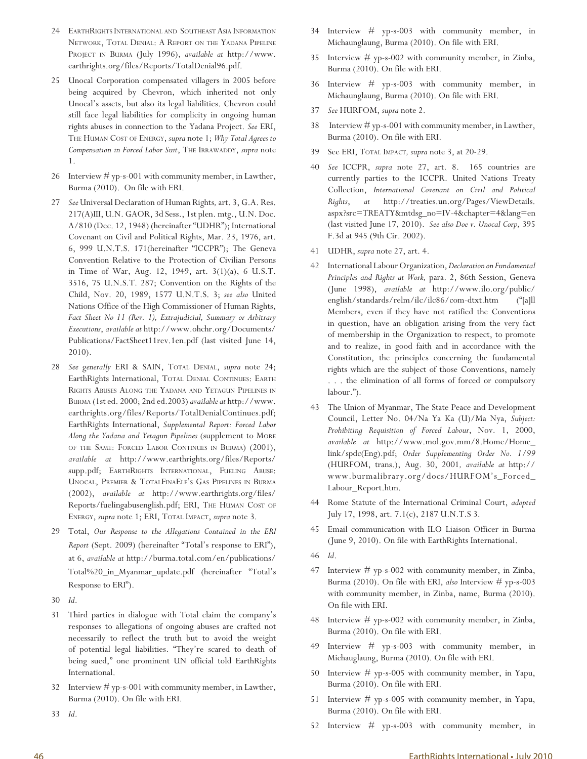24 EarthRights International and Southeast Asia Information Network, Total Denial: A Report on the Yadana Pipeline Project in Burma (July 1996), *available at* http://www.earthrights.org/files/Reports/TotalDenial96.pdf.

25 Unocal Corporation compensated villagers in 2005 before being acquired by Chevron, which inherited not only Unocal's assets, but also its legal liabilities. Chevron could still face legal liabilities for complicity in ongoing human rights abuses in connection to the Yadana Project. *See* ERI, The Human Cost of Energy, *supra* note 1; *Why Total Agrees to Compensation in Forced Labor Suit*, The Irrawaddy, *supra* note 1.

26 Interview # yp-s-001 with community member, in Lawther, Burma (2010). On file with ERI.

27 *See* Universal Declaration of Human Rights, art. 3, G.A. Res. 217(A)III, U.N. GAOR, 3d Sess., 1st plen. mtg., U.N. Doc. A/810 (Dec. 12, 1948) (hereinafter "UDHR"); International Covenant on Civil and Political Rights, Mar. 23, 1976, art. 6, 999 U.N.T.S. 171(hereinafter "ICCPR"); The Geneva Convention Relative to the Protection of Civilian Persons in Time of War, Aug. 12, 1949, art. 3(1)(a), 6 U.S.T. 3516, 75 U.N.S.T. 287; Convention on the Rights of the Child, Nov. 20, 1989, 1577 U.N.T.S. 3; *see also* United Nations Office of the High Commissioner of Human Rights, *Fact Sheet No 11 (Rev. 1), Extrajudicial, Summary or Arbitrary Executions*, *available at* http://www.ohchr.org/Documents/Publications/FactSheet11rev.1en.pdf (last visited June 14, 2010).

28 *See generally* ERI & SAIN, Total Denial, *supra* note 24; EarthRights International, Total Denial Continues: Earth Rights Abuses Along the Yadana and Yetagun Pipelines in Burma (1st ed. 2000; 2nd ed.2003) *available at* http://www.earthrights.org/files/Reports/TotalDenialContinues.pdf; EarthRights International, *Supplemental Report: Forced Labor Along the Yadana and Yetagun Pipelines* (supplement to More of the Same: Forced Labor Continues in Burma) (2001), *available at* http://www.earthrights.org/files/Reports/supp.pdf; EarthRights International, Fueling Abuse: Unocal, Premier & TotalFinaElf's Gas Pipelines in Burma (2002), *available at* http://www.earthrights.org/files/Reports/fuelingabusenglish.pdf; ERI, The Human Cost of Energy, *supra* note 1; ERI, Total Impact, *supra* note 3.

29 Total, *Our Response to the Allegations Contained in the ERI Report* (Sept. 2009) (hereinafter "Total's response to ERI"), at 6, *available at* http://burma.total.com/en/publications/Total%20_in_Myanmar_update.pdf (hereinafter "Total's Response to ERI").

30 *Id*.

31 Third parties in dialogue with Total claim the company's responses to allegations of ongoing abuses are crafted not necessarily to reflect the truth but to avoid the weight of potential legal liabilities. "They're scared to death of being sued," one prominent UN official told EarthRights International.

32 Interview # yp-s-001 with community member, in Lawther, Burma (2010). On file with ERI.

33 *Id*.

34 Interview # yp-s-003 with community member, in Michaunglaung, Burma (2010). On file with ERI.

35 Interview # yp-s-002 with community member, in Zinba, Burma (2010). On file with ERI.

36 Interview # yp-s-003 with community member, in Michaunglaung, Burma (2010). On file with ERI.

37 *See* HURFOM, *supra* note 2.

38 Interview # yp-s-001 with community member, in Lawther, Burma (2010). On file with ERI.

39 See ERI, Total Impact*, supra* note 3, at 20-29.

40 *See* ICCPR, *supra* note 27, art. 8. 165 countries are currently parties to the ICCPR. United Nations Treaty Collection, *International Covenant on Civil and Political Rights*, *at* http://treaties.un.org/Pages/ViewDetails.aspx?src=TREATY&mtdsg_no=IV-4&chapter=4&lang=en (last visited June 17, 2010). *See also Doe v. Unocal Corp,* 395 F.3d at 945 (9th Cir. 2002).

41 UDHR, *supra* note 27, art. 4.

42 International Labour Organization, *Declaration on Fundamental Principles and Rights at Work,* para. 2, 86th Session, Geneva (June 1998), *available at* http://www.ilo.org/public/english/standards/relm/ilc/ilc86/com-dtxt.htm ("[a]ll Members, even if they have not ratified the Conventions in question, have an obligation arising from the very fact of membership in the Organization to respect, to promote and to realize, in good faith and in accordance with the Constitution, the principles concerning the fundamental rights which are the subject of those Conventions, namely . . . the elimination of all forms of forced or compulsory labour.").

43 The Union of Myanmar, The State Peace and Development Council, Letter No. 04/Na Ya Ka (U)/Ma Nya, *Subject: Prohibiting Requisition of Forced Labour*, Nov. 1, 2000, *available at* http://www.mol.gov.mm/8.Home/Home_link/spdc(Eng).pdf; *Order Supplementing Order No. 1/99* (HURFOM, trans.), Aug. 30, 2001*, available at* http://www.burmalibrary.org/docs/HURFOM's_Forced_Labour_Report.htm.

44 Rome Statute of the International Criminal Court, *adopted* July 17, 1998, art. 7.1(c), 2187 U.N.T.S 3.

45 Email communication with ILO Liaison Officer in Burma (June 9, 2010). On file with EarthRights International.

46 *Id*.

47 Interview # yp-s-002 with community member, in Zinba, Burma (2010). On file with ERI, *also* Interview # yp-s-003 with community member, in Zinba, name, Burma (2010). On file with ERI.

48 Interview # yp-s-002 with community member, in Zinba, Burma (2010). On file with ERI.

49 Interview # yp-s-003 with community member, in Michauglaung, Burma (2010). On file with ERI.

50 Interview # yp-s-005 with community member, in Yapu, Burma (2010). On file with ERI.

51 Interview # yp-s-005 with community member, in Yapu, Burma (2010). On file with ERI.

52 Interview # yp-s-003 with community member, in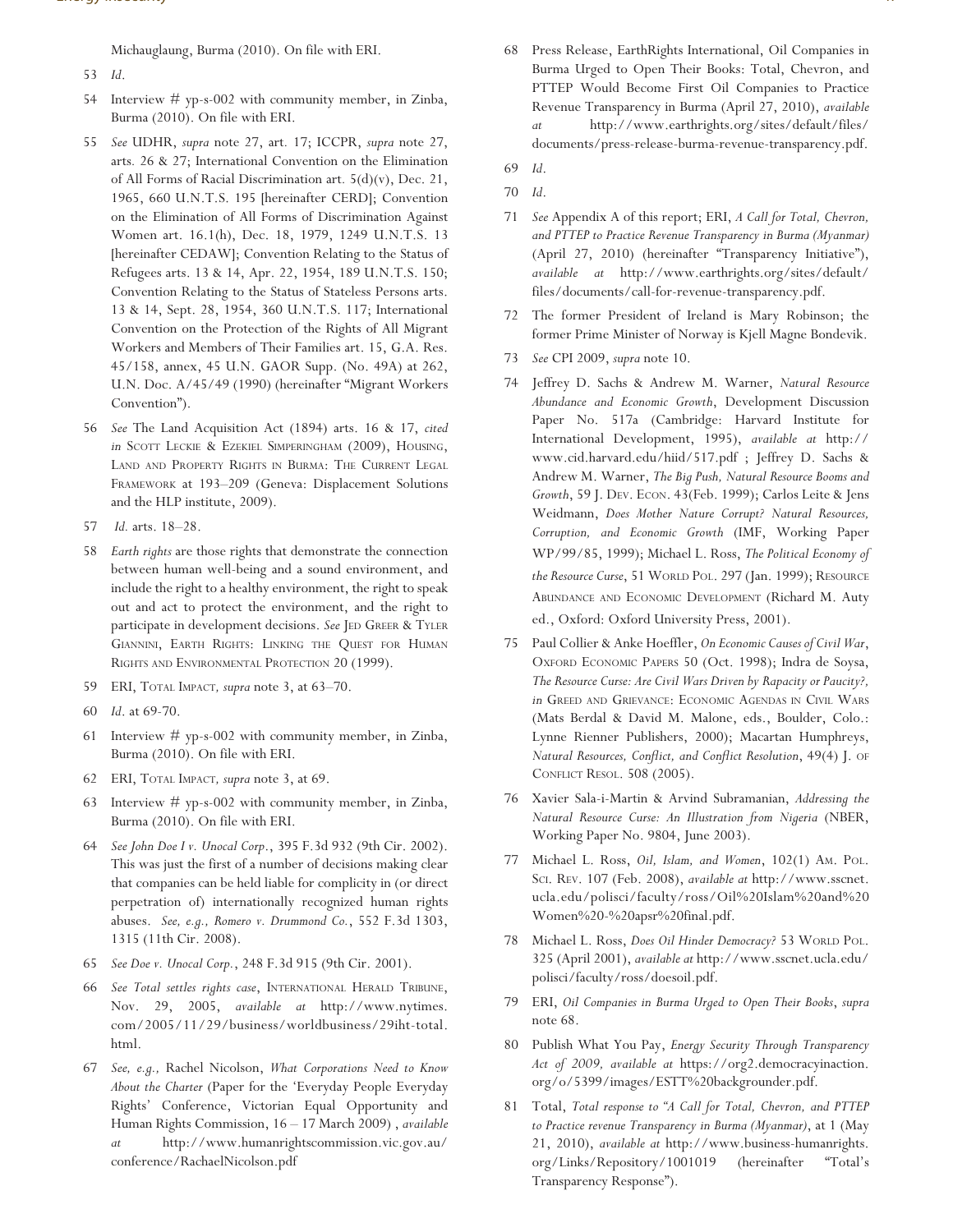Michauglaung, Burma (2010). On file with ERI.

53 *Id*.

54 Interview # yp-s-002 with community member, in Zinba, Burma (2010). On file with ERI.

55 *See* UDHR, *supra* note 27, art. 17; ICCPR, *supra* note 27, arts. 26 & 27; International Convention on the Elimination of All Forms of Racial Discrimination art. 5(d)(v), Dec. 21, 1965, 660 U.N.T.S. 195 [hereinafter CERD]; Convention on the Elimination of All Forms of Discrimination Against Women art. 16.1(h), Dec. 18, 1979, 1249 U.N.T.S. 13 [hereinafter CEDAW]; Convention Relating to the Status of Refugees arts. 13 & 14, Apr. 22, 1954, 189 U.N.T.S. 150; Convention Relating to the Status of Stateless Persons arts. 13 & 14, Sept. 28, 1954, 360 U.N.T.S. 117; International Convention on the Protection of the Rights of All Migrant Workers and Members of Their Families art. 15, G.A. Res. 45/158, annex, 45 U.N. GAOR Supp. (No. 49A) at 262, U.N. Doc. A/45/49 (1990) (hereinafter "Migrant Workers Convention").

56 *See* The Land Acquisition Act (1894) arts. 16 & 17, *cited in* Scott Leckie & Ezekiel Simperingham (2009), Housing, Land and Property Rights in Burma: The Current Legal Framework at 193–209 (Geneva: Displacement Solutions and the HLP institute, 2009).

57 *Id.* arts. 18–28.

58 *Earth rights* are those rights that demonstrate the connection between human well-being and a sound environment, and include the right to a healthy environment, the right to speak out and act to protect the environment, and the right to participate in development decisions. *See* Jed Greer & Tyler Giannini, Earth Rights: Linking the Quest for Human Rights and Environmental Protection 20 (1999).

59 ERI, Total Impact*, supra* note 3, at 63–70.

60 *Id*. at 69-70.

61 Interview # yp-s-002 with community member, in Zinba, Burma (2010). On file with ERI.

62 ERI, Total Impact*, supra* note 3, at 69.

63 Interview # yp-s-002 with community member, in Zinba, Burma (2010). On file with ERI.

64 *See John Doe I v. Unocal Corp.*, 395 F.3d 932 (9th Cir. 2002). This was just the first of a number of decisions making clear that companies can be held liable for complicity in (or direct perpetration of) internationally recognized human rights abuses. *See, e.g., Romero v. Drummond Co.*, 552 F.3d 1303, 1315 (11th Cir. 2008).

65 *See Doe v. Unocal Corp.*, 248 F.3d 915 (9th Cir. 2001).

66 *See Total settles rights case*, International Herald Tribune, Nov. 29, 2005, *available at* http://www.nytimes.com/2005/11/29/business/worldbusiness/29iht-total.html.

67 *See, e.g.,* Rachel Nicolson, *What Corporations Need to Know About the Charter* (Paper for the 'Everyday People Everyday Rights' Conference, Victorian Equal Opportunity and Human Rights Commission, 16 – 17 March 2009) , *available at* http://www.humanrightscommission.vic.gov.au/conference/RachaelNicolson.pdf

68 Press Release, EarthRights International, Oil Companies in Burma Urged to Open Their Books: Total, Chevron, and PTTEP Would Become First Oil Companies to Practice Revenue Transparency in Burma (April 27, 2010), *available at* http://www.earthrights.org/sites/default/files/documents/press-release-burma-revenue-transparency.pdf.

69 *Id*.

70 *Id*.

71 *See* Appendix A of this report; ERI, *A Call for Total, Chevron, and PTTEP to Practice Revenue Transparency in Burma (Myanmar)* (April 27, 2010) (hereinafter "Transparency Initiative"), *available at* http://www.earthrights.org/sites/default/files/documents/call-for-revenue-transparency.pdf.

72 The former President of Ireland is Mary Robinson; the former Prime Minister of Norway is Kjell Magne Bondevik.

73 *See* CPI 2009, *supra* note 10.

74 Jeffrey D. Sachs & Andrew M. Warner, *Natural Resource Abundance and Economic Growth*, Development Discussion Paper No. 517a (Cambridge: Harvard Institute for International Development, 1995), *available at* http://www.cid.harvard.edu/hiid/517.pdf ; Jeffrey D. Sachs & Andrew M. Warner, *The Big Push, Natural Resource Booms and Growth*, 59 J. Dev. Econ. 43(Feb. 1999); Carlos Leite & Jens Weidmann, *Does Mother Nature Corrupt? Natural Resources, Corruption, and Economic Growth* (IMF, Working Paper WP/99/85, 1999); Michael L. Ross, *The Political Economy of the Resource Curse*, 51 World Pol. 297 (Jan. 1999); Resource Abundance and Economic Development (Richard M. Auty ed., Oxford: Oxford University Press, 2001).

75 Paul Collier & Anke Hoeffler, *On Economic Causes of Civil War*, Oxford Economic Papers 50 (Oct. 1998); Indra de Soysa, *The Resource Curse: Are Civil Wars Driven by Rapacity or Paucity?, in* Greed and Grievance: Economic Agendas in Civil Wars (Mats Berdal & David M. Malone, eds., Boulder, Colo.: Lynne Rienner Publishers, 2000); Macartan Humphreys, *Natural Resources, Conflict, and Conflict Resolution*, 49(4) J. of Conflict Resol. 508 (2005).

76 Xavier Sala-i-Martin & Arvind Subramanian, *Addressing the Natural Resource Curse: An Illustration from Nigeria* (NBER, Working Paper No. 9804, June 2003).

77 Michael L. Ross, *Oil, Islam, and Women*, 102(1) Am. Pol. Sci. Rev. 107 (Feb. 2008), *available at* http://www.sscnet.ucla.edu/polisci/faculty/ross/Oil%20Islam%20and%20Women%20-%20apsr%20final.pdf.

78 Michael L. Ross, *Does Oil Hinder Democracy?* 53 World Pol. 325 (April 2001), *available at* http://www.sscnet.ucla.edu/polisci/faculty/ross/doesoil.pdf.

79 ERI, *Oil Companies in Burma Urged to Open Their Books*, *supra* note 68.

80 Publish What You Pay, *Energy Security Through Transparency Act of 2009, available at* https://org2.democracyinaction.org/o/5399/images/ESTT%20backgrounder.pdf.

81 Total, *Total response to "A Call for Total, Chevron, and PTTEP to Practice revenue Transparency in Burma (Myanmar)*, at 1 (May 21, 2010), *available at* http://www.business-humanrights.org/Links/Repository/1001019 (hereinafter "Total's Transparency Response").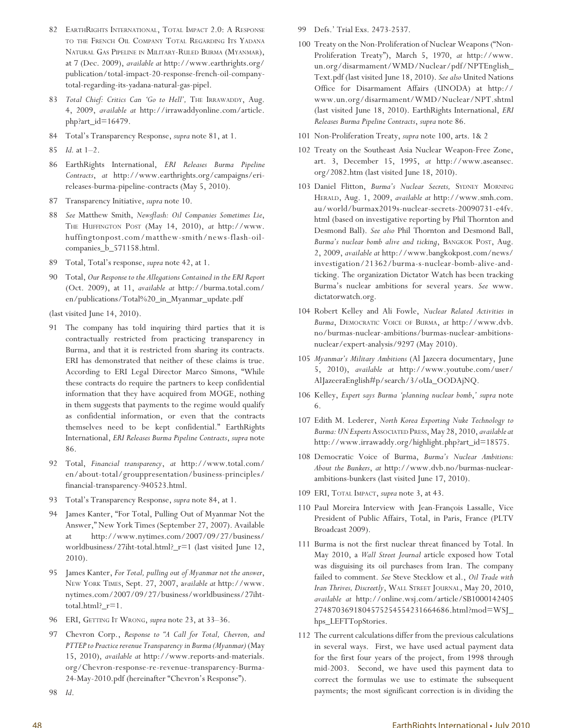82 EarthRights International, Total Impact 2.0: A Response to the French Oil Company Total Regarding Its Yadana Natural Gas Pipeline in Military-Ruled Burma (Myanmar), at 7 (Dec. 2009), *available at* http://www.earthrights.org/publication/total-impact-20-response-french-oil-company-total-regarding-its-yadana-natural-gas-pipel.

83 *Total Chief: Critics Can 'Go to Hell',* The Irrawaddy, Aug. 4, 2009, *available at* http://irrawaddyonline.com/article.php?art_id=16479.

84 Total's Transparency Response, *supra* note 81, at 1.

85 *Id.* at 1–2.

86 EarthRights International, *ERI Releases Burma Pipeline Contracts*, *at* http://www.earthrights.org/campaigns/eri-releases-burma-pipeline-contracts (May 5, 2010).

87 Transparency Initiative, *supra* note 10.

88 *See* Matthew Smith, *Newsflash: Oil Companies Sometimes Lie*, The Huffington Post (May 14, 2010), *at* http://www.huffingtonpost.com/matthew-smith/news-flash-oil-companies_b_571158.html.

89 Total, Total's response, *supra* note 42, at 1.

90 Total, *Our Response to the Allegations Contained in the ERI Report* (Oct. 2009), at 11, *available at* http://burma.total.com/en/publications/Total%20_in_Myanmar_update.pdf

(last visited June 14, 2010).

91 The company has told inquiring third parties that it is contractually restricted from practicing transparency in Burma, and that it is restricted from sharing its contracts. ERI has demonstrated that neither of these claims is true. According to ERI Legal Director Marco Simons, "While these contracts do require the partners to keep confidential information that they have acquired from MOGE, nothing in them suggests that payments to the regime would qualify as confidential information, or even that the contracts themselves need to be kept confidential." EarthRights International, *ERI Releases Burma Pipeline Contracts*, *supra* note 86.

92 Total, *Financial transparency*, *at* http://www.total.com/en/about-total/grouppresentation/business-principles/financial-transparency-940523.html.

93 Total's Transparency Response, *supra* note 84, at 1.

94 James Kanter, "For Total, Pulling Out of Myanmar Not the Answer," New York Times (September 27, 2007). Available at http://www.nytimes.com/2007/09/27/business/worldbusiness/27iht-total.html?_r=1 (last visited June 12, 2010).

95 James Kanter, *For Total, pulling out of Myanmar not the answer*, New York Times, Sept. 27, 2007, *available at* http://www.nytimes.com/2007/09/27/business/worldbusiness/27iht-total.html?_r=1.

96 ERI, Getting It Wrong, *supra* note 23, at 33–36.

97 Chevron Corp., *Response to "A Call for Total, Chevron, and PTTEP to Practice revenue Transparency in Burma (Myanmar)* (May 15, 2010), *available at* http://www.reports-and-materials.org/Chevron-response-re-revenue-transparency-Burma-24-May-2010.pdf (hereinafter "Chevron's Response").

98 *Id*.

99 Defs.' Trial Exs. 2473-2537.

100 Treaty on the Non-Proliferation of Nuclear Weapons ("Non-Proliferation Treaty"), March 5, 1970, *at* http://www.un.org/disarmament/WMD/Nuclear/pdf/NPTEnglish_Text.pdf (last visited June 18, 2010). *See also* United Nations Office for Disarmament Affairs (UNODA) at http://www.un.org/disarmament/WMD/Nuclear/NPT.shtml (last visited June 18, 2010). EarthRights International, *ERI Releases Burma Pipeline Contracts*, *supra* note 86.

101 Non-Proliferation Treaty, *supra* note 100, arts. 1& 2

102 Treaty on the Southeast Asia Nuclear Weapon-Free Zone, art. 3, December 15, 1995, *at* http://www.aseansec.org/2082.htm (last visited June 18, 2010).

103 Daniel Flitton, *Burma's Nuclear Secrets,* Sydney Morning Herald, Aug. 1, 2009, *available at* http://www.smh.com.au/world/burmax2019s-nuclear-secrets-20090731-e4fv.html (based on investigative reporting by Phil Thornton and Desmond Ball). *See also* Phil Thornton and Desmond Ball, *Burma's nuclear bomb alive and ticking*, Bangkok Post, Aug. 2, 2009, *available at* http://www.bangkokpost.com/news/investigation/21362/burma-s-nuclear-bomb-alive-and-ticking. The organization Dictator Watch has been tracking Burma's nuclear ambitions for several years. *See* www.dictatorwatch.org.

104 Robert Kelley and Ali Fowle, *Nuclear Related Activities in Burma*, Democratic Voice of Burma, *at* http://www.dvb.no/burmas-nuclear-ambitions/burmas-nuclear-ambitions-nuclear/expert-analysis/9297 (May 2010).

105 *Myanmar's Military Ambitions* (Al Jazeera documentary, June 5, 2010), *available at* http://www.youtube.com/user/AlJazeeraEnglish#p/search/3/oUa_OODAjNQ.

106 Kelley, *Expert says Burma 'planning nuclear bomb*,*' supra* note 6.

107 Edith M. Lederer, *North Korea Exporting Nuke Technology to Burma: UN Experts* Associated Press, May 28, 2010, *available at* http://www.irrawaddy.org/highlight.php?art_id=18575.

108 Democratic Voice of Burma, *Burma's Nuclear Ambitions: About the Bunkers*, *at* http://www.dvb.no/burmas-nuclear-ambitions-bunkers (last visited June 17, 2010).

109 ERI, Total Impact, *supra* note 3, at 43.

110 Paul Moreira Interview with Jean-François Lassalle, Vice President of Public Affairs, Total, in Paris, France (PLTV Broadcast 2009).

111 Burma is not the first nuclear threat financed by Total. In May 2010, a *Wall Street Journal* article exposed how Total was disguising its oil purchases from Iran. The company failed to comment. *See* Steve Stecklow et al., *Oil Trade with Iran Thrives, Discreetly*, Wall Street Journal, May 20, 2010, *available at* http://online.wsj.com/article/SB10001424052748703691804575254554231664686.html?mod=WSJ_hps_LEFTTopStories.

112 The current calculations differ from the previous calculations in several ways. First, we have used actual payment data for the first four years of the project, from 1998 through mid-2003. Second, we have used this payment data to correct the formulas we use to estimate the subsequent payments; the most significant correction is in dividing the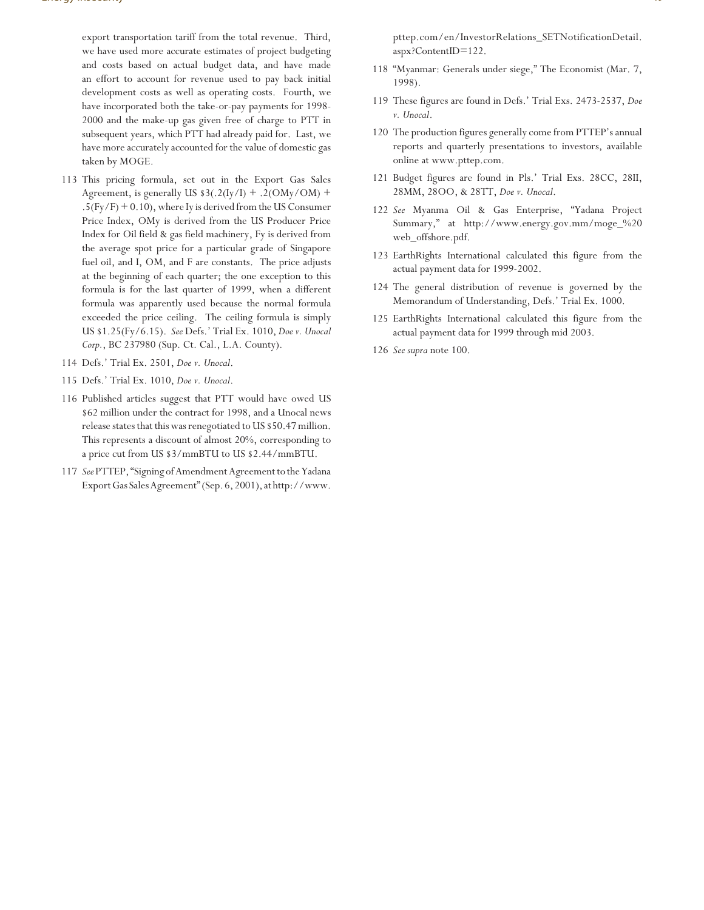export transportation tariff from the total revenue. Third, we have used more accurate estimates of project budgeting and costs based on actual budget data, and have made an effort to account for revenue used to pay back initial development costs as well as operating costs. Fourth, we have incorporated both the take-or-pay payments for 1998-2000 and the make-up gas given free of charge to PTT in subsequent years, which PTT had already paid for. Last, we have more accurately accounted for the value of domestic gas taken by MOGE.

113 This pricing formula, set out in the Export Gas Sales Agreement, is generally US \$3(.2(Iy/I) + .2(OMy/OM) + .5(Fy/F) + 0.10), where Iy is derived from the US Consumer Price Index, OMy is derived from the US Producer Price Index for Oil field & gas field machinery, Fy is derived from the average spot price for a particular grade of Singapore fuel oil, and I, OM, and F are constants. The price adjusts at the beginning of each quarter; the one exception to this formula is for the last quarter of 1999, when a different formula was apparently used because the normal formula exceeded the price ceiling. The ceiling formula is simply US \$1.25(Fy/6.15). *See* Defs.' Trial Ex. 1010, *Doe v. Unocal Corp.*, BC 237980 (Sup. Ct. Cal., L.A. County).

114 Defs.' Trial Ex. 2501, *Doe v. Unocal*.

115 Defs.' Trial Ex. 1010, *Doe v. Unocal*.

116 Published articles suggest that PTT would have owed US \$62 million under the contract for 1998, and a Unocal news release states that this was renegotiated to US \$50.47 million. This represents a discount of almost 20%, corresponding to a price cut from US \$3/mmBTU to US \$2.44/mmBTU.

117 *See* PTTEP, "Signing of Amendment Agreement to the Yadana Export Gas Sales Agreement" (Sep. 6, 2001), at http://www.pttep.com/en/InvestorRelations_SETNotificationDetail.aspx?ContentID=122.

118 "Myanmar: Generals under siege," The Economist (Mar. 7, 1998).

119 These figures are found in Defs.' Trial Exs. 2473-2537, *Doe v. Unocal*.

120 The production figures generally come from PTTEP's annual reports and quarterly presentations to investors, available online at www.pttep.com.

121 Budget figures are found in Pls.' Trial Exs. 28CC, 28II, 28MM, 28OO, & 28TT, *Doe v. Unocal*.

122 *See* Myanma Oil & Gas Enterprise, "Yadana Project Summary," at http://www.energy.gov.mm/moge_%20web_offshore.pdf.

123 EarthRights International calculated this figure from the actual payment data for 1999-2002.

124 The general distribution of revenue is governed by the Memorandum of Understanding, Defs.' Trial Ex. 1000.

125 EarthRights International calculated this figure from the actual payment data for 1999 through mid 2003.

126 *See supra* note 100.